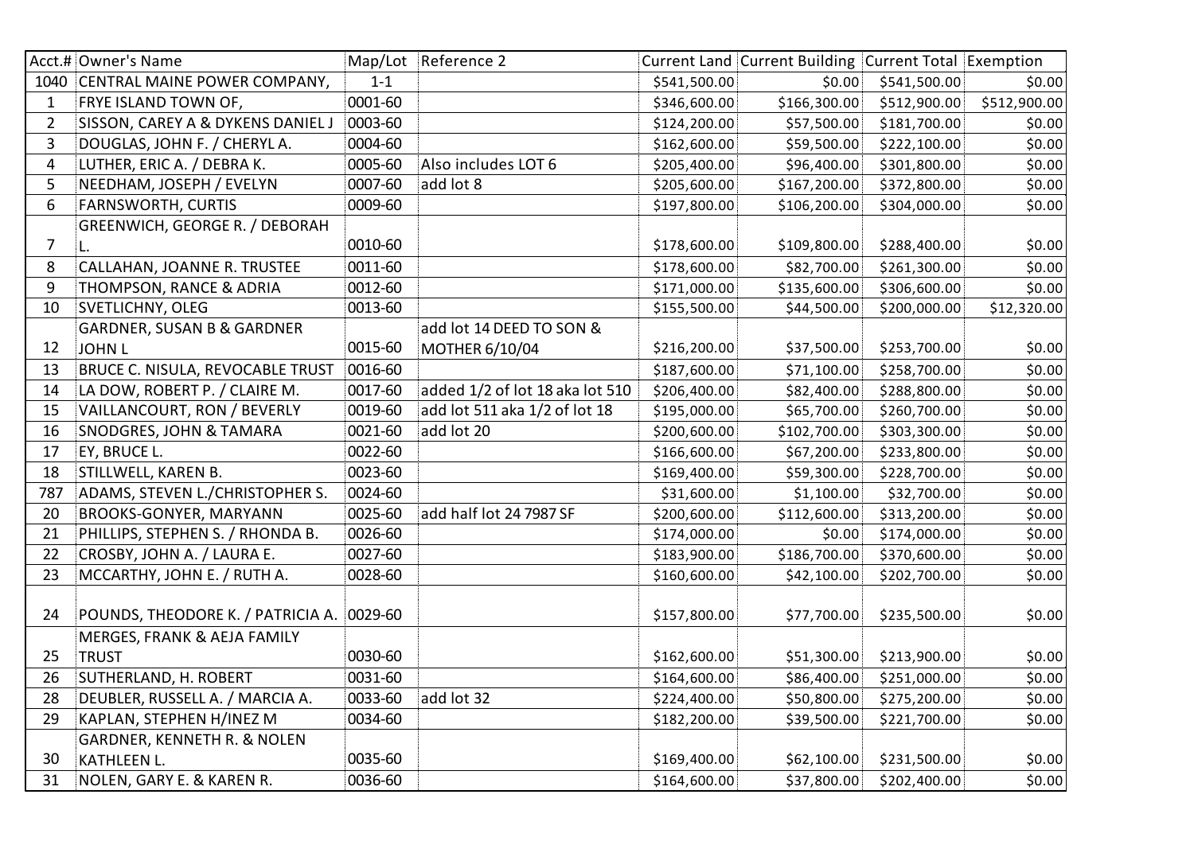| Acct.# | Owner's Name | Map/Lot | Reference 2 | Current Land | Current Building | Current Total | Exemption |
|---|---|---|---|---|---|---|---|
| 1040 | CENTRAL MAINE POWER COMPANY, | 1-1 | | $541,500.00 | $0.00 | $541,500.00 | $0.00 |
| 1 | FRYE ISLAND TOWN OF, | 0001-60 | | $346,600.00 | $166,300.00 | $512,900.00 | $512,900.00 |
| 2 | SISSON, CAREY A & DYKENS DANIEL J | 0003-60 | | $124,200.00 | $57,500.00 | $181,700.00 | $0.00 |
| 3 | DOUGLAS, JOHN F. / CHERYL A. | 0004-60 | | $162,600.00 | $59,500.00 | $222,100.00 | $0.00 |
| 4 | LUTHER, ERIC A. / DEBRA K. | 0005-60 | Also includes LOT 6 | $205,400.00 | $96,400.00 | $301,800.00 | $0.00 |
| 5 | NEEDHAM, JOSEPH / EVELYN | 0007-60 | add lot 8 | $205,600.00 | $167,200.00 | $372,800.00 | $0.00 |
| 6 | FARNSWORTH, CURTIS | 0009-60 | | $197,800.00 | $106,200.00 | $304,000.00 | $0.00 |
| 7 | GREENWICH, GEORGE R. / DEBORAH L. | 0010-60 | | $178,600.00 | $109,800.00 | $288,400.00 | $0.00 |
| 8 | CALLAHAN, JOANNE R. TRUSTEE | 0011-60 | | $178,600.00 | $82,700.00 | $261,300.00 | $0.00 |
| 9 | THOMPSON, RANCE & ADRIA | 0012-60 | | $171,000.00 | $135,600.00 | $306,600.00 | $0.00 |
| 10 | SVETLICHNY, OLEG | 0013-60 | | $155,500.00 | $44,500.00 | $200,000.00 | $12,320.00 |
| 12 | GARDNER, SUSAN B & GARDNER JOHN L | 0015-60 | add lot 14 DEED TO SON & MOTHER 6/10/04 | $216,200.00 | $37,500.00 | $253,700.00 | $0.00 |
| 13 | BRUCE C. NISULA, REVOCABLE TRUST | 0016-60 | | $187,600.00 | $71,100.00 | $258,700.00 | $0.00 |
| 14 | LA DOW, ROBERT P. / CLAIRE M. | 0017-60 | added 1/2 of lot 18 aka lot 510 | $206,400.00 | $82,400.00 | $288,800.00 | $0.00 |
| 15 | VAILLANCOURT, RON / BEVERLY | 0019-60 | add lot 511 aka 1/2 of lot 18 | $195,000.00 | $65,700.00 | $260,700.00 | $0.00 |
| 16 | SNODGRES, JOHN & TAMARA | 0021-60 | add lot 20 | $200,600.00 | $102,700.00 | $303,300.00 | $0.00 |
| 17 | EY, BRUCE L. | 0022-60 | | $166,600.00 | $67,200.00 | $233,800.00 | $0.00 |
| 18 | STILLWELL, KAREN B. | 0023-60 | | $169,400.00 | $59,300.00 | $228,700.00 | $0.00 |
| 787 | ADAMS, STEVEN L./CHRISTOPHER S. | 0024-60 | | $31,600.00 | $1,100.00 | $32,700.00 | $0.00 |
| 20 | BROOKS-GONYER, MARYANN | 0025-60 | add half lot 24 7987 SF | $200,600.00 | $112,600.00 | $313,200.00 | $0.00 |
| 21 | PHILLIPS, STEPHEN S. / RHONDA B. | 0026-60 | | $174,000.00 | $0.00 | $174,000.00 | $0.00 |
| 22 | CROSBY, JOHN A. / LAURA E. | 0027-60 | | $183,900.00 | $186,700.00 | $370,600.00 | $0.00 |
| 23 | MCCARTHY, JOHN E. / RUTH A. | 0028-60 | | $160,600.00 | $42,100.00 | $202,700.00 | $0.00 |
| 24 | POUNDS, THEODORE K. / PATRICIA A. | 0029-60 | | $157,800.00 | $77,700.00 | $235,500.00 | $0.00 |
| 25 | MERGES, FRANK & AEJA FAMILY TRUST | 0030-60 | | $162,600.00 | $51,300.00 | $213,900.00 | $0.00 |
| 26 | SUTHERLAND, H. ROBERT | 0031-60 | | $164,600.00 | $86,400.00 | $251,000.00 | $0.00 |
| 28 | DEUBLER, RUSSELL A. / MARCIA A. | 0033-60 | add lot 32 | $224,400.00 | $50,800.00 | $275,200.00 | $0.00 |
| 29 | KAPLAN, STEPHEN H/INEZ M | 0034-60 | | $182,200.00 | $39,500.00 | $221,700.00 | $0.00 |
| 30 | GARDNER, KENNETH R. & NOLEN KATHLEEN L. | 0035-60 | | $169,400.00 | $62,100.00 | $231,500.00 | $0.00 |
| 31 | NOLEN, GARY E. & KAREN R. | 0036-60 | | $164,600.00 | $37,800.00 | $202,400.00 | $0.00 |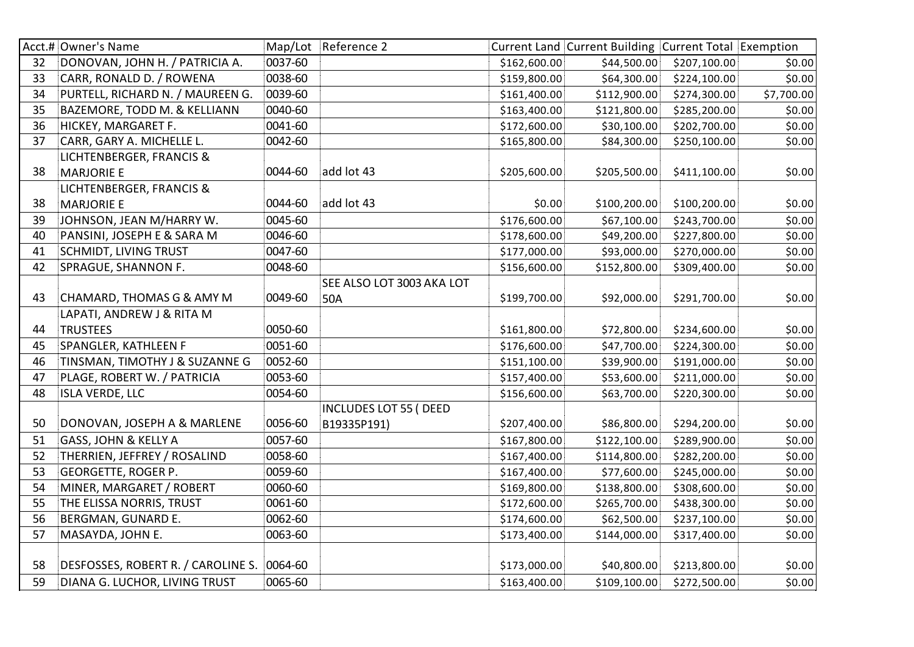| Acct.# | Owner's Name | Map/Lot | Reference 2 | Current Land | Current Building | Current Total | Exemption |
|---|---|---|---|---|---|---|---|
| 32 | DONOVAN, JOHN H. / PATRICIA A. | 0037-60 | | $162,600.00 | $44,500.00 | $207,100.00 | $0.00 |
| 33 | CARR, RONALD D. / ROWENA | 0038-60 | | $159,800.00 | $64,300.00 | $224,100.00 | $0.00 |
| 34 | PURTELL, RICHARD N. / MAUREEN G. | 0039-60 | | $161,400.00 | $112,900.00 | $274,300.00 | $7,700.00 |
| 35 | BAZEMORE, TODD M. & KELLIANN | 0040-60 | | $163,400.00 | $121,800.00 | $285,200.00 | $0.00 |
| 36 | HICKEY, MARGARET F. | 0041-60 | | $172,600.00 | $30,100.00 | $202,700.00 | $0.00 |
| 37 | CARR, GARY A. MICHELLE L. | 0042-60 | | $165,800.00 | $84,300.00 | $250,100.00 | $0.00 |
| 38 | LICHTENBERGER, FRANCIS & MARJORIE E | 0044-60 | add lot 43 | $205,600.00 | $205,500.00 | $411,100.00 | $0.00 |
| 38 | LICHTENBERGER, FRANCIS & MARJORIE E | 0044-60 | add lot 43 | $0.00 | $100,200.00 | $100,200.00 | $0.00 |
| 39 | JOHNSON, JEAN M/HARRY W. | 0045-60 | | $176,600.00 | $67,100.00 | $243,700.00 | $0.00 |
| 40 | PANSINI, JOSEPH E & SARA M | 0046-60 | | $178,600.00 | $49,200.00 | $227,800.00 | $0.00 |
| 41 | SCHMIDT, LIVING TRUST | 0047-60 | | $177,000.00 | $93,000.00 | $270,000.00 | $0.00 |
| 42 | SPRAGUE, SHANNON F. | 0048-60 | | $156,600.00 | $152,800.00 | $309,400.00 | $0.00 |
| 43 | CHAMARD, THOMAS G & AMY M | 0049-60 | SEE ALSO LOT 3003 AKA LOT 50A | $199,700.00 | $92,000.00 | $291,700.00 | $0.00 |
| 44 | LAPATI, ANDREW J & RITA M TRUSTEES | 0050-60 | | $161,800.00 | $72,800.00 | $234,600.00 | $0.00 |
| 45 | SPANGLER, KATHLEEN F | 0051-60 | | $176,600.00 | $47,700.00 | $224,300.00 | $0.00 |
| 46 | TINSMAN, TIMOTHY J & SUZANNE G | 0052-60 | | $151,100.00 | $39,900.00 | $191,000.00 | $0.00 |
| 47 | PLAGE, ROBERT W. / PATRICIA | 0053-60 | | $157,400.00 | $53,600.00 | $211,000.00 | $0.00 |
| 48 | ISLA VERDE, LLC | 0054-60 | | $156,600.00 | $63,700.00 | $220,300.00 | $0.00 |
| 50 | DONOVAN, JOSEPH A & MARLENE | 0056-60 | INCLUDES LOT 55 ( DEED B19335P191) | $207,400.00 | $86,800.00 | $294,200.00 | $0.00 |
| 51 | GASS, JOHN & KELLY A | 0057-60 | | $167,800.00 | $122,100.00 | $289,900.00 | $0.00 |
| 52 | THERRIEN, JEFFREY / ROSALIND | 0058-60 | | $167,400.00 | $114,800.00 | $282,200.00 | $0.00 |
| 53 | GEORGETTE, ROGER P. | 0059-60 | | $167,400.00 | $77,600.00 | $245,000.00 | $0.00 |
| 54 | MINER, MARGARET / ROBERT | 0060-60 | | $169,800.00 | $138,800.00 | $308,600.00 | $0.00 |
| 55 | THE ELISSA NORRIS, TRUST | 0061-60 | | $172,600.00 | $265,700.00 | $438,300.00 | $0.00 |
| 56 | BERGMAN, GUNARD E. | 0062-60 | | $174,600.00 | $62,500.00 | $237,100.00 | $0.00 |
| 57 | MASAYDA, JOHN E. | 0063-60 | | $173,400.00 | $144,000.00 | $317,400.00 | $0.00 |
| 58 | DESFOSSES, ROBERT R. / CAROLINE S. | 0064-60 | | $173,000.00 | $40,800.00 | $213,800.00 | $0.00 |
| 59 | DIANA G. LUCHOR, LIVING TRUST | 0065-60 | | $163,400.00 | $109,100.00 | $272,500.00 | $0.00 |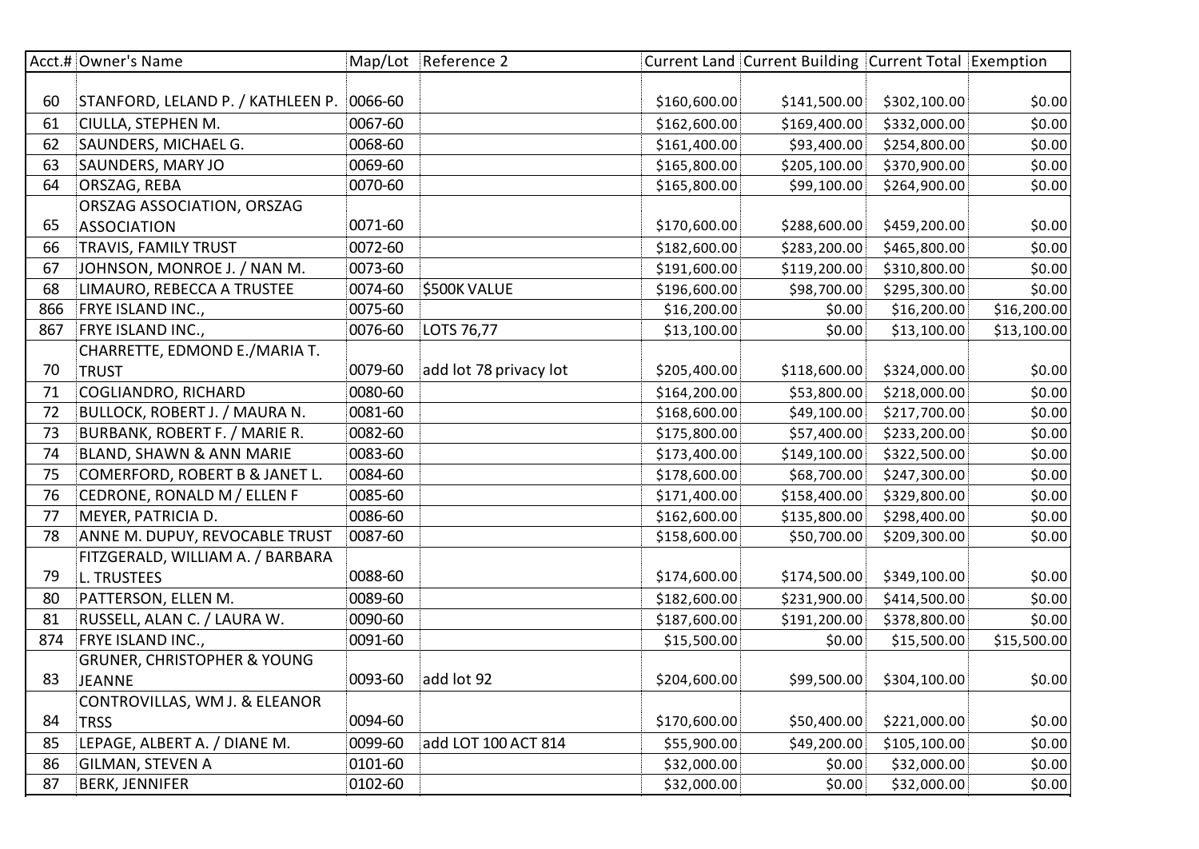| Acct.# | Owner's Name | Map/Lot | Reference 2 | Current Land | Current Building | Current Total | Exemption |
|---|---|---|---|---|---|---|---|
| 60 | STANFORD, LELAND P. / KATHLEEN P. | 0066-60 | | $160,600.00 | $141,500.00 | $302,100.00 | $0.00 |
| 61 | CIULLA, STEPHEN M. | 0067-60 | | $162,600.00 | $169,400.00 | $332,000.00 | $0.00 |
| 62 | SAUNDERS, MICHAEL G. | 0068-60 | | $161,400.00 | $93,400.00 | $254,800.00 | $0.00 |
| 63 | SAUNDERS, MARY JO | 0069-60 | | $165,800.00 | $205,100.00 | $370,900.00 | $0.00 |
| 64 | ORSZAG, REBA | 0070-60 | | $165,800.00 | $99,100.00 | $264,900.00 | $0.00 |
| 65 | ORSZAG ASSOCIATION, ORSZAG ASSOCIATION | 0071-60 | | $170,600.00 | $288,600.00 | $459,200.00 | $0.00 |
| 66 | TRAVIS, FAMILY TRUST | 0072-60 | | $182,600.00 | $283,200.00 | $465,800.00 | $0.00 |
| 67 | JOHNSON, MONROE J. / NAN M. | 0073-60 | | $191,600.00 | $119,200.00 | $310,800.00 | $0.00 |
| 68 | LIMAURO, REBECCA A TRUSTEE | 0074-60 | $500K VALUE | $196,600.00 | $98,700.00 | $295,300.00 | $0.00 |
| 866 | FRYE ISLAND INC., | 0075-60 | | $16,200.00 | $0.00 | $16,200.00 | $16,200.00 |
| 867 | FRYE ISLAND INC., | 0076-60 | LOTS 76,77 | $13,100.00 | $0.00 | $13,100.00 | $13,100.00 |
| 70 | CHARRETTE, EDMOND E./MARIA T. TRUST | 0079-60 | add lot 78 privacy lot | $205,400.00 | $118,600.00 | $324,000.00 | $0.00 |
| 71 | COGLIANDRO, RICHARD | 0080-60 | | $164,200.00 | $53,800.00 | $218,000.00 | $0.00 |
| 72 | BULLOCK, ROBERT J. / MAURA N. | 0081-60 | | $168,600.00 | $49,100.00 | $217,700.00 | $0.00 |
| 73 | BURBANK, ROBERT F. / MARIE R. | 0082-60 | | $175,800.00 | $57,400.00 | $233,200.00 | $0.00 |
| 74 | BLAND, SHAWN & ANN MARIE | 0083-60 | | $173,400.00 | $149,100.00 | $322,500.00 | $0.00 |
| 75 | COMERFORD, ROBERT B & JANET L. | 0084-60 | | $178,600.00 | $68,700.00 | $247,300.00 | $0.00 |
| 76 | CEDRONE, RONALD M / ELLEN F | 0085-60 | | $171,400.00 | $158,400.00 | $329,800.00 | $0.00 |
| 77 | MEYER, PATRICIA D. | 0086-60 | | $162,600.00 | $135,800.00 | $298,400.00 | $0.00 |
| 78 | ANNE M. DUPUY, REVOCABLE TRUST | 0087-60 | | $158,600.00 | $50,700.00 | $209,300.00 | $0.00 |
| 79 | FITZGERALD, WILLIAM A. / BARBARA L. TRUSTEES | 0088-60 | | $174,600.00 | $174,500.00 | $349,100.00 | $0.00 |
| 80 | PATTERSON, ELLEN M. | 0089-60 | | $182,600.00 | $231,900.00 | $414,500.00 | $0.00 |
| 81 | RUSSELL, ALAN C. / LAURA W. | 0090-60 | | $187,600.00 | $191,200.00 | $378,800.00 | $0.00 |
| 874 | FRYE ISLAND INC., | 0091-60 | | $15,500.00 | $0.00 | $15,500.00 | $15,500.00 |
| 83 | GRUNER, CHRISTOPHER & YOUNG JEANNE | 0093-60 | add lot 92 | $204,600.00 | $99,500.00 | $304,100.00 | $0.00 |
| 84 | CONTROVILLAS, WM J. & ELEANOR TRSS | 0094-60 | | $170,600.00 | $50,400.00 | $221,000.00 | $0.00 |
| 85 | LEPAGE, ALBERT A. / DIANE M. | 0099-60 | add LOT 100 ACT 814 | $55,900.00 | $49,200.00 | $105,100.00 | $0.00 |
| 86 | GILMAN, STEVEN A | 0101-60 | | $32,000.00 | $0.00 | $32,000.00 | $0.00 |
| 87 | BERK, JENNIFER | 0102-60 | | $32,000.00 | $0.00 | $32,000.00 | $0.00 |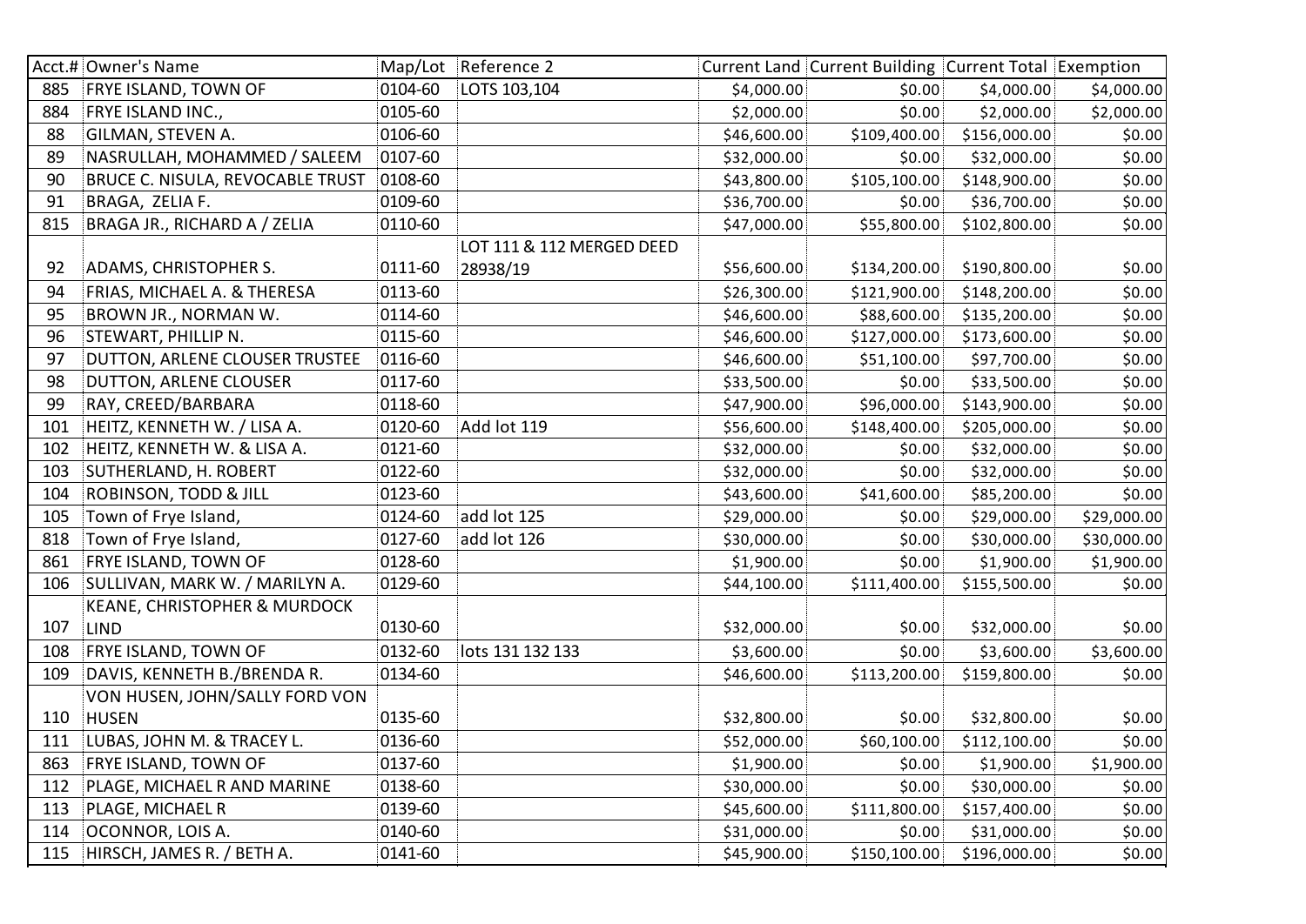| Acct.# | Owner's Name | Map/Lot | Reference 2 | Current Land | Current Building | Current Total | Exemption |
|---|---|---|---|---|---|---|---|
| 885 | FRYE ISLAND, TOWN OF | 0104-60 | LOTS 103,104 | $4,000.00 | $0.00 | $4,000.00 | $4,000.00 |
| 884 | FRYE ISLAND INC., | 0105-60 | | $2,000.00 | $0.00 | $2,000.00 | $2,000.00 |
| 88 | GILMAN, STEVEN A. | 0106-60 | | $46,600.00 | $109,400.00 | $156,000.00 | $0.00 |
| 89 | NASRULLAH, MOHAMMED / SALEEM | 0107-60 | | $32,000.00 | $0.00 | $32,000.00 | $0.00 |
| 90 | BRUCE C. NISULA, REVOCABLE TRUST | 0108-60 | | $43,800.00 | $105,100.00 | $148,900.00 | $0.00 |
| 91 | BRAGA, ZELIA F. | 0109-60 | | $36,700.00 | $0.00 | $36,700.00 | $0.00 |
| 815 | BRAGA JR., RICHARD A / ZELIA | 0110-60 | | $47,000.00 | $55,800.00 | $102,800.00 | $0.00 |
| 92 | ADAMS, CHRISTOPHER S. | 0111-60 | LOT 111 & 112 MERGED DEED 28938/19 | $56,600.00 | $134,200.00 | $190,800.00 | $0.00 |
| 94 | FRIAS, MICHAEL A. & THERESA | 0113-60 | | $26,300.00 | $121,900.00 | $148,200.00 | $0.00 |
| 95 | BROWN JR., NORMAN W. | 0114-60 | | $46,600.00 | $88,600.00 | $135,200.00 | $0.00 |
| 96 | STEWART, PHILLIP N. | 0115-60 | | $46,600.00 | $127,000.00 | $173,600.00 | $0.00 |
| 97 | DUTTON, ARLENE CLOUSER TRUSTEE | 0116-60 | | $46,600.00 | $51,100.00 | $97,700.00 | $0.00 |
| 98 | DUTTON, ARLENE CLOUSER | 0117-60 | | $33,500.00 | $0.00 | $33,500.00 | $0.00 |
| 99 | RAY, CREED/BARBARA | 0118-60 | | $47,900.00 | $96,000.00 | $143,900.00 | $0.00 |
| 101 | HEITZ, KENNETH W. / LISA A. | 0120-60 | Add lot 119 | $56,600.00 | $148,400.00 | $205,000.00 | $0.00 |
| 102 | HEITZ, KENNETH W. & LISA A. | 0121-60 | | $32,000.00 | $0.00 | $32,000.00 | $0.00 |
| 103 | SUTHERLAND, H. ROBERT | 0122-60 | | $32,000.00 | $0.00 | $32,000.00 | $0.00 |
| 104 | ROBINSON, TODD & JILL | 0123-60 | | $43,600.00 | $41,600.00 | $85,200.00 | $0.00 |
| 105 | Town of Frye Island, | 0124-60 | add lot 125 | $29,000.00 | $0.00 | $29,000.00 | $29,000.00 |
| 818 | Town of Frye Island, | 0127-60 | add lot 126 | $30,000.00 | $0.00 | $30,000.00 | $30,000.00 |
| 861 | FRYE ISLAND, TOWN OF | 0128-60 | | $1,900.00 | $0.00 | $1,900.00 | $1,900.00 |
| 106 | SULLIVAN, MARK W. / MARILYN A. | 0129-60 | | $44,100.00 | $111,400.00 | $155,500.00 | $0.00 |
| 107 | KEANE, CHRISTOPHER & MURDOCK LIND | 0130-60 | | $32,000.00 | $0.00 | $32,000.00 | $0.00 |
| 108 | FRYE ISLAND, TOWN OF | 0132-60 | lots 131 132 133 | $3,600.00 | $0.00 | $3,600.00 | $3,600.00 |
| 109 | DAVIS, KENNETH B./BRENDA R. | 0134-60 | | $46,600.00 | $113,200.00 | $159,800.00 | $0.00 |
| 110 | VON HUSEN, JOHN/SALLY FORD VON HUSEN | 0135-60 | | $32,800.00 | $0.00 | $32,800.00 | $0.00 |
| 111 | LUBAS, JOHN M. & TRACEY L. | 0136-60 | | $52,000.00 | $60,100.00 | $112,100.00 | $0.00 |
| 863 | FRYE ISLAND, TOWN OF | 0137-60 | | $1,900.00 | $0.00 | $1,900.00 | $1,900.00 |
| 112 | PLAGE, MICHAEL R AND MARINE | 0138-60 | | $30,000.00 | $0.00 | $30,000.00 | $0.00 |
| 113 | PLAGE, MICHAEL R | 0139-60 | | $45,600.00 | $111,800.00 | $157,400.00 | $0.00 |
| 114 | OCONNOR, LOIS A. | 0140-60 | | $31,000.00 | $0.00 | $31,000.00 | $0.00 |
| 115 | HIRSCH, JAMES R. / BETH A. | 0141-60 | | $45,900.00 | $150,100.00 | $196,000.00 | $0.00 |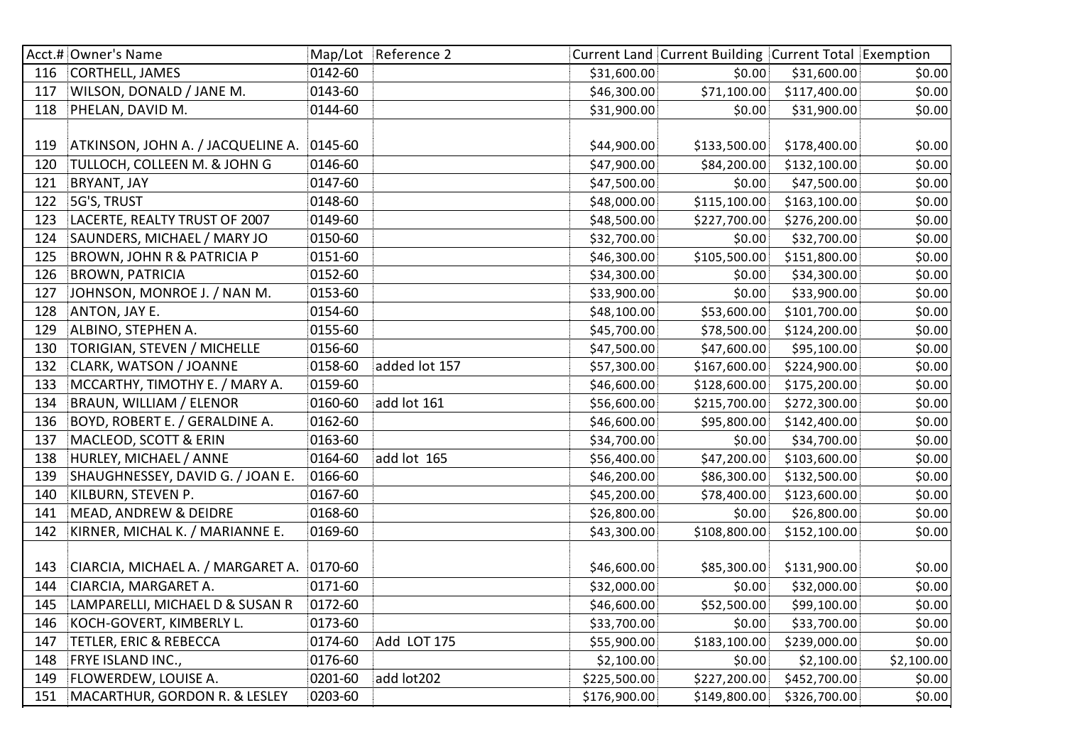| Acct.# | Owner's Name | Map/Lot | Reference 2 | Current Land | Current Building | Current Total | Exemption |
|---|---|---|---|---|---|---|---|
| 116 | CORTHELL, JAMES | 0142-60 | | $31,600.00 | $0.00 | $31,600.00 | $0.00 |
| 117 | WILSON, DONALD / JANE M. | 0143-60 | | $46,300.00 | $71,100.00 | $117,400.00 | $0.00 |
| 118 | PHELAN, DAVID M. | 0144-60 | | $31,900.00 | $0.00 | $31,900.00 | $0.00 |
| 119 | ATKINSON, JOHN A. / JACQUELINE A. | 0145-60 | | $44,900.00 | $133,500.00 | $178,400.00 | $0.00 |
| 120 | TULLOCH, COLLEEN M. & JOHN G | 0146-60 | | $47,900.00 | $84,200.00 | $132,100.00 | $0.00 |
| 121 | BRYANT, JAY | 0147-60 | | $47,500.00 | $0.00 | $47,500.00 | $0.00 |
| 122 | 5G'S, TRUST | 0148-60 | | $48,000.00 | $115,100.00 | $163,100.00 | $0.00 |
| 123 | LACERTE, REALTY TRUST OF 2007 | 0149-60 | | $48,500.00 | $227,700.00 | $276,200.00 | $0.00 |
| 124 | SAUNDERS, MICHAEL / MARY JO | 0150-60 | | $32,700.00 | $0.00 | $32,700.00 | $0.00 |
| 125 | BROWN, JOHN R & PATRICIA P | 0151-60 | | $46,300.00 | $105,500.00 | $151,800.00 | $0.00 |
| 126 | BROWN, PATRICIA | 0152-60 | | $34,300.00 | $0.00 | $34,300.00 | $0.00 |
| 127 | JOHNSON, MONROE J. / NAN M. | 0153-60 | | $33,900.00 | $0.00 | $33,900.00 | $0.00 |
| 128 | ANTON, JAY E. | 0154-60 | | $48,100.00 | $53,600.00 | $101,700.00 | $0.00 |
| 129 | ALBINO, STEPHEN A. | 0155-60 | | $45,700.00 | $78,500.00 | $124,200.00 | $0.00 |
| 130 | TORIGIAN, STEVEN / MICHELLE | 0156-60 | | $47,500.00 | $47,600.00 | $95,100.00 | $0.00 |
| 132 | CLARK, WATSON / JOANNE | 0158-60 | added lot 157 | $57,300.00 | $167,600.00 | $224,900.00 | $0.00 |
| 133 | MCCARTHY, TIMOTHY E. / MARY A. | 0159-60 | | $46,600.00 | $128,600.00 | $175,200.00 | $0.00 |
| 134 | BRAUN, WILLIAM / ELENOR | 0160-60 | add lot 161 | $56,600.00 | $215,700.00 | $272,300.00 | $0.00 |
| 136 | BOYD, ROBERT E. / GERALDINE A. | 0162-60 | | $46,600.00 | $95,800.00 | $142,400.00 | $0.00 |
| 137 | MACLEOD, SCOTT & ERIN | 0163-60 | | $34,700.00 | $0.00 | $34,700.00 | $0.00 |
| 138 | HURLEY, MICHAEL / ANNE | 0164-60 | add lot 165 | $56,400.00 | $47,200.00 | $103,600.00 | $0.00 |
| 139 | SHAUGHNESSEY, DAVID G. / JOAN E. | 0166-60 | | $46,200.00 | $86,300.00 | $132,500.00 | $0.00 |
| 140 | KILBURN, STEVEN P. | 0167-60 | | $45,200.00 | $78,400.00 | $123,600.00 | $0.00 |
| 141 | MEAD, ANDREW & DEIDRE | 0168-60 | | $26,800.00 | $0.00 | $26,800.00 | $0.00 |
| 142 | KIRNER, MICHAL K. / MARIANNE E. | 0169-60 | | $43,300.00 | $108,800.00 | $152,100.00 | $0.00 |
| 143 | CIARCIA, MICHAEL A. / MARGARET A. | 0170-60 | | $46,600.00 | $85,300.00 | $131,900.00 | $0.00 |
| 144 | CIARCIA, MARGARET A. | 0171-60 | | $32,000.00 | $0.00 | $32,000.00 | $0.00 |
| 145 | LAMPARELLI, MICHAEL D & SUSAN R | 0172-60 | | $46,600.00 | $52,500.00 | $99,100.00 | $0.00 |
| 146 | KOCH-GOVERT, KIMBERLY L. | 0173-60 | | $33,700.00 | $0.00 | $33,700.00 | $0.00 |
| 147 | TETLER, ERIC & REBECCA | 0174-60 | Add LOT 175 | $55,900.00 | $183,100.00 | $239,000.00 | $0.00 |
| 148 | FRYE ISLAND INC., | 0176-60 | | $2,100.00 | $0.00 | $2,100.00 | $2,100.00 |
| 149 | FLOWERDEW, LOUISE A. | 0201-60 | add lot202 | $225,500.00 | $227,200.00 | $452,700.00 | $0.00 |
| 151 | MACARTHUR, GORDON R. & LESLEY | 0203-60 | | $176,900.00 | $149,800.00 | $326,700.00 | $0.00 |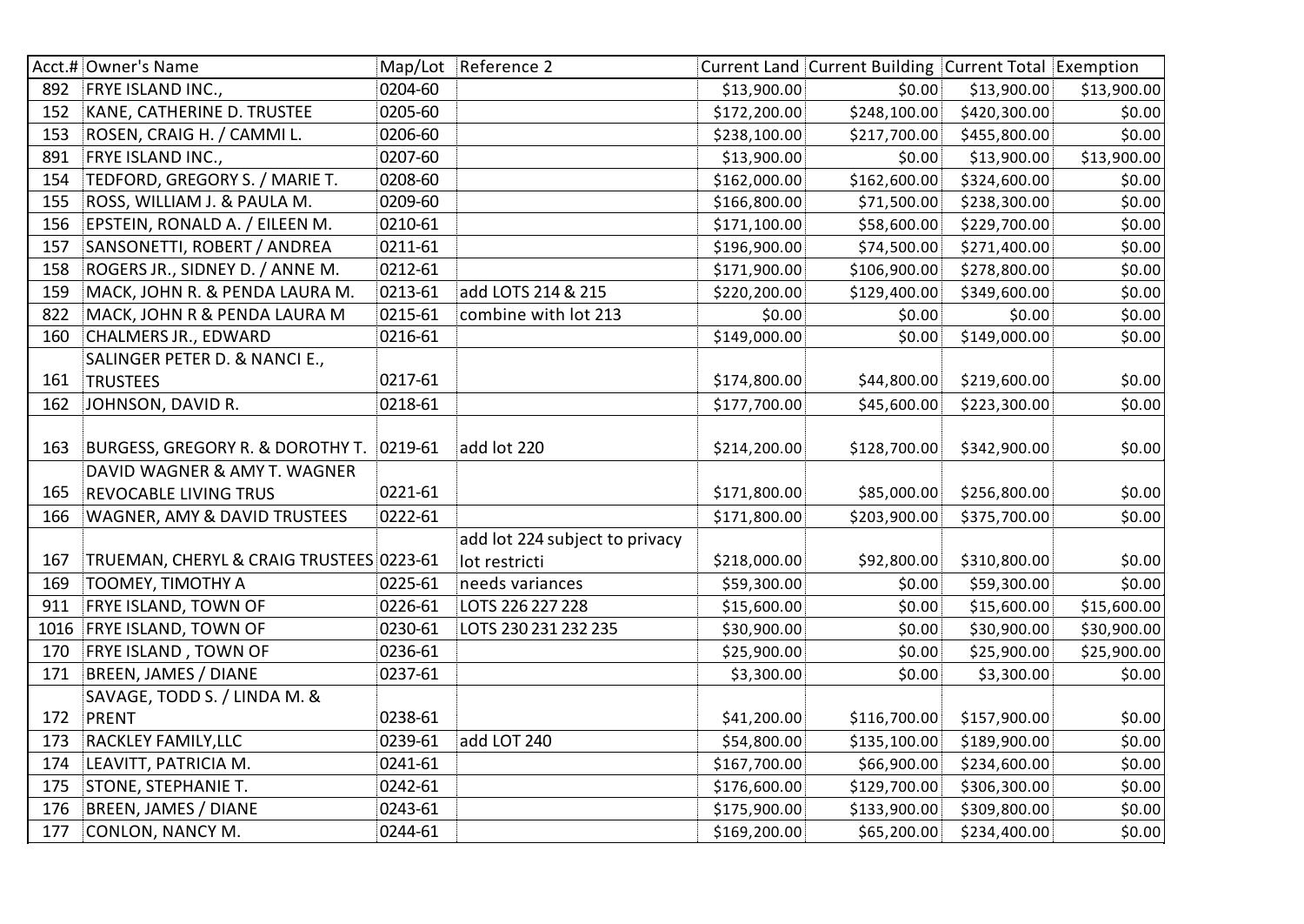| Acct.# | Owner's Name | Map/Lot | Reference 2 | Current Land | Current Building | Current Total | Exemption |
|---|---|---|---|---|---|---|---|
| 892 | FRYE ISLAND INC., | 0204-60 | | $13,900.00 | $0.00 | $13,900.00 | $13,900.00 |
| 152 | KANE, CATHERINE D. TRUSTEE | 0205-60 | | $172,200.00 | $248,100.00 | $420,300.00 | $0.00 |
| 153 | ROSEN, CRAIG H. / CAMMI L. | 0206-60 | | $238,100.00 | $217,700.00 | $455,800.00 | $0.00 |
| 891 | FRYE ISLAND INC., | 0207-60 | | $13,900.00 | $0.00 | $13,900.00 | $13,900.00 |
| 154 | TEDFORD, GREGORY S. / MARIE T. | 0208-60 | | $162,000.00 | $162,600.00 | $324,600.00 | $0.00 |
| 155 | ROSS, WILLIAM J. & PAULA M. | 0209-60 | | $166,800.00 | $71,500.00 | $238,300.00 | $0.00 |
| 156 | EPSTEIN, RONALD A. / EILEEN M. | 0210-61 | | $171,100.00 | $58,600.00 | $229,700.00 | $0.00 |
| 157 | SANSONETTI, ROBERT / ANDREA | 0211-61 | | $196,900.00 | $74,500.00 | $271,400.00 | $0.00 |
| 158 | ROGERS JR., SIDNEY D. / ANNE M. | 0212-61 | | $171,900.00 | $106,900.00 | $278,800.00 | $0.00 |
| 159 | MACK, JOHN R. & PENDA LAURA M. | 0213-61 | add LOTS 214 & 215 | $220,200.00 | $129,400.00 | $349,600.00 | $0.00 |
| 822 | MACK, JOHN R & PENDA LAURA M | 0215-61 | combine with lot 213 | $0.00 | $0.00 | $0.00 | $0.00 |
| 160 | CHALMERS JR., EDWARD | 0216-61 | | $149,000.00 | $0.00 | $149,000.00 | $0.00 |
| 161 | SALINGER PETER D. & NANCI E., TRUSTEES | 0217-61 | | $174,800.00 | $44,800.00 | $219,600.00 | $0.00 |
| 162 | JOHNSON, DAVID R. | 0218-61 | | $177,700.00 | $45,600.00 | $223,300.00 | $0.00 |
| 163 | BURGESS, GREGORY R. & DOROTHY T. | 0219-61 | add lot 220 | $214,200.00 | $128,700.00 | $342,900.00 | $0.00 |
| 165 | DAVID WAGNER & AMY T. WAGNER REVOCABLE LIVING TRUS | 0221-61 | | $171,800.00 | $85,000.00 | $256,800.00 | $0.00 |
| 166 | WAGNER, AMY & DAVID TRUSTEES | 0222-61 | | $171,800.00 | $203,900.00 | $375,700.00 | $0.00 |
| 167 | TRUEMAN, CHERYL & CRAIG TRUSTEES | 0223-61 | add lot 224 subject to privacy lot restricti | $218,000.00 | $92,800.00 | $310,800.00 | $0.00 |
| 169 | TOOMEY, TIMOTHY A | 0225-61 | needs variances | $59,300.00 | $0.00 | $59,300.00 | $0.00 |
| 911 | FRYE ISLAND, TOWN OF | 0226-61 | LOTS 226 227 228 | $15,600.00 | $0.00 | $15,600.00 | $15,600.00 |
| 1016 | FRYE ISLAND, TOWN OF | 0230-61 | LOTS 230 231 232 235 | $30,900.00 | $0.00 | $30,900.00 | $30,900.00 |
| 170 | FRYE ISLAND , TOWN OF | 0236-61 | | $25,900.00 | $0.00 | $25,900.00 | $25,900.00 |
| 171 | BREEN, JAMES / DIANE | 0237-61 | | $3,300.00 | $0.00 | $3,300.00 | $0.00 |
| 172 | SAVAGE, TODD S. / LINDA M. & PRENT | 0238-61 | | $41,200.00 | $116,700.00 | $157,900.00 | $0.00 |
| 173 | RACKLEY FAMILY,LLC | 0239-61 | add LOT 240 | $54,800.00 | $135,100.00 | $189,900.00 | $0.00 |
| 174 | LEAVITT, PATRICIA M. | 0241-61 | | $167,700.00 | $66,900.00 | $234,600.00 | $0.00 |
| 175 | STONE, STEPHANIE T. | 0242-61 | | $176,600.00 | $129,700.00 | $306,300.00 | $0.00 |
| 176 | BREEN, JAMES / DIANE | 0243-61 | | $175,900.00 | $133,900.00 | $309,800.00 | $0.00 |
| 177 | CONLON, NANCY M. | 0244-61 | | $169,200.00 | $65,200.00 | $234,400.00 | $0.00 |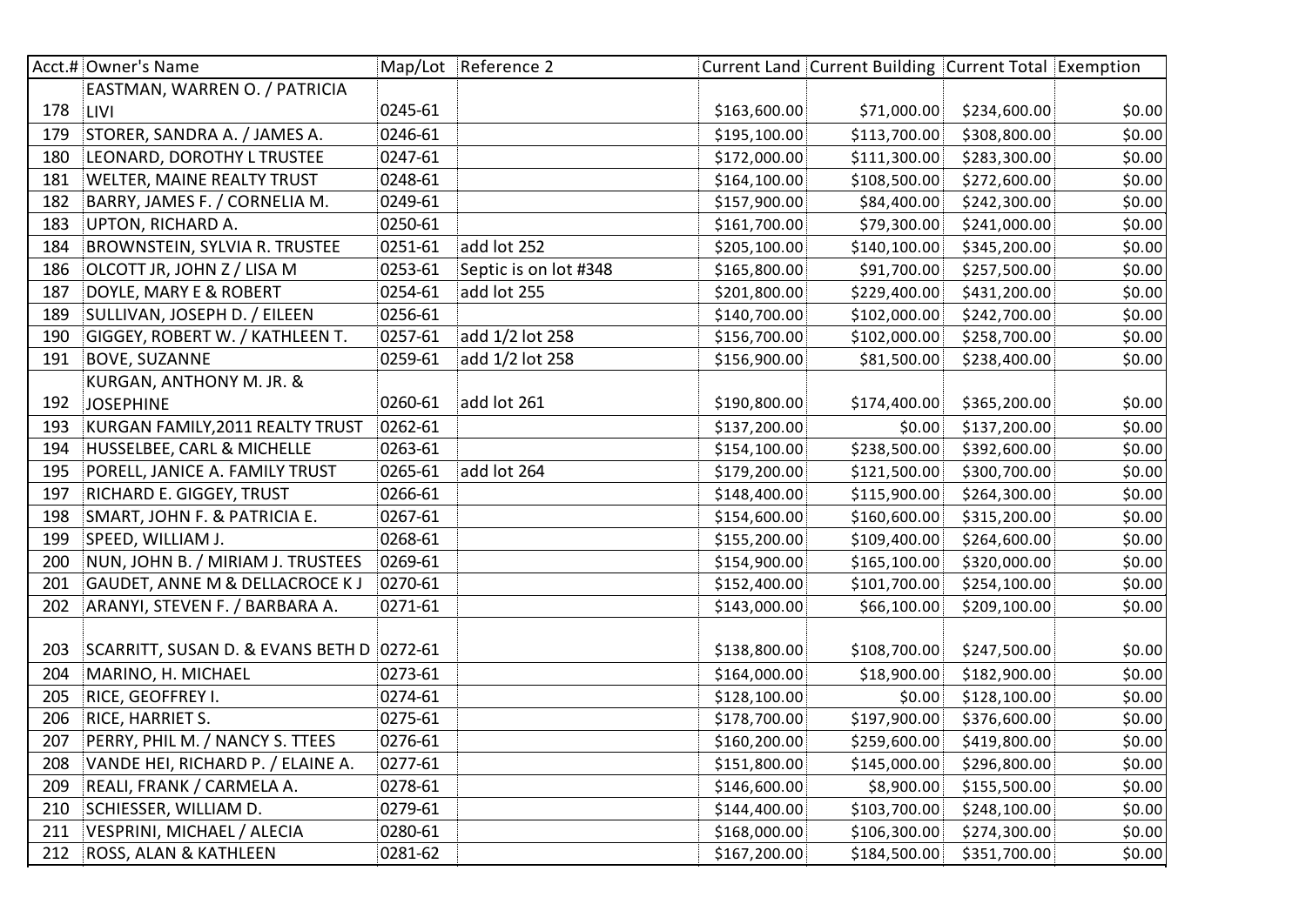| Acct.# | Owner's Name | Map/Lot | Reference 2 | Current Land | Current Building | Current Total | Exemption |
|---|---|---|---|---|---|---|---|
| 178 | EASTMAN, WARREN O. / PATRICIA LIVI | 0245-61 | | $163,600.00 | $71,000.00 | $234,600.00 | $0.00 |
| 179 | STORER, SANDRA A. / JAMES A. | 0246-61 | | $195,100.00 | $113,700.00 | $308,800.00 | $0.00 |
| 180 | LEONARD, DOROTHY L TRUSTEE | 0247-61 | | $172,000.00 | $111,300.00 | $283,300.00 | $0.00 |
| 181 | WELTER, MAINE REALTY TRUST | 0248-61 | | $164,100.00 | $108,500.00 | $272,600.00 | $0.00 |
| 182 | BARRY, JAMES F. / CORNELIA M. | 0249-61 | | $157,900.00 | $84,400.00 | $242,300.00 | $0.00 |
| 183 | UPTON, RICHARD A. | 0250-61 | | $161,700.00 | $79,300.00 | $241,000.00 | $0.00 |
| 184 | BROWNSTEIN, SYLVIA R. TRUSTEE | 0251-61 | add lot 252 | $205,100.00 | $140,100.00 | $345,200.00 | $0.00 |
| 186 | OLCOTT JR, JOHN Z / LISA M | 0253-61 | Septic is on lot #348 | $165,800.00 | $91,700.00 | $257,500.00 | $0.00 |
| 187 | DOYLE, MARY E & ROBERT | 0254-61 | add lot 255 | $201,800.00 | $229,400.00 | $431,200.00 | $0.00 |
| 189 | SULLIVAN, JOSEPH D. / EILEEN | 0256-61 | | $140,700.00 | $102,000.00 | $242,700.00 | $0.00 |
| 190 | GIGGEY, ROBERT W. / KATHLEEN T. | 0257-61 | add 1/2 lot 258 | $156,700.00 | $102,000.00 | $258,700.00 | $0.00 |
| 191 | BOVE, SUZANNE | 0259-61 | add 1/2 lot 258 | $156,900.00 | $81,500.00 | $238,400.00 | $0.00 |
| 192 | KURGAN, ANTHONY M. JR. & JOSEPHINE | 0260-61 | add lot 261 | $190,800.00 | $174,400.00 | $365,200.00 | $0.00 |
| 193 | KURGAN FAMILY,2011 REALTY TRUST | 0262-61 | | $137,200.00 | $0.00 | $137,200.00 | $0.00 |
| 194 | HUSSELBEE, CARL & MICHELLE | 0263-61 | | $154,100.00 | $238,500.00 | $392,600.00 | $0.00 |
| 195 | PORELL, JANICE A. FAMILY TRUST | 0265-61 | add lot 264 | $179,200.00 | $121,500.00 | $300,700.00 | $0.00 |
| 197 | RICHARD E. GIGGEY, TRUST | 0266-61 | | $148,400.00 | $115,900.00 | $264,300.00 | $0.00 |
| 198 | SMART, JOHN F. & PATRICIA E. | 0267-61 | | $154,600.00 | $160,600.00 | $315,200.00 | $0.00 |
| 199 | SPEED, WILLIAM J. | 0268-61 | | $155,200.00 | $109,400.00 | $264,600.00 | $0.00 |
| 200 | NUN, JOHN B. / MIRIAM J. TRUSTEES | 0269-61 | | $154,900.00 | $165,100.00 | $320,000.00 | $0.00 |
| 201 | GAUDET, ANNE M & DELLACROCE K J | 0270-61 | | $152,400.00 | $101,700.00 | $254,100.00 | $0.00 |
| 202 | ARANYI, STEVEN F. / BARBARA A. | 0271-61 | | $143,000.00 | $66,100.00 | $209,100.00 | $0.00 |
| 203 | SCARRITT, SUSAN D. & EVANS BETH D | 0272-61 | | $138,800.00 | $108,700.00 | $247,500.00 | $0.00 |
| 204 | MARINO, H. MICHAEL | 0273-61 | | $164,000.00 | $18,900.00 | $182,900.00 | $0.00 |
| 205 | RICE, GEOFFREY I. | 0274-61 | | $128,100.00 | $0.00 | $128,100.00 | $0.00 |
| 206 | RICE, HARRIET S. | 0275-61 | | $178,700.00 | $197,900.00 | $376,600.00 | $0.00 |
| 207 | PERRY, PHIL M. / NANCY S. TTEES | 0276-61 | | $160,200.00 | $259,600.00 | $419,800.00 | $0.00 |
| 208 | VANDE HEI, RICHARD P. / ELAINE A. | 0277-61 | | $151,800.00 | $145,000.00 | $296,800.00 | $0.00 |
| 209 | REALI, FRANK / CARMELA A. | 0278-61 | | $146,600.00 | $8,900.00 | $155,500.00 | $0.00 |
| 210 | SCHIESSER, WILLIAM D. | 0279-61 | | $144,400.00 | $103,700.00 | $248,100.00 | $0.00 |
| 211 | VESPRINI, MICHAEL / ALECIA | 0280-61 | | $168,000.00 | $106,300.00 | $274,300.00 | $0.00 |
| 212 | ROSS, ALAN & KATHLEEN | 0281-62 | | $167,200.00 | $184,500.00 | $351,700.00 | $0.00 |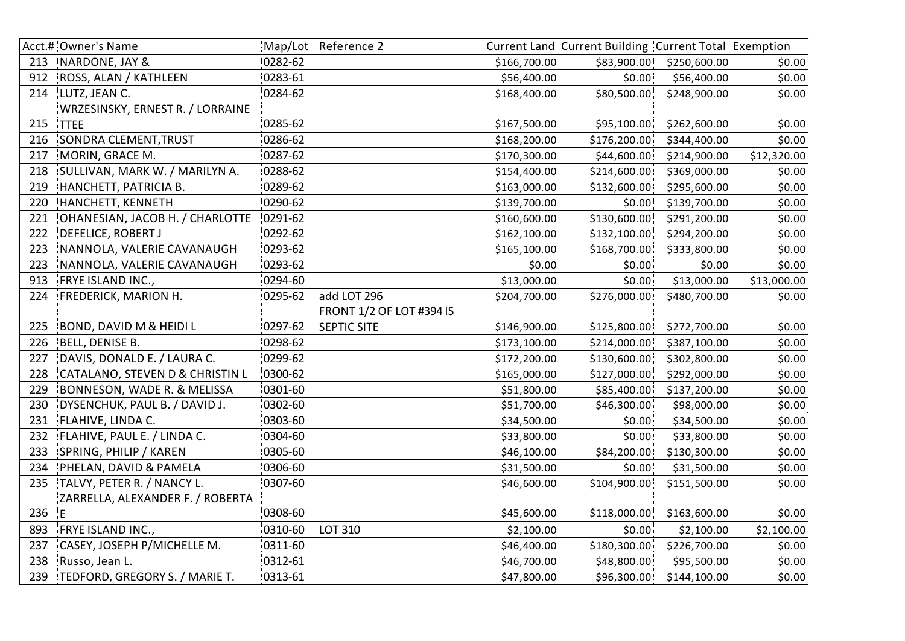| Acct.# | Owner's Name | Map/Lot | Reference 2 | Current Land | Current Building | Current Total | Exemption |
|---|---|---|---|---|---|---|---|
| 213 | NARDONE, JAY & | 0282-62 | | $166,700.00 | $83,900.00 | $250,600.00 | $0.00 |
| 912 | ROSS, ALAN / KATHLEEN | 0283-61 | | $56,400.00 | $0.00 | $56,400.00 | $0.00 |
| 214 | LUTZ, JEAN C. | 0284-62 | | $168,400.00 | $80,500.00 | $248,900.00 | $0.00 |
| 215 | WRZESINSKY, ERNEST R. / LORRAINE TTEE | 0285-62 | | $167,500.00 | $95,100.00 | $262,600.00 | $0.00 |
| 216 | SONDRA CLEMENT,TRUST | 0286-62 | | $168,200.00 | $176,200.00 | $344,400.00 | $0.00 |
| 217 | MORIN, GRACE M. | 0287-62 | | $170,300.00 | $44,600.00 | $214,900.00 | $12,320.00 |
| 218 | SULLIVAN, MARK W. / MARILYN A. | 0288-62 | | $154,400.00 | $214,600.00 | $369,000.00 | $0.00 |
| 219 | HANCHETT, PATRICIA B. | 0289-62 | | $163,000.00 | $132,600.00 | $295,600.00 | $0.00 |
| 220 | HANCHETT, KENNETH | 0290-62 | | $139,700.00 | $0.00 | $139,700.00 | $0.00 |
| 221 | OHANESIAN, JACOB H. / CHARLOTTE | 0291-62 | | $160,600.00 | $130,600.00 | $291,200.00 | $0.00 |
| 222 | DEFELICE, ROBERT J | 0292-62 | | $162,100.00 | $132,100.00 | $294,200.00 | $0.00 |
| 223 | NANNOLA, VALERIE CAVANAUGH | 0293-62 | | $165,100.00 | $168,700.00 | $333,800.00 | $0.00 |
| 223 | NANNOLA, VALERIE CAVANAUGH | 0293-62 | | $0.00 | $0.00 | $0.00 | $0.00 |
| 913 | FRYE ISLAND INC., | 0294-60 | | $13,000.00 | $0.00 | $13,000.00 | $13,000.00 |
| 224 | FREDERICK, MARION H. | 0295-62 | add LOT 296 | $204,700.00 | $276,000.00 | $480,700.00 | $0.00 |
| 225 | BOND, DAVID M & HEIDI L | 0297-62 | FRONT 1/2 OF LOT #394 IS SEPTIC SITE | $146,900.00 | $125,800.00 | $272,700.00 | $0.00 |
| 226 | BELL, DENISE B. | 0298-62 | | $173,100.00 | $214,000.00 | $387,100.00 | $0.00 |
| 227 | DAVIS, DONALD E. / LAURA C. | 0299-62 | | $172,200.00 | $130,600.00 | $302,800.00 | $0.00 |
| 228 | CATALANO, STEVEN D & CHRISTIN L | 0300-62 | | $165,000.00 | $127,000.00 | $292,000.00 | $0.00 |
| 229 | BONNESON, WADE R. & MELISSA | 0301-60 | | $51,800.00 | $85,400.00 | $137,200.00 | $0.00 |
| 230 | DYSENCHUK, PAUL B. / DAVID J. | 0302-60 | | $51,700.00 | $46,300.00 | $98,000.00 | $0.00 |
| 231 | FLAHIVE, LINDA C. | 0303-60 | | $34,500.00 | $0.00 | $34,500.00 | $0.00 |
| 232 | FLAHIVE, PAUL E. / LINDA C. | 0304-60 | | $33,800.00 | $0.00 | $33,800.00 | $0.00 |
| 233 | SPRING, PHILIP / KAREN | 0305-60 | | $46,100.00 | $84,200.00 | $130,300.00 | $0.00 |
| 234 | PHELAN, DAVID & PAMELA | 0306-60 | | $31,500.00 | $0.00 | $31,500.00 | $0.00 |
| 235 | TALVY, PETER R. / NANCY L. | 0307-60 | | $46,600.00 | $104,900.00 | $151,500.00 | $0.00 |
| 236 | ZARRELLA, ALEXANDER F. / ROBERTA E | 0308-60 | | $45,600.00 | $118,000.00 | $163,600.00 | $0.00 |
| 893 | FRYE ISLAND INC., | 0310-60 | LOT 310 | $2,100.00 | $0.00 | $2,100.00 | $2,100.00 |
| 237 | CASEY, JOSEPH P/MICHELLE M. | 0311-60 | | $46,400.00 | $180,300.00 | $226,700.00 | $0.00 |
| 238 | Russo, Jean L. | 0312-61 | | $46,700.00 | $48,800.00 | $95,500.00 | $0.00 |
| 239 | TEDFORD, GREGORY S. / MARIE T. | 0313-61 | | $47,800.00 | $96,300.00 | $144,100.00 | $0.00 |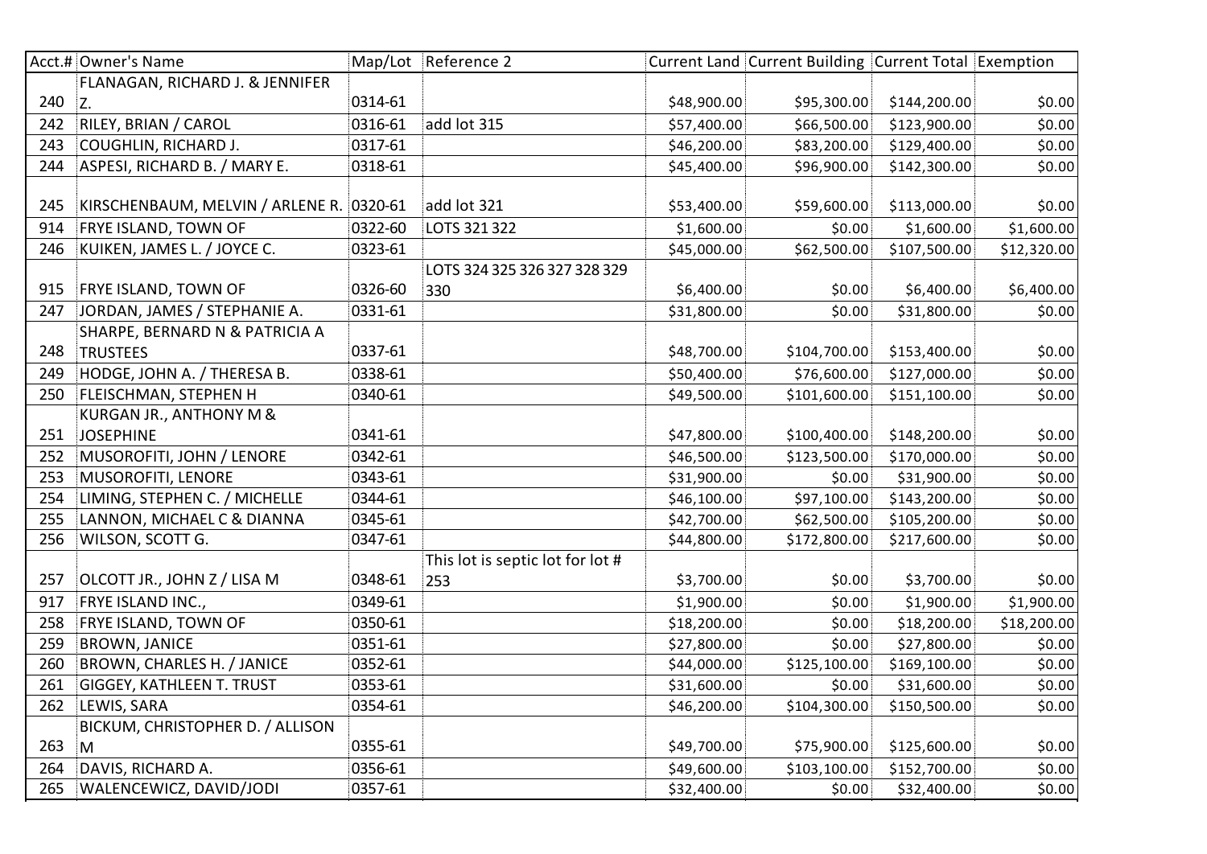| Acct.# | Owner's Name | Map/Lot | Reference 2 | Current Land | Current Building | Current Total | Exemption |
|---|---|---|---|---|---|---|---|
| 240 | FLANAGAN, RICHARD J. & JENNIFER Z. | 0314-61 | | $48,900.00 | $95,300.00 | $144,200.00 | $0.00 |
| 242 | RILEY, BRIAN / CAROL | 0316-61 | add lot 315 | $57,400.00 | $66,500.00 | $123,900.00 | $0.00 |
| 243 | COUGHLIN, RICHARD J. | 0317-61 | | $46,200.00 | $83,200.00 | $129,400.00 | $0.00 |
| 244 | ASPESI, RICHARD B. / MARY E. | 0318-61 | | $45,400.00 | $96,900.00 | $142,300.00 | $0.00 |
| 245 | KIRSCHENBAUM, MELVIN / ARLENE R. | 0320-61 | add lot 321 | $53,400.00 | $59,600.00 | $113,000.00 | $0.00 |
| 914 | FRYE ISLAND, TOWN OF | 0322-60 | LOTS 321 322 | $1,600.00 | $0.00 | $1,600.00 | $1,600.00 |
| 246 | KUIKEN, JAMES L. / JOYCE C. | 0323-61 | | $45,000.00 | $62,500.00 | $107,500.00 | $12,320.00 |
| 915 | FRYE ISLAND, TOWN OF | 0326-60 | LOTS 324 325 326 327 328 329 330 | $6,400.00 | $0.00 | $6,400.00 | $6,400.00 |
| 247 | JORDAN, JAMES / STEPHANIE A. | 0331-61 | | $31,800.00 | $0.00 | $31,800.00 | $0.00 |
| 248 | SHARPE, BERNARD N & PATRICIA A TRUSTEES | 0337-61 | | $48,700.00 | $104,700.00 | $153,400.00 | $0.00 |
| 249 | HODGE, JOHN A. / THERESA B. | 0338-61 | | $50,400.00 | $76,600.00 | $127,000.00 | $0.00 |
| 250 | FLEISCHMAN, STEPHEN H | 0340-61 | | $49,500.00 | $101,600.00 | $151,100.00 | $0.00 |
| 251 | KURGAN JR., ANTHONY M & JOSEPHINE | 0341-61 | | $47,800.00 | $100,400.00 | $148,200.00 | $0.00 |
| 252 | MUSOROFITI, JOHN / LENORE | 0342-61 | | $46,500.00 | $123,500.00 | $170,000.00 | $0.00 |
| 253 | MUSOROFITI, LENORE | 0343-61 | | $31,900.00 | $0.00 | $31,900.00 | $0.00 |
| 254 | LIMING, STEPHEN C. / MICHELLE | 0344-61 | | $46,100.00 | $97,100.00 | $143,200.00 | $0.00 |
| 255 | LANNON, MICHAEL C & DIANNA | 0345-61 | | $42,700.00 | $62,500.00 | $105,200.00 | $0.00 |
| 256 | WILSON, SCOTT G. | 0347-61 | | $44,800.00 | $172,800.00 | $217,600.00 | $0.00 |
| 257 | OLCOTT JR., JOHN Z / LISA M | 0348-61 | This lot is septic lot for lot # 253 | $3,700.00 | $0.00 | $3,700.00 | $0.00 |
| 917 | FRYE ISLAND INC., | 0349-61 | | $1,900.00 | $0.00 | $1,900.00 | $1,900.00 |
| 258 | FRYE ISLAND, TOWN OF | 0350-61 | | $18,200.00 | $0.00 | $18,200.00 | $18,200.00 |
| 259 | BROWN, JANICE | 0351-61 | | $27,800.00 | $0.00 | $27,800.00 | $0.00 |
| 260 | BROWN, CHARLES H. / JANICE | 0352-61 | | $44,000.00 | $125,100.00 | $169,100.00 | $0.00 |
| 261 | GIGGEY, KATHLEEN T. TRUST | 0353-61 | | $31,600.00 | $0.00 | $31,600.00 | $0.00 |
| 262 | LEWIS, SARA | 0354-61 | | $46,200.00 | $104,300.00 | $150,500.00 | $0.00 |
| 263 | BICKUM, CHRISTOPHER D. / ALLISON M | 0355-61 | | $49,700.00 | $75,900.00 | $125,600.00 | $0.00 |
| 264 | DAVIS, RICHARD A. | 0356-61 | | $49,600.00 | $103,100.00 | $152,700.00 | $0.00 |
| 265 | WALENCEWICZ, DAVID/JODI | 0357-61 | | $32,400.00 | $0.00 | $32,400.00 | $0.00 |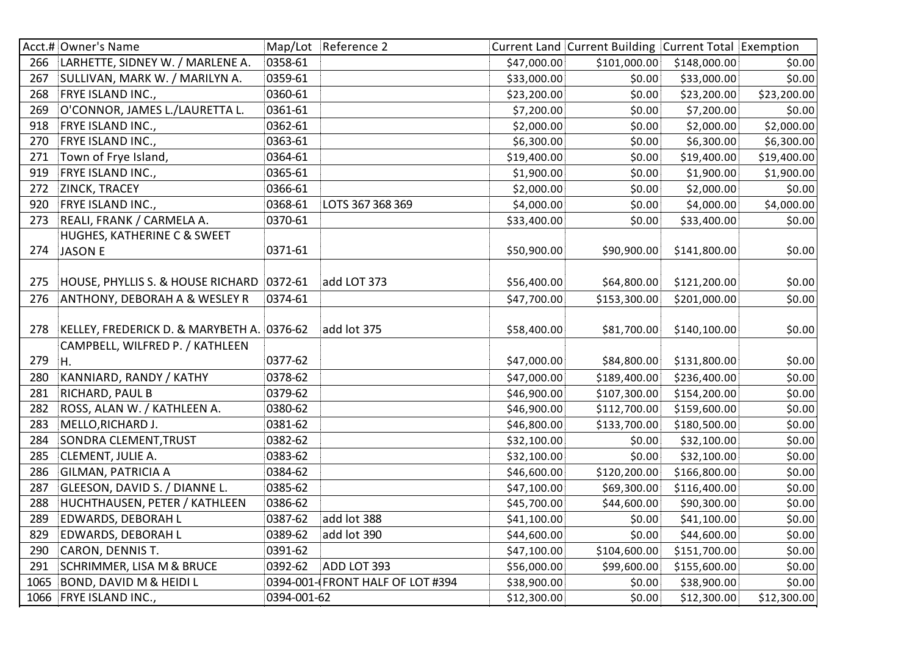| Acct.# | Owner's Name | Map/Lot | Reference 2 | Current Land | Current Building | Current Total | Exemption |
|---|---|---|---|---|---|---|---|
| 266 | LARHETTE, SIDNEY W. / MARLENE A. | 0358-61 | | $47,000.00 | $101,000.00 | $148,000.00 | $0.00 |
| 267 | SULLIVAN, MARK W. / MARILYN A. | 0359-61 | | $33,000.00 | $0.00 | $33,000.00 | $0.00 |
| 268 | FRYE ISLAND INC., | 0360-61 | | $23,200.00 | $0.00 | $23,200.00 | $23,200.00 |
| 269 | O'CONNOR, JAMES L./LAURETTA L. | 0361-61 | | $7,200.00 | $0.00 | $7,200.00 | $0.00 |
| 918 | FRYE ISLAND INC., | 0362-61 | | $2,000.00 | $0.00 | $2,000.00 | $2,000.00 |
| 270 | FRYE ISLAND INC., | 0363-61 | | $6,300.00 | $0.00 | $6,300.00 | $6,300.00 |
| 271 | Town of Frye Island, | 0364-61 | | $19,400.00 | $0.00 | $19,400.00 | $19,400.00 |
| 919 | FRYE ISLAND INC., | 0365-61 | | $1,900.00 | $0.00 | $1,900.00 | $1,900.00 |
| 272 | ZINCK, TRACEY | 0366-61 | | $2,000.00 | $0.00 | $2,000.00 | $0.00 |
| 920 | FRYE ISLAND INC., | 0368-61 | LOTS 367 368 369 | $4,000.00 | $0.00 | $4,000.00 | $4,000.00 |
| 273 | REALI, FRANK / CARMELA A. | 0370-61 | | $33,400.00 | $0.00 | $33,400.00 | $0.00 |
| 274 | HUGHES, KATHERINE C & SWEET JASON E | 0371-61 | | $50,900.00 | $90,900.00 | $141,800.00 | $0.00 |
| 275 | HOUSE, PHYLLIS S. & HOUSE RICHARD | 0372-61 | add LOT 373 | $56,400.00 | $64,800.00 | $121,200.00 | $0.00 |
| 276 | ANTHONY, DEBORAH A & WESLEY R | 0374-61 | | $47,700.00 | $153,300.00 | $201,000.00 | $0.00 |
| 278 | KELLEY, FREDERICK D. & MARYBETH A. | 0376-62 | add lot 375 | $58,400.00 | $81,700.00 | $140,100.00 | $0.00 |
| 279 | CAMPBELL, WILFRED P. / KATHLEEN H. | 0377-62 | | $47,000.00 | $84,800.00 | $131,800.00 | $0.00 |
| 280 | KANNIARD, RANDY / KATHY | 0378-62 | | $47,000.00 | $189,400.00 | $236,400.00 | $0.00 |
| 281 | RICHARD, PAUL B | 0379-62 | | $46,900.00 | $107,300.00 | $154,200.00 | $0.00 |
| 282 | ROSS, ALAN W. / KATHLEEN A. | 0380-62 | | $46,900.00 | $112,700.00 | $159,600.00 | $0.00 |
| 283 | MELLO,RICHARD J. | 0381-62 | | $46,800.00 | $133,700.00 | $180,500.00 | $0.00 |
| 284 | SONDRA CLEMENT,TRUST | 0382-62 | | $32,100.00 | $0.00 | $32,100.00 | $0.00 |
| 285 | CLEMENT, JULIE A. | 0383-62 | | $32,100.00 | $0.00 | $32,100.00 | $0.00 |
| 286 | GILMAN, PATRICIA A | 0384-62 | | $46,600.00 | $120,200.00 | $166,800.00 | $0.00 |
| 287 | GLEESON, DAVID S. / DIANNE L. | 0385-62 | | $47,100.00 | $69,300.00 | $116,400.00 | $0.00 |
| 288 | HUCHTHAUSEN, PETER / KATHLEEN | 0386-62 | | $45,700.00 | $44,600.00 | $90,300.00 | $0.00 |
| 289 | EDWARDS, DEBORAH L | 0387-62 | add lot 388 | $41,100.00 | $0.00 | $41,100.00 | $0.00 |
| 829 | EDWARDS, DEBORAH L | 0389-62 | add lot 390 | $44,600.00 | $0.00 | $44,600.00 | $0.00 |
| 290 | CARON, DENNIS T. | 0391-62 | | $47,100.00 | $104,600.00 | $151,700.00 | $0.00 |
| 291 | SCHRIMMER, LISA M & BRUCE | 0392-62 | ADD LOT 393 | $56,000.00 | $99,600.00 | $155,600.00 | $0.00 |
| 1065 | BOND, DAVID M & HEIDI L | 0394-001-( | FRONT HALF OF LOT #394 | $38,900.00 | $0.00 | $38,900.00 | $0.00 |
| 1066 | FRYE ISLAND INC., | 0394-001-62 | | $12,300.00 | $0.00 | $12,300.00 | $12,300.00 |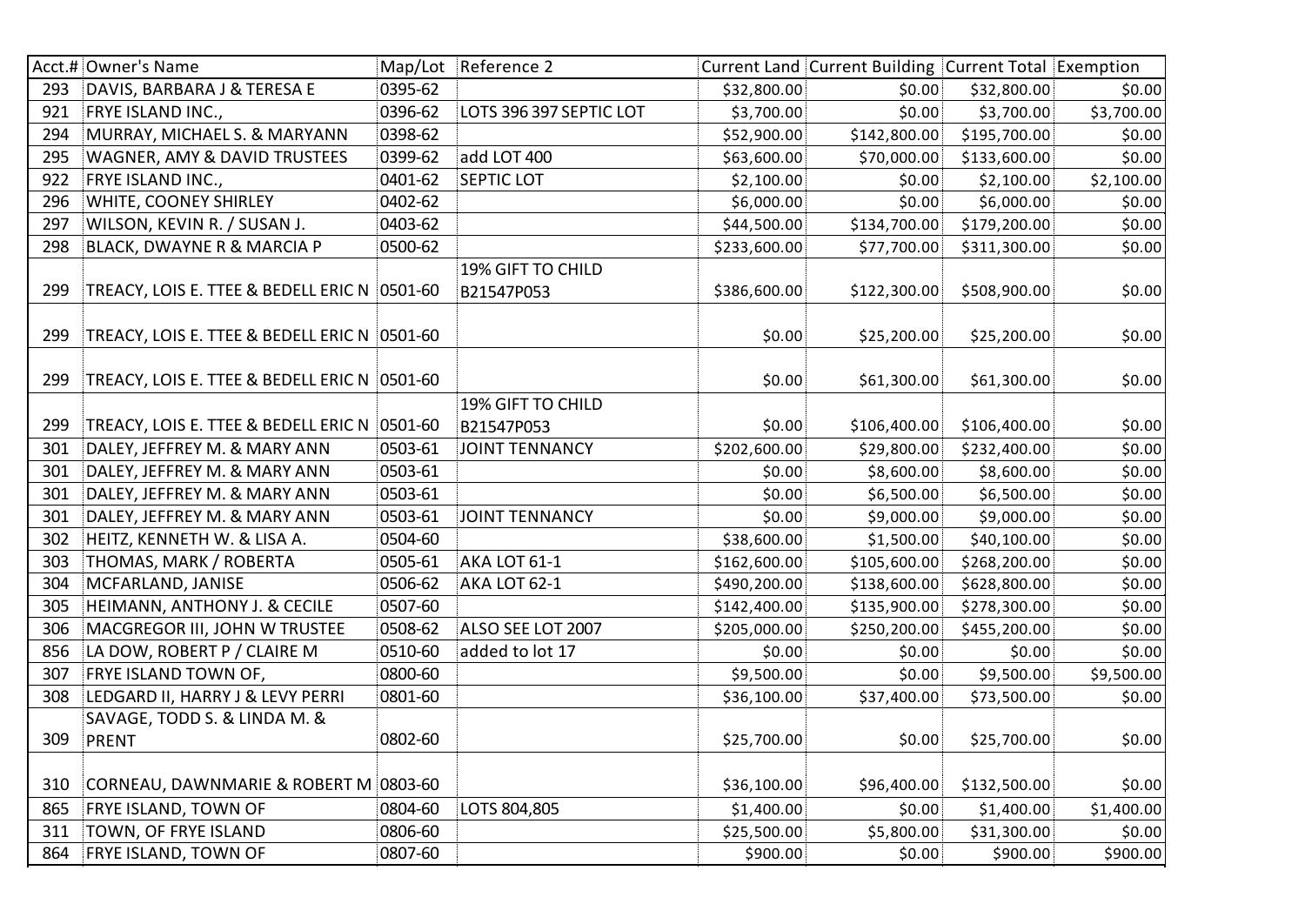| Acct.# | Owner's Name | Map/Lot | Reference 2 | Current Land | Current Building | Current Total | Exemption |
|---|---|---|---|---|---|---|---|
| 293 | DAVIS, BARBARA J & TERESA E | 0395-62 | | $32,800.00 | $0.00 | $32,800.00 | $0.00 |
| 921 | FRYE ISLAND INC., | 0396-62 | LOTS 396 397 SEPTIC LOT | $3,700.00 | $0.00 | $3,700.00 | $3,700.00 |
| 294 | MURRAY, MICHAEL S. & MARYANN | 0398-62 | | $52,900.00 | $142,800.00 | $195,700.00 | $0.00 |
| 295 | WAGNER, AMY & DAVID TRUSTEES | 0399-62 | add LOT 400 | $63,600.00 | $70,000.00 | $133,600.00 | $0.00 |
| 922 | FRYE ISLAND INC., | 0401-62 | SEPTIC LOT | $2,100.00 | $0.00 | $2,100.00 | $2,100.00 |
| 296 | WHITE, COONEY SHIRLEY | 0402-62 | | $6,000.00 | $0.00 | $6,000.00 | $0.00 |
| 297 | WILSON, KEVIN R. / SUSAN J. | 0403-62 | | $44,500.00 | $134,700.00 | $179,200.00 | $0.00 |
| 298 | BLACK, DWAYNE R & MARCIA P | 0500-62 | | $233,600.00 | $77,700.00 | $311,300.00 | $0.00 |
| 299 | TREACY, LOIS E. TTEE & BEDELL ERIC N | 0501-60 | 19% GIFT TO CHILD B21547P053 | $386,600.00 | $122,300.00 | $508,900.00 | $0.00 |
| 299 | TREACY, LOIS E. TTEE & BEDELL ERIC N | 0501-60 | | $0.00 | $25,200.00 | $25,200.00 | $0.00 |
| 299 | TREACY, LOIS E. TTEE & BEDELL ERIC N | 0501-60 | | $0.00 | $61,300.00 | $61,300.00 | $0.00 |
| 299 | TREACY, LOIS E. TTEE & BEDELL ERIC N | 0501-60 | 19% GIFT TO CHILD B21547P053 | $0.00 | $106,400.00 | $106,400.00 | $0.00 |
| 301 | DALEY, JEFFREY M. & MARY ANN | 0503-61 | JOINT TENNANCY | $202,600.00 | $29,800.00 | $232,400.00 | $0.00 |
| 301 | DALEY, JEFFREY M. & MARY ANN | 0503-61 | | $0.00 | $8,600.00 | $8,600.00 | $0.00 |
| 301 | DALEY, JEFFREY M. & MARY ANN | 0503-61 | | $0.00 | $6,500.00 | $6,500.00 | $0.00 |
| 301 | DALEY, JEFFREY M. & MARY ANN | 0503-61 | JOINT TENNANCY | $0.00 | $9,000.00 | $9,000.00 | $0.00 |
| 302 | HEITZ, KENNETH W. & LISA A. | 0504-60 | | $38,600.00 | $1,500.00 | $40,100.00 | $0.00 |
| 303 | THOMAS, MARK / ROBERTA | 0505-61 | AKA LOT 61-1 | $162,600.00 | $105,600.00 | $268,200.00 | $0.00 |
| 304 | MCFARLAND, JANISE | 0506-62 | AKA LOT 62-1 | $490,200.00 | $138,600.00 | $628,800.00 | $0.00 |
| 305 | HEIMANN, ANTHONY J. & CECILE | 0507-60 | | $142,400.00 | $135,900.00 | $278,300.00 | $0.00 |
| 306 | MACGREGOR III, JOHN W TRUSTEE | 0508-62 | ALSO SEE LOT 2007 | $205,000.00 | $250,200.00 | $455,200.00 | $0.00 |
| 856 | LA DOW, ROBERT P / CLAIRE M | 0510-60 | added to lot 17 | $0.00 | $0.00 | $0.00 | $0.00 |
| 307 | FRYE ISLAND TOWN OF, | 0800-60 | | $9,500.00 | $0.00 | $9,500.00 | $9,500.00 |
| 308 | LEDGARD II, HARRY J & LEVY PERRI | 0801-60 | | $36,100.00 | $37,400.00 | $73,500.00 | $0.00 |
| 309 | SAVAGE, TODD S. & LINDA M. & PRENT | 0802-60 | | $25,700.00 | $0.00 | $25,700.00 | $0.00 |
| 310 | CORNEAU, DAWNMARIE & ROBERT M | 0803-60 | | $36,100.00 | $96,400.00 | $132,500.00 | $0.00 |
| 865 | FRYE ISLAND, TOWN OF | 0804-60 | LOTS 804,805 | $1,400.00 | $0.00 | $1,400.00 | $1,400.00 |
| 311 | TOWN, OF FRYE ISLAND | 0806-60 | | $25,500.00 | $5,800.00 | $31,300.00 | $0.00 |
| 864 | FRYE ISLAND, TOWN OF | 0807-60 | | $900.00 | $0.00 | $900.00 | $900.00 |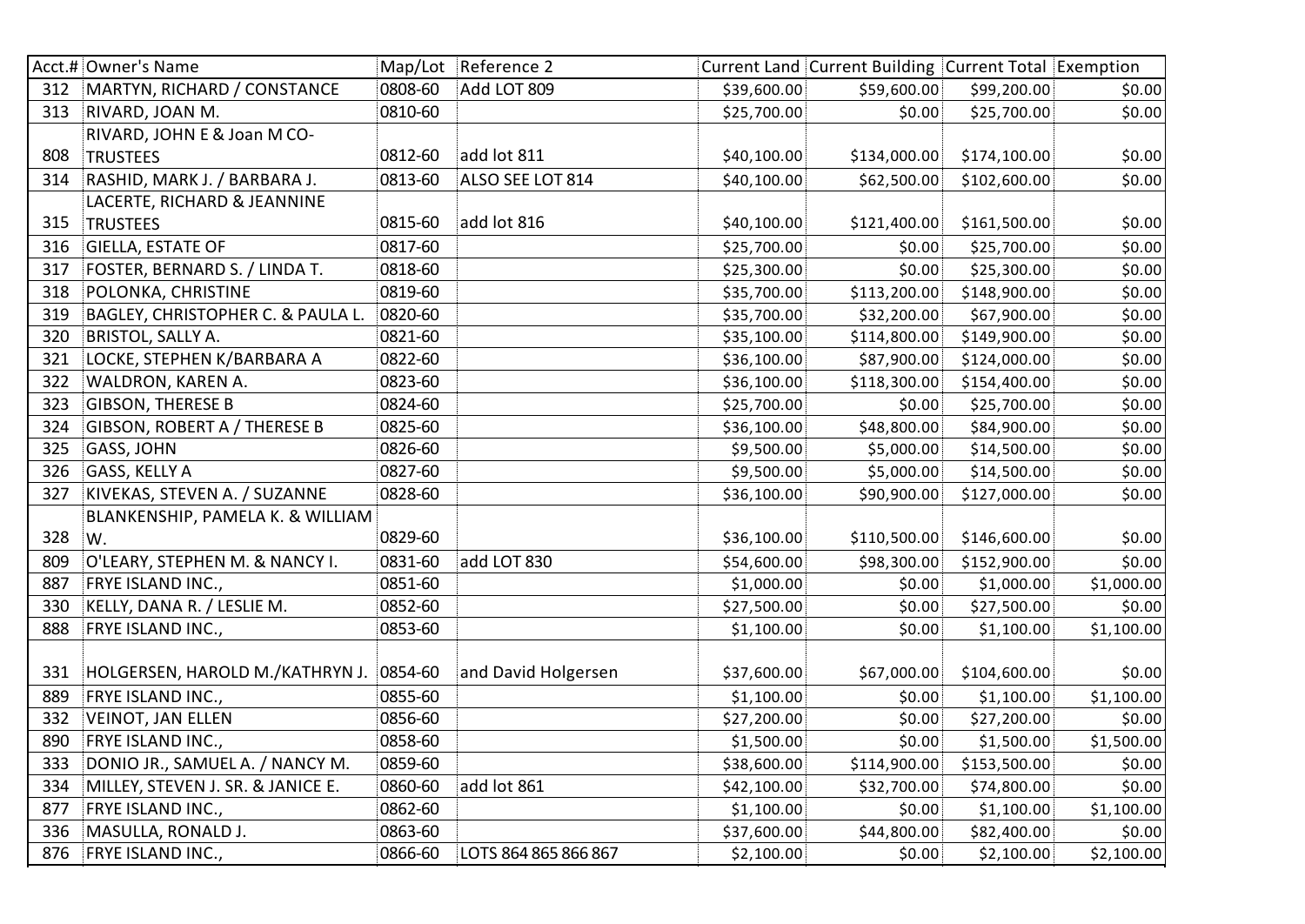| Acct.# | Owner's Name | Map/Lot | Reference 2 | Current Land | Current Building | Current Total | Exemption |
|---|---|---|---|---|---|---|---|
| 312 | MARTYN, RICHARD / CONSTANCE | 0808-60 | Add LOT 809 | $39,600.00 | $59,600.00 | $99,200.00 | $0.00 |
| 313 | RIVARD, JOAN M. | 0810-60 | | $25,700.00 | $0.00 | $25,700.00 | $0.00 |
| 808 | RIVARD, JOHN E & Joan M CO-TRUSTEES | 0812-60 | add lot 811 | $40,100.00 | $134,000.00 | $174,100.00 | $0.00 |
| 314 | RASHID, MARK J. / BARBARA J. | 0813-60 | ALSO SEE LOT 814 | $40,100.00 | $62,500.00 | $102,600.00 | $0.00 |
| 315 | LACERTE, RICHARD & JEANNINE TRUSTEES | 0815-60 | add lot 816 | $40,100.00 | $121,400.00 | $161,500.00 | $0.00 |
| 316 | GIELLA, ESTATE OF | 0817-60 | | $25,700.00 | $0.00 | $25,700.00 | $0.00 |
| 317 | FOSTER, BERNARD S. / LINDA T. | 0818-60 | | $25,300.00 | $0.00 | $25,300.00 | $0.00 |
| 318 | POLONKA, CHRISTINE | 0819-60 | | $35,700.00 | $113,200.00 | $148,900.00 | $0.00 |
| 319 | BAGLEY, CHRISTOPHER C. & PAULA L. | 0820-60 | | $35,700.00 | $32,200.00 | $67,900.00 | $0.00 |
| 320 | BRISTOL, SALLY A. | 0821-60 | | $35,100.00 | $114,800.00 | $149,900.00 | $0.00 |
| 321 | LOCKE, STEPHEN K/BARBARA A | 0822-60 | | $36,100.00 | $87,900.00 | $124,000.00 | $0.00 |
| 322 | WALDRON, KAREN A. | 0823-60 | | $36,100.00 | $118,300.00 | $154,400.00 | $0.00 |
| 323 | GIBSON, THERESE B | 0824-60 | | $25,700.00 | $0.00 | $25,700.00 | $0.00 |
| 324 | GIBSON, ROBERT A / THERESE B | 0825-60 | | $36,100.00 | $48,800.00 | $84,900.00 | $0.00 |
| 325 | GASS, JOHN | 0826-60 | | $9,500.00 | $5,000.00 | $14,500.00 | $0.00 |
| 326 | GASS, KELLY A | 0827-60 | | $9,500.00 | $5,000.00 | $14,500.00 | $0.00 |
| 327 | KIVEKAS, STEVEN A. / SUZANNE | 0828-60 | | $36,100.00 | $90,900.00 | $127,000.00 | $0.00 |
| 328 | BLANKENSHIP, PAMELA K. & WILLIAM W. | 0829-60 | | $36,100.00 | $110,500.00 | $146,600.00 | $0.00 |
| 809 | O'LEARY, STEPHEN M. & NANCY I. | 0831-60 | add LOT 830 | $54,600.00 | $98,300.00 | $152,900.00 | $0.00 |
| 887 | FRYE ISLAND INC., | 0851-60 | | $1,000.00 | $0.00 | $1,000.00 | $1,000.00 |
| 330 | KELLY, DANA R. / LESLIE M. | 0852-60 | | $27,500.00 | $0.00 | $27,500.00 | $0.00 |
| 888 | FRYE ISLAND INC., | 0853-60 | | $1,100.00 | $0.00 | $1,100.00 | $1,100.00 |
| 331 | HOLGERSEN, HAROLD M./KATHRYN J. | 0854-60 | and David Holgersen | $37,600.00 | $67,000.00 | $104,600.00 | $0.00 |
| 889 | FRYE ISLAND INC., | 0855-60 | | $1,100.00 | $0.00 | $1,100.00 | $1,100.00 |
| 332 | VEINOT, JAN ELLEN | 0856-60 | | $27,200.00 | $0.00 | $27,200.00 | $0.00 |
| 890 | FRYE ISLAND INC., | 0858-60 | | $1,500.00 | $0.00 | $1,500.00 | $1,500.00 |
| 333 | DONIO JR., SAMUEL A. / NANCY M. | 0859-60 | | $38,600.00 | $114,900.00 | $153,500.00 | $0.00 |
| 334 | MILLEY, STEVEN J. SR. & JANICE E. | 0860-60 | add lot 861 | $42,100.00 | $32,700.00 | $74,800.00 | $0.00 |
| 877 | FRYE ISLAND INC., | 0862-60 | | $1,100.00 | $0.00 | $1,100.00 | $1,100.00 |
| 336 | MASULLA, RONALD J. | 0863-60 | | $37,600.00 | $44,800.00 | $82,400.00 | $0.00 |
| 876 | FRYE ISLAND INC., | 0866-60 | LOTS 864 865 866 867 | $2,100.00 | $0.00 | $2,100.00 | $2,100.00 |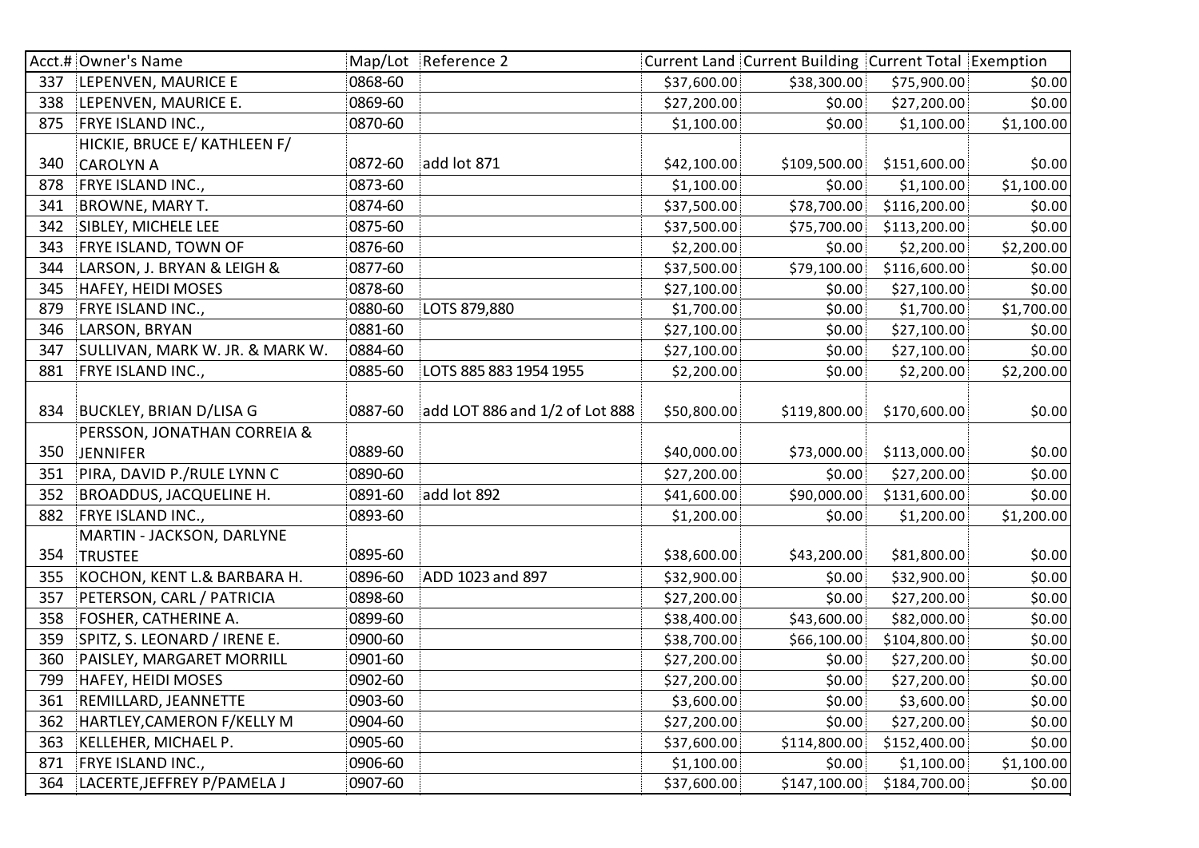| Acct.# | Owner's Name | Map/Lot | Reference 2 | Current Land | Current Building | Current Total | Exemption |
|---|---|---|---|---|---|---|---|
| 337 | LEPENVEN, MAURICE E | 0868-60 | | $37,600.00 | $38,300.00 | $75,900.00 | $0.00 |
| 338 | LEPENVEN, MAURICE E. | 0869-60 | | $27,200.00 | $0.00 | $27,200.00 | $0.00 |
| 875 | FRYE ISLAND INC., | 0870-60 | | $1,100.00 | $0.00 | $1,100.00 | $1,100.00 |
| 340 | HICKIE, BRUCE E/ KATHLEEN F/ CAROLYN A | 0872-60 | add lot 871 | $42,100.00 | $109,500.00 | $151,600.00 | $0.00 |
| 878 | FRYE ISLAND INC., | 0873-60 | | $1,100.00 | $0.00 | $1,100.00 | $1,100.00 |
| 341 | BROWNE, MARY T. | 0874-60 | | $37,500.00 | $78,700.00 | $116,200.00 | $0.00 |
| 342 | SIBLEY, MICHELE LEE | 0875-60 | | $37,500.00 | $75,700.00 | $113,200.00 | $0.00 |
| 343 | FRYE ISLAND, TOWN OF | 0876-60 | | $2,200.00 | $0.00 | $2,200.00 | $2,200.00 |
| 344 | LARSON, J. BRYAN & LEIGH & | 0877-60 | | $37,500.00 | $79,100.00 | $116,600.00 | $0.00 |
| 345 | HAFEY, HEIDI MOSES | 0878-60 | | $27,100.00 | $0.00 | $27,100.00 | $0.00 |
| 879 | FRYE ISLAND INC., | 0880-60 | LOTS 879,880 | $1,700.00 | $0.00 | $1,700.00 | $1,700.00 |
| 346 | LARSON, BRYAN | 0881-60 | | $27,100.00 | $0.00 | $27,100.00 | $0.00 |
| 347 | SULLIVAN, MARK W. JR. & MARK W. | 0884-60 | | $27,100.00 | $0.00 | $27,100.00 | $0.00 |
| 881 | FRYE ISLAND INC., | 0885-60 | LOTS 885 883 1954 1955 | $2,200.00 | $0.00 | $2,200.00 | $2,200.00 |
| 834 | BUCKLEY, BRIAN D/LISA G | 0887-60 | add LOT 886 and 1/2 of Lot 888 | $50,800.00 | $119,800.00 | $170,600.00 | $0.00 |
| 350 | PERSSON, JONATHAN CORREIA & JENNIFER | 0889-60 | | $40,000.00 | $73,000.00 | $113,000.00 | $0.00 |
| 351 | PIRA, DAVID P./RULE LYNN C | 0890-60 | | $27,200.00 | $0.00 | $27,200.00 | $0.00 |
| 352 | BROADDUS, JACQUELINE H. | 0891-60 | add lot 892 | $41,600.00 | $90,000.00 | $131,600.00 | $0.00 |
| 882 | FRYE ISLAND INC., | 0893-60 | | $1,200.00 | $0.00 | $1,200.00 | $1,200.00 |
| 354 | MARTIN - JACKSON, DARLYNE TRUSTEE | 0895-60 | | $38,600.00 | $43,200.00 | $81,800.00 | $0.00 |
| 355 | KOCHON, KENT L.& BARBARA H. | 0896-60 | ADD 1023 and 897 | $32,900.00 | $0.00 | $32,900.00 | $0.00 |
| 357 | PETERSON, CARL / PATRICIA | 0898-60 | | $27,200.00 | $0.00 | $27,200.00 | $0.00 |
| 358 | FOSHER, CATHERINE A. | 0899-60 | | $38,400.00 | $43,600.00 | $82,000.00 | $0.00 |
| 359 | SPITZ, S. LEONARD / IRENE E. | 0900-60 | | $38,700.00 | $66,100.00 | $104,800.00 | $0.00 |
| 360 | PAISLEY, MARGARET MORRILL | 0901-60 | | $27,200.00 | $0.00 | $27,200.00 | $0.00 |
| 799 | HAFEY, HEIDI MOSES | 0902-60 | | $27,200.00 | $0.00 | $27,200.00 | $0.00 |
| 361 | REMILLARD, JEANNETTE | 0903-60 | | $3,600.00 | $0.00 | $3,600.00 | $0.00 |
| 362 | HARTLEY,CAMERON F/KELLY M | 0904-60 | | $27,200.00 | $0.00 | $27,200.00 | $0.00 |
| 363 | KELLEHER, MICHAEL P. | 0905-60 | | $37,600.00 | $114,800.00 | $152,400.00 | $0.00 |
| 871 | FRYE ISLAND INC., | 0906-60 | | $1,100.00 | $0.00 | $1,100.00 | $1,100.00 |
| 364 | LACERTE,JEFFREY P/PAMELA J | 0907-60 | | $37,600.00 | $147,100.00 | $184,700.00 | $0.00 |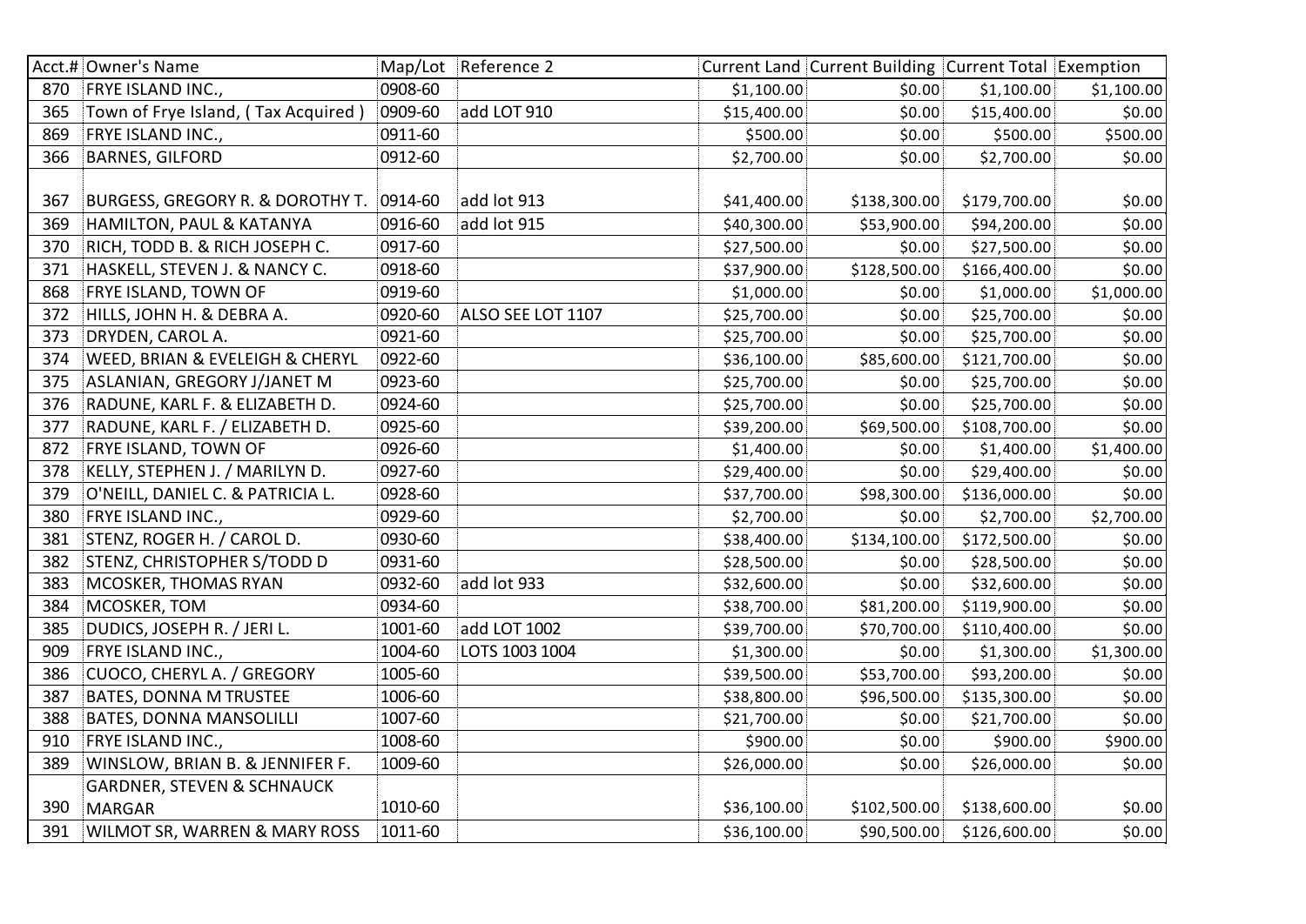| Acct.# | Owner's Name | Map/Lot | Reference 2 | Current Land | Current Building | Current Total | Exemption |
|---|---|---|---|---|---|---|---|
| 870 | FRYE ISLAND INC., | 0908-60 | | $1,100.00 | $0.00 | $1,100.00 | $1,100.00 |
| 365 | Town of Frye Island, ( Tax Acquired ) | 0909-60 | add LOT 910 | $15,400.00 | $0.00 | $15,400.00 | $0.00 |
| 869 | FRYE ISLAND INC., | 0911-60 | | $500.00 | $0.00 | $500.00 | $500.00 |
| 366 | BARNES, GILFORD | 0912-60 | | $2,700.00 | $0.00 | $2,700.00 | $0.00 |
| 367 | BURGESS, GREGORY R. & DOROTHY T. | 0914-60 | add lot 913 | $41,400.00 | $138,300.00 | $179,700.00 | $0.00 |
| 369 | HAMILTON, PAUL & KATANYA | 0916-60 | add lot 915 | $40,300.00 | $53,900.00 | $94,200.00 | $0.00 |
| 370 | RICH, TODD B. & RICH JOSEPH C. | 0917-60 | | $27,500.00 | $0.00 | $27,500.00 | $0.00 |
| 371 | HASKELL, STEVEN J. & NANCY C. | 0918-60 | | $37,900.00 | $128,500.00 | $166,400.00 | $0.00 |
| 868 | FRYE ISLAND, TOWN OF | 0919-60 | | $1,000.00 | $0.00 | $1,000.00 | $1,000.00 |
| 372 | HILLS, JOHN H. & DEBRA A. | 0920-60 | ALSO SEE LOT 1107 | $25,700.00 | $0.00 | $25,700.00 | $0.00 |
| 373 | DRYDEN, CAROL A. | 0921-60 | | $25,700.00 | $0.00 | $25,700.00 | $0.00 |
| 374 | WEED, BRIAN & EVELEIGH & CHERYL | 0922-60 | | $36,100.00 | $85,600.00 | $121,700.00 | $0.00 |
| 375 | ASLANIAN, GREGORY J/JANET M | 0923-60 | | $25,700.00 | $0.00 | $25,700.00 | $0.00 |
| 376 | RADUNE, KARL F. & ELIZABETH D. | 0924-60 | | $25,700.00 | $0.00 | $25,700.00 | $0.00 |
| 377 | RADUNE, KARL F. / ELIZABETH D. | 0925-60 | | $39,200.00 | $69,500.00 | $108,700.00 | $0.00 |
| 872 | FRYE ISLAND, TOWN OF | 0926-60 | | $1,400.00 | $0.00 | $1,400.00 | $1,400.00 |
| 378 | KELLY, STEPHEN J. / MARILYN D. | 0927-60 | | $29,400.00 | $0.00 | $29,400.00 | $0.00 |
| 379 | O'NEILL, DANIEL C. & PATRICIA L. | 0928-60 | | $37,700.00 | $98,300.00 | $136,000.00 | $0.00 |
| 380 | FRYE ISLAND INC., | 0929-60 | | $2,700.00 | $0.00 | $2,700.00 | $2,700.00 |
| 381 | STENZ, ROGER H. / CAROL D. | 0930-60 | | $38,400.00 | $134,100.00 | $172,500.00 | $0.00 |
| 382 | STENZ, CHRISTOPHER S/TODD D | 0931-60 | | $28,500.00 | $0.00 | $28,500.00 | $0.00 |
| 383 | MCOSKER, THOMAS RYAN | 0932-60 | add lot 933 | $32,600.00 | $0.00 | $32,600.00 | $0.00 |
| 384 | MCOSKER, TOM | 0934-60 | | $38,700.00 | $81,200.00 | $119,900.00 | $0.00 |
| 385 | DUDICS, JOSEPH R. / JERI L. | 1001-60 | add LOT 1002 | $39,700.00 | $70,700.00 | $110,400.00 | $0.00 |
| 909 | FRYE ISLAND INC., | 1004-60 | LOTS 1003 1004 | $1,300.00 | $0.00 | $1,300.00 | $1,300.00 |
| 386 | CUOCO, CHERYL A. / GREGORY | 1005-60 | | $39,500.00 | $53,700.00 | $93,200.00 | $0.00 |
| 387 | BATES, DONNA M TRUSTEE | 1006-60 | | $38,800.00 | $96,500.00 | $135,300.00 | $0.00 |
| 388 | BATES, DONNA MANSOLILLI | 1007-60 | | $21,700.00 | $0.00 | $21,700.00 | $0.00 |
| 910 | FRYE ISLAND INC., | 1008-60 | | $900.00 | $0.00 | $900.00 | $900.00 |
| 389 | WINSLOW, BRIAN B. & JENNIFER F. | 1009-60 | | $26,000.00 | $0.00 | $26,000.00 | $0.00 |
| 390 | GARDNER, STEVEN & SCHNAUCK MARGAR | 1010-60 | | $36,100.00 | $102,500.00 | $138,600.00 | $0.00 |
| 391 | WILMOT SR, WARREN & MARY ROSS | 1011-60 | | $36,100.00 | $90,500.00 | $126,600.00 | $0.00 |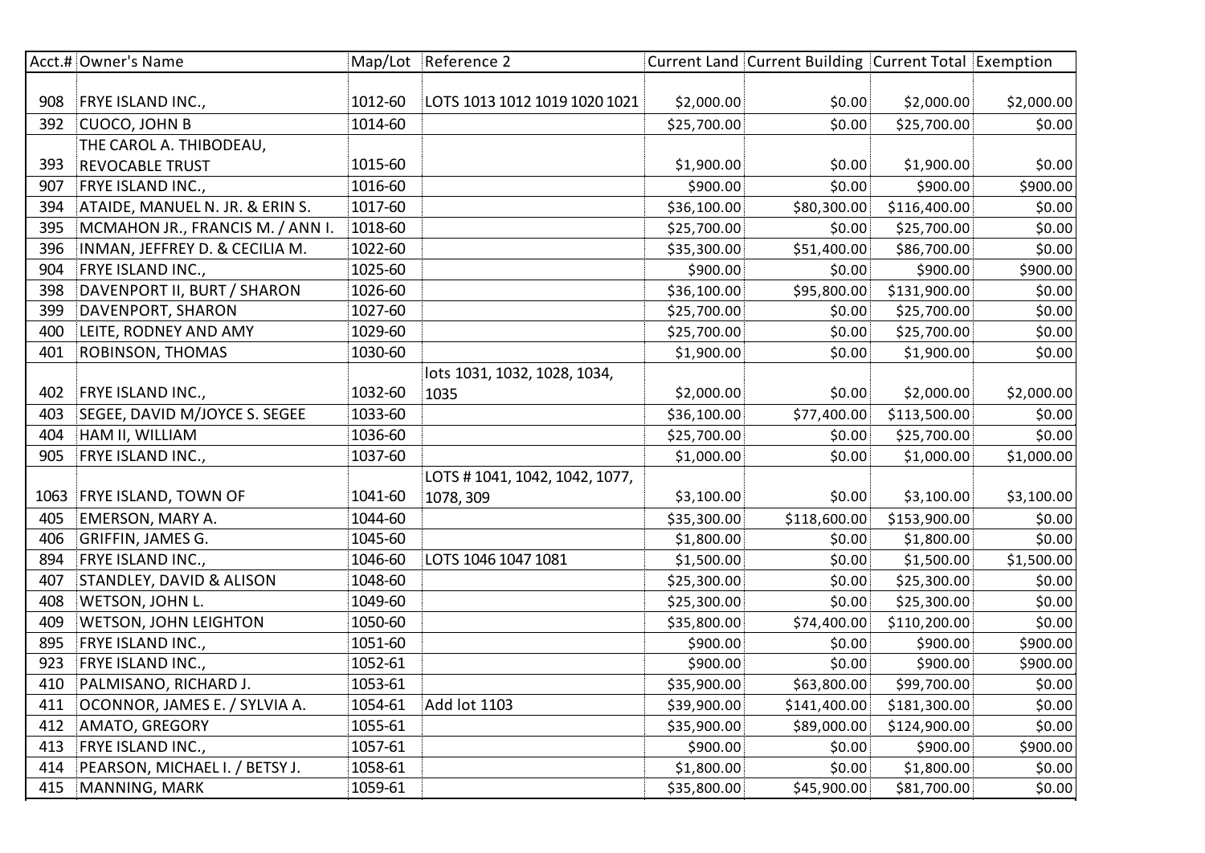| Acct.# | Owner's Name | Map/Lot | Reference 2 | Current Land | Current Building | Current Total | Exemption |
|---|---|---|---|---|---|---|---|
| 908 | FRYE ISLAND INC., | 1012-60 | LOTS 1013 1012 1019 1020 1021 | $2,000.00 | $0.00 | $2,000.00 | $2,000.00 |
| 392 | CUOCO, JOHN B | 1014-60 | | $25,700.00 | $0.00 | $25,700.00 | $0.00 |
| 393 | THE CAROL A. THIBODEAU, REVOCABLE TRUST | 1015-60 | | $1,900.00 | $0.00 | $1,900.00 | $0.00 |
| 907 | FRYE ISLAND INC., | 1016-60 | | $900.00 | $0.00 | $900.00 | $900.00 |
| 394 | ATAIDE, MANUEL N. JR. & ERIN S. | 1017-60 | | $36,100.00 | $80,300.00 | $116,400.00 | $0.00 |
| 395 | MCMAHON JR., FRANCIS M. / ANN I. | 1018-60 | | $25,700.00 | $0.00 | $25,700.00 | $0.00 |
| 396 | INMAN, JEFFREY D. & CECILIA M. | 1022-60 | | $35,300.00 | $51,400.00 | $86,700.00 | $0.00 |
| 904 | FRYE ISLAND INC., | 1025-60 | | $900.00 | $0.00 | $900.00 | $900.00 |
| 398 | DAVENPORT II, BURT / SHARON | 1026-60 | | $36,100.00 | $95,800.00 | $131,900.00 | $0.00 |
| 399 | DAVENPORT, SHARON | 1027-60 | | $25,700.00 | $0.00 | $25,700.00 | $0.00 |
| 400 | LEITE, RODNEY AND AMY | 1029-60 | | $25,700.00 | $0.00 | $25,700.00 | $0.00 |
| 401 | ROBINSON, THOMAS | 1030-60 | | $1,900.00 | $0.00 | $1,900.00 | $0.00 |
| 402 | FRYE ISLAND INC., | 1032-60 | lots 1031, 1032, 1028, 1034, 1035 | $2,000.00 | $0.00 | $2,000.00 | $2,000.00 |
| 403 | SEGEE, DAVID M/JOYCE S. SEGEE | 1033-60 | | $36,100.00 | $77,400.00 | $113,500.00 | $0.00 |
| 404 | HAM II, WILLIAM | 1036-60 | | $25,700.00 | $0.00 | $25,700.00 | $0.00 |
| 905 | FRYE ISLAND INC., | 1037-60 | | $1,000.00 | $0.00 | $1,000.00 | $1,000.00 |
| 1063 | FRYE ISLAND, TOWN OF | 1041-60 | LOTS # 1041, 1042, 1042, 1077, 1078, 309 | $3,100.00 | $0.00 | $3,100.00 | $3,100.00 |
| 405 | EMERSON, MARY A. | 1044-60 | | $35,300.00 | $118,600.00 | $153,900.00 | $0.00 |
| 406 | GRIFFIN, JAMES G. | 1045-60 | | $1,800.00 | $0.00 | $1,800.00 | $0.00 |
| 894 | FRYE ISLAND INC., | 1046-60 | LOTS 1046 1047 1081 | $1,500.00 | $0.00 | $1,500.00 | $1,500.00 |
| 407 | STANDLEY, DAVID & ALISON | 1048-60 | | $25,300.00 | $0.00 | $25,300.00 | $0.00 |
| 408 | WETSON, JOHN L. | 1049-60 | | $25,300.00 | $0.00 | $25,300.00 | $0.00 |
| 409 | WETSON, JOHN LEIGHTON | 1050-60 | | $35,800.00 | $74,400.00 | $110,200.00 | $0.00 |
| 895 | FRYE ISLAND INC., | 1051-60 | | $900.00 | $0.00 | $900.00 | $900.00 |
| 923 | FRYE ISLAND INC., | 1052-61 | | $900.00 | $0.00 | $900.00 | $900.00 |
| 410 | PALMISANO, RICHARD J. | 1053-61 | | $35,900.00 | $63,800.00 | $99,700.00 | $0.00 |
| 411 | OCONNOR, JAMES E. / SYLVIA A. | 1054-61 | Add lot 1103 | $39,900.00 | $141,400.00 | $181,300.00 | $0.00 |
| 412 | AMATO, GREGORY | 1055-61 | | $35,900.00 | $89,000.00 | $124,900.00 | $0.00 |
| 413 | FRYE ISLAND INC., | 1057-61 | | $900.00 | $0.00 | $900.00 | $900.00 |
| 414 | PEARSON, MICHAEL I. / BETSY J. | 1058-61 | | $1,800.00 | $0.00 | $1,800.00 | $0.00 |
| 415 | MANNING, MARK | 1059-61 | | $35,800.00 | $45,900.00 | $81,700.00 | $0.00 |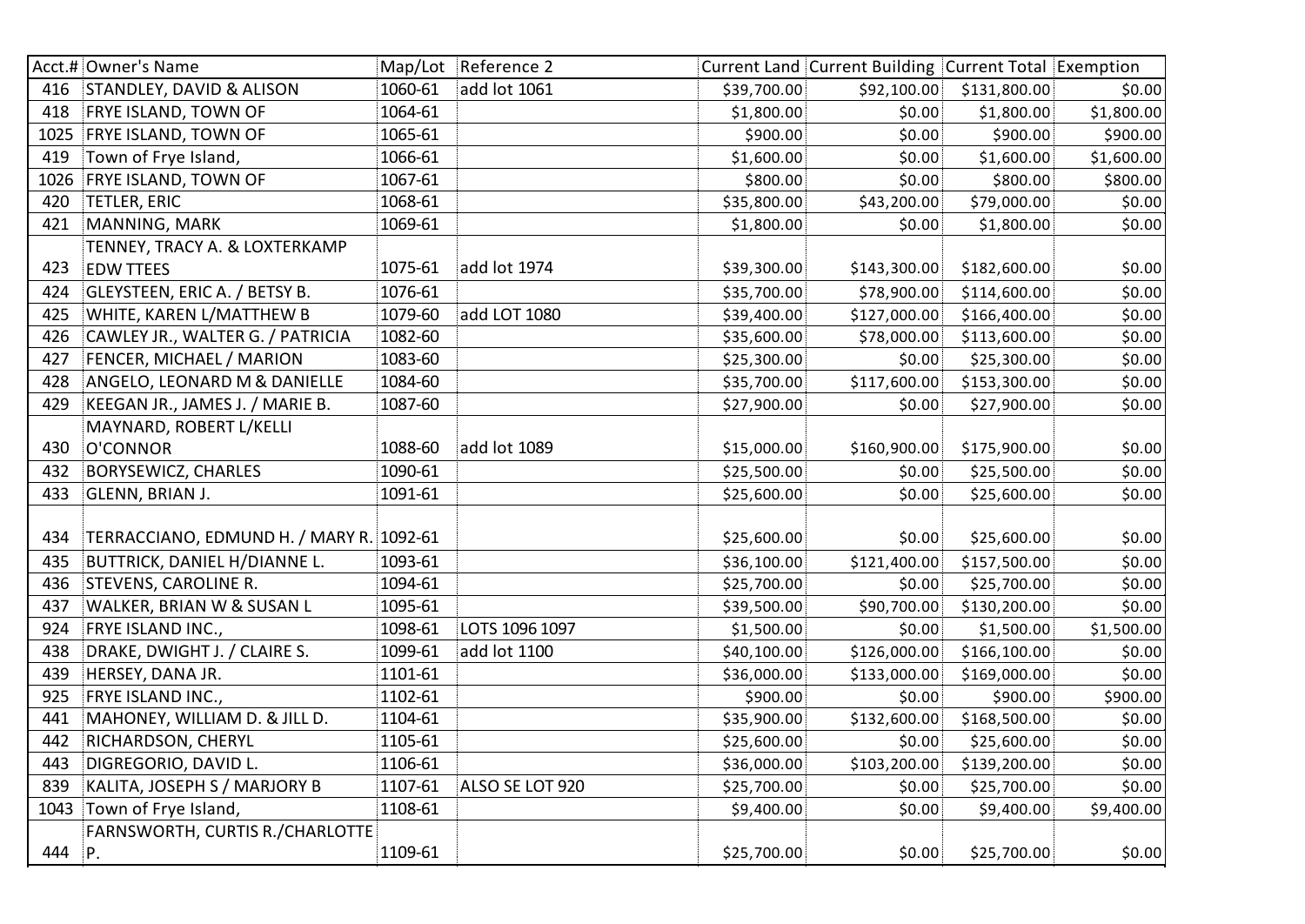| Acct.# | Owner's Name | Map/Lot | Reference 2 | Current Land | Current Building | Current Total | Exemption |
|---|---|---|---|---|---|---|---|
| 416 | STANDLEY, DAVID & ALISON | 1060-61 | add lot 1061 | $39,700.00 | $92,100.00 | $131,800.00 | $0.00 |
| 418 | FRYE ISLAND, TOWN OF | 1064-61 | | $1,800.00 | $0.00 | $1,800.00 | $1,800.00 |
| 1025 | FRYE ISLAND, TOWN OF | 1065-61 | | $900.00 | $0.00 | $900.00 | $900.00 |
| 419 | Town of Frye Island, | 1066-61 | | $1,600.00 | $0.00 | $1,600.00 | $1,600.00 |
| 1026 | FRYE ISLAND, TOWN OF | 1067-61 | | $800.00 | $0.00 | $800.00 | $800.00 |
| 420 | TETLER, ERIC | 1068-61 | | $35,800.00 | $43,200.00 | $79,000.00 | $0.00 |
| 421 | MANNING, MARK | 1069-61 | | $1,800.00 | $0.00 | $1,800.00 | $0.00 |
| 423 | TENNEY, TRACY A. & LOXTERKAMP EDW TTEES | 1075-61 | add lot 1974 | $39,300.00 | $143,300.00 | $182,600.00 | $0.00 |
| 424 | GLEYSTEEN, ERIC A. / BETSY B. | 1076-61 | | $35,700.00 | $78,900.00 | $114,600.00 | $0.00 |
| 425 | WHITE, KAREN L/MATTHEW B | 1079-60 | add LOT 1080 | $39,400.00 | $127,000.00 | $166,400.00 | $0.00 |
| 426 | CAWLEY JR., WALTER G. / PATRICIA | 1082-60 | | $35,600.00 | $78,000.00 | $113,600.00 | $0.00 |
| 427 | FENCER, MICHAEL / MARION | 1083-60 | | $25,300.00 | $0.00 | $25,300.00 | $0.00 |
| 428 | ANGELO, LEONARD M & DANIELLE | 1084-60 | | $35,700.00 | $117,600.00 | $153,300.00 | $0.00 |
| 429 | KEEGAN JR., JAMES J. / MARIE B. | 1087-60 | | $27,900.00 | $0.00 | $27,900.00 | $0.00 |
| 430 | MAYNARD, ROBERT L/KELLI O'CONNOR | 1088-60 | add lot 1089 | $15,000.00 | $160,900.00 | $175,900.00 | $0.00 |
| 432 | BORYSEWICZ, CHARLES | 1090-61 | | $25,500.00 | $0.00 | $25,500.00 | $0.00 |
| 433 | GLENN, BRIAN J. | 1091-61 | | $25,600.00 | $0.00 | $25,600.00 | $0.00 |
| 434 | TERRACCIANO, EDMUND H. / MARY R. | 1092-61 | | $25,600.00 | $0.00 | $25,600.00 | $0.00 |
| 435 | BUTTRICK, DANIEL H/DIANNE L. | 1093-61 | | $36,100.00 | $121,400.00 | $157,500.00 | $0.00 |
| 436 | STEVENS, CAROLINE R. | 1094-61 | | $25,700.00 | $0.00 | $25,700.00 | $0.00 |
| 437 | WALKER, BRIAN W & SUSAN L | 1095-61 | | $39,500.00 | $90,700.00 | $130,200.00 | $0.00 |
| 924 | FRYE ISLAND INC., | 1098-61 | LOTS 1096 1097 | $1,500.00 | $0.00 | $1,500.00 | $1,500.00 |
| 438 | DRAKE, DWIGHT J. / CLAIRE S. | 1099-61 | add lot 1100 | $40,100.00 | $126,000.00 | $166,100.00 | $0.00 |
| 439 | HERSEY, DANA JR. | 1101-61 | | $36,000.00 | $133,000.00 | $169,000.00 | $0.00 |
| 925 | FRYE ISLAND INC., | 1102-61 | | $900.00 | $0.00 | $900.00 | $900.00 |
| 441 | MAHONEY, WILLIAM D. & JILL D. | 1104-61 | | $35,900.00 | $132,600.00 | $168,500.00 | $0.00 |
| 442 | RICHARDSON, CHERYL | 1105-61 | | $25,600.00 | $0.00 | $25,600.00 | $0.00 |
| 443 | DIGREGORIO, DAVID L. | 1106-61 | | $36,000.00 | $103,200.00 | $139,200.00 | $0.00 |
| 839 | KALITA, JOSEPH S / MARJORY B | 1107-61 | ALSO SE LOT 920 | $25,700.00 | $0.00 | $25,700.00 | $0.00 |
| 1043 | Town of Frye Island, | 1108-61 | | $9,400.00 | $0.00 | $9,400.00 | $9,400.00 |
| 444 | FARNSWORTH, CURTIS R./CHARLOTTE P. | 1109-61 | | $25,700.00 | $0.00 | $25,700.00 | $0.00 |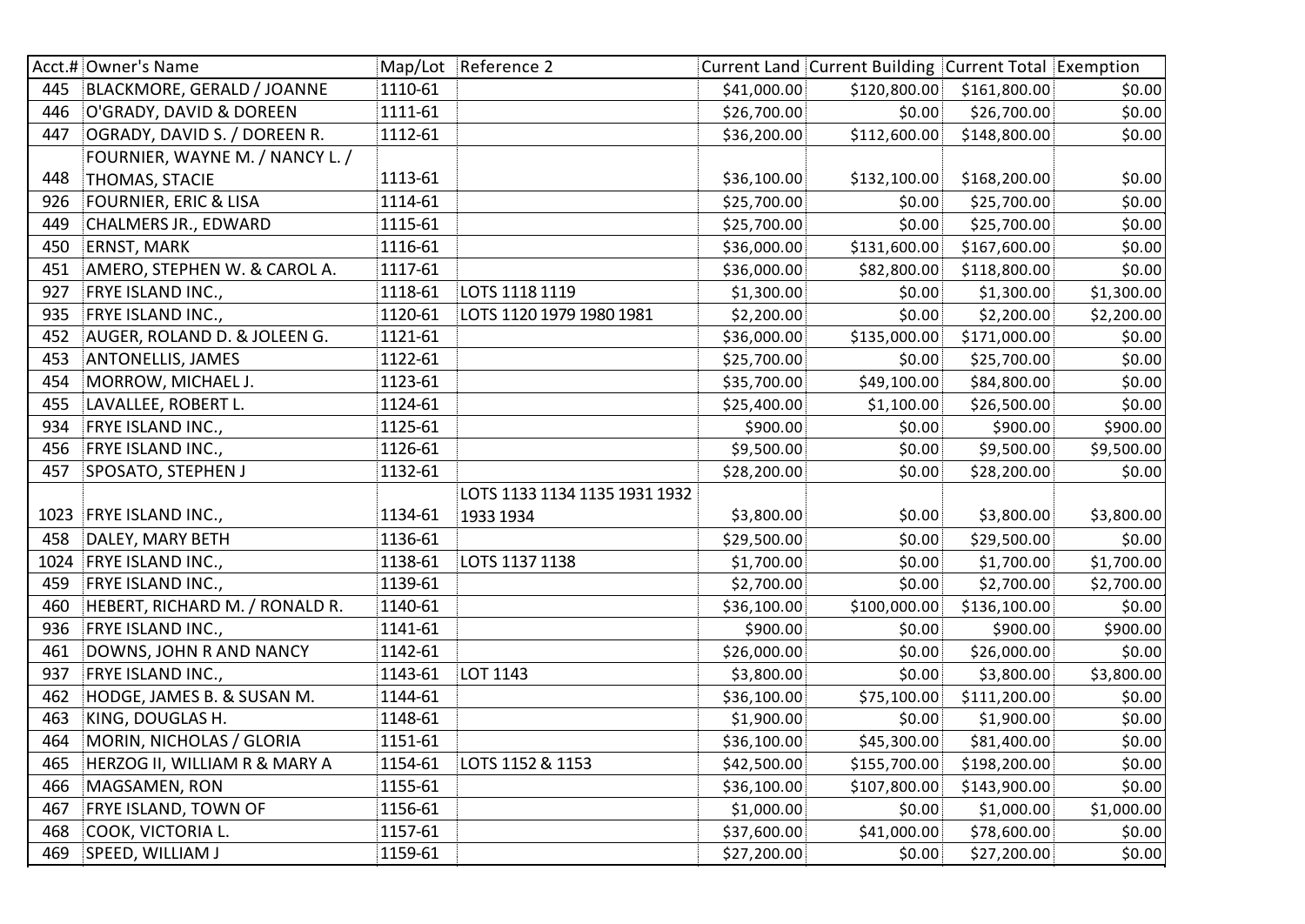| Acct.# | Owner's Name | Map/Lot | Reference 2 | Current Land | Current Building | Current Total | Exemption |
|---|---|---|---|---|---|---|---|
| 445 | BLACKMORE, GERALD / JOANNE | 1110-61 | | $41,000.00 | $120,800.00 | $161,800.00 | $0.00 |
| 446 | O'GRADY, DAVID & DOREEN | 1111-61 | | $26,700.00 | $0.00 | $26,700.00 | $0.00 |
| 447 | OGRADY, DAVID S. / DOREEN R. | 1112-61 | | $36,200.00 | $112,600.00 | $148,800.00 | $0.00 |
| 448 | FOURNIER, WAYNE M. / NANCY L. / THOMAS, STACIE | 1113-61 | | $36,100.00 | $132,100.00 | $168,200.00 | $0.00 |
| 926 | FOURNIER, ERIC & LISA | 1114-61 | | $25,700.00 | $0.00 | $25,700.00 | $0.00 |
| 449 | CHALMERS JR., EDWARD | 1115-61 | | $25,700.00 | $0.00 | $25,700.00 | $0.00 |
| 450 | ERNST, MARK | 1116-61 | | $36,000.00 | $131,600.00 | $167,600.00 | $0.00 |
| 451 | AMERO, STEPHEN W. & CAROL A. | 1117-61 | | $36,000.00 | $82,800.00 | $118,800.00 | $0.00 |
| 927 | FRYE ISLAND INC., | 1118-61 | LOTS 1118 1119 | $1,300.00 | $0.00 | $1,300.00 | $1,300.00 |
| 935 | FRYE ISLAND INC., | 1120-61 | LOTS 1120 1979 1980 1981 | $2,200.00 | $0.00 | $2,200.00 | $2,200.00 |
| 452 | AUGER, ROLAND D. & JOLEEN G. | 1121-61 | | $36,000.00 | $135,000.00 | $171,000.00 | $0.00 |
| 453 | ANTONELLIS, JAMES | 1122-61 | | $25,700.00 | $0.00 | $25,700.00 | $0.00 |
| 454 | MORROW, MICHAEL J. | 1123-61 | | $35,700.00 | $49,100.00 | $84,800.00 | $0.00 |
| 455 | LAVALLEE, ROBERT L. | 1124-61 | | $25,400.00 | $1,100.00 | $26,500.00 | $0.00 |
| 934 | FRYE ISLAND INC., | 1125-61 | | $900.00 | $0.00 | $900.00 | $900.00 |
| 456 | FRYE ISLAND INC., | 1126-61 | | $9,500.00 | $0.00 | $9,500.00 | $9,500.00 |
| 457 | SPOSATO, STEPHEN J | 1132-61 | | $28,200.00 | $0.00 | $28,200.00 | $0.00 |
| 1023 | FRYE ISLAND INC., | 1134-61 | LOTS 1133 1134 1135 1931 1932 1933 1934 | $3,800.00 | $0.00 | $3,800.00 | $3,800.00 |
| 458 | DALEY, MARY BETH | 1136-61 | | $29,500.00 | $0.00 | $29,500.00 | $0.00 |
| 1024 | FRYE ISLAND INC., | 1138-61 | LOTS 1137 1138 | $1,700.00 | $0.00 | $1,700.00 | $1,700.00 |
| 459 | FRYE ISLAND INC., | 1139-61 | | $2,700.00 | $0.00 | $2,700.00 | $2,700.00 |
| 460 | HEBERT, RICHARD M. / RONALD R. | 1140-61 | | $36,100.00 | $100,000.00 | $136,100.00 | $0.00 |
| 936 | FRYE ISLAND INC., | 1141-61 | | $900.00 | $0.00 | $900.00 | $900.00 |
| 461 | DOWNS, JOHN R AND NANCY | 1142-61 | | $26,000.00 | $0.00 | $26,000.00 | $0.00 |
| 937 | FRYE ISLAND INC., | 1143-61 | LOT 1143 | $3,800.00 | $0.00 | $3,800.00 | $3,800.00 |
| 462 | HODGE, JAMES B. & SUSAN M. | 1144-61 | | $36,100.00 | $75,100.00 | $111,200.00 | $0.00 |
| 463 | KING, DOUGLAS H. | 1148-61 | | $1,900.00 | $0.00 | $1,900.00 | $0.00 |
| 464 | MORIN, NICHOLAS / GLORIA | 1151-61 | | $36,100.00 | $45,300.00 | $81,400.00 | $0.00 |
| 465 | HERZOG II, WILLIAM R & MARY A | 1154-61 | LOTS 1152 & 1153 | $42,500.00 | $155,700.00 | $198,200.00 | $0.00 |
| 466 | MAGSAMEN, RON | 1155-61 | | $36,100.00 | $107,800.00 | $143,900.00 | $0.00 |
| 467 | FRYE ISLAND, TOWN OF | 1156-61 | | $1,000.00 | $0.00 | $1,000.00 | $1,000.00 |
| 468 | COOK, VICTORIA L. | 1157-61 | | $37,600.00 | $41,000.00 | $78,600.00 | $0.00 |
| 469 | SPEED, WILLIAM J | 1159-61 | | $27,200.00 | $0.00 | $27,200.00 | $0.00 |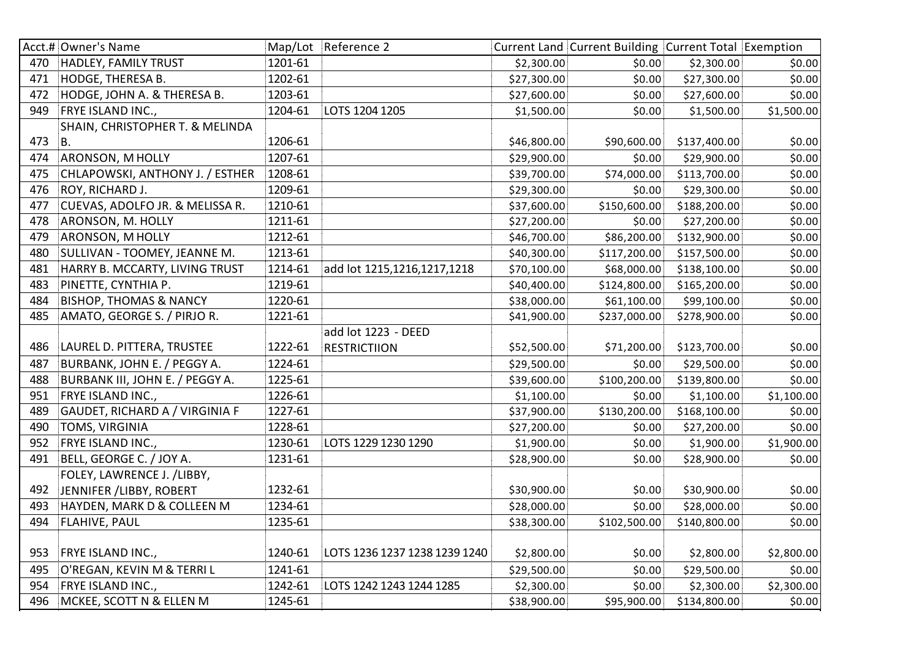| Acct.# | Owner's Name | Map/Lot | Reference 2 | Current Land | Current Building | Current Total | Exemption |
|---|---|---|---|---|---|---|---|
| 470 | HADLEY, FAMILY TRUST | 1201-61 | | $2,300.00 | $0.00 | $2,300.00 | $0.00 |
| 471 | HODGE, THERESA B. | 1202-61 | | $27,300.00 | $0.00 | $27,300.00 | $0.00 |
| 472 | HODGE, JOHN A. & THERESA B. | 1203-61 | | $27,600.00 | $0.00 | $27,600.00 | $0.00 |
| 949 | FRYE ISLAND INC., | 1204-61 | LOTS 1204 1205 | $1,500.00 | $0.00 | $1,500.00 | $1,500.00 |
| 473 | SHAIN, CHRISTOPHER T. & MELINDA B. | 1206-61 | | $46,800.00 | $90,600.00 | $137,400.00 | $0.00 |
| 474 | ARONSON, M HOLLY | 1207-61 | | $29,900.00 | $0.00 | $29,900.00 | $0.00 |
| 475 | CHLAPOWSKI, ANTHONY J. / ESTHER | 1208-61 | | $39,700.00 | $74,000.00 | $113,700.00 | $0.00 |
| 476 | ROY, RICHARD J. | 1209-61 | | $29,300.00 | $0.00 | $29,300.00 | $0.00 |
| 477 | CUEVAS, ADOLFO JR. & MELISSA R. | 1210-61 | | $37,600.00 | $150,600.00 | $188,200.00 | $0.00 |
| 478 | ARONSON, M. HOLLY | 1211-61 | | $27,200.00 | $0.00 | $27,200.00 | $0.00 |
| 479 | ARONSON, M HOLLY | 1212-61 | | $46,700.00 | $86,200.00 | $132,900.00 | $0.00 |
| 480 | SULLIVAN - TOOMEY, JEANNE M. | 1213-61 | | $40,300.00 | $117,200.00 | $157,500.00 | $0.00 |
| 481 | HARRY B. MCCARTY, LIVING TRUST | 1214-61 | add lot 1215,1216,1217,1218 | $70,100.00 | $68,000.00 | $138,100.00 | $0.00 |
| 483 | PINETTE, CYNTHIA P. | 1219-61 | | $40,400.00 | $124,800.00 | $165,200.00 | $0.00 |
| 484 | BISHOP, THOMAS & NANCY | 1220-61 | | $38,000.00 | $61,100.00 | $99,100.00 | $0.00 |
| 485 | AMATO, GEORGE S. / PIRJO R. | 1221-61 | | $41,900.00 | $237,000.00 | $278,900.00 | $0.00 |
| 486 | LAUREL D. PITTERA, TRUSTEE | 1222-61 | add lot 1223 - DEED RESTRICTIION | $52,500.00 | $71,200.00 | $123,700.00 | $0.00 |
| 487 | BURBANK, JOHN E. / PEGGY A. | 1224-61 | | $29,500.00 | $0.00 | $29,500.00 | $0.00 |
| 488 | BURBANK III, JOHN E. / PEGGY A. | 1225-61 | | $39,600.00 | $100,200.00 | $139,800.00 | $0.00 |
| 951 | FRYE ISLAND INC., | 1226-61 | | $1,100.00 | $0.00 | $1,100.00 | $1,100.00 |
| 489 | GAUDET, RICHARD A / VIRGINIA F | 1227-61 | | $37,900.00 | $130,200.00 | $168,100.00 | $0.00 |
| 490 | TOMS, VIRGINIA | 1228-61 | | $27,200.00 | $0.00 | $27,200.00 | $0.00 |
| 952 | FRYE ISLAND INC., | 1230-61 | LOTS 1229 1230 1290 | $1,900.00 | $0.00 | $1,900.00 | $1,900.00 |
| 491 | BELL, GEORGE C. / JOY A. | 1231-61 | | $28,900.00 | $0.00 | $28,900.00 | $0.00 |
| 492 | FOLEY, LAWRENCE J. /LIBBY, JENNIFER /LIBBY, ROBERT | 1232-61 | | $30,900.00 | $0.00 | $30,900.00 | $0.00 |
| 493 | HAYDEN, MARK D & COLLEEN M | 1234-61 | | $28,000.00 | $0.00 | $28,000.00 | $0.00 |
| 494 | FLAHIVE, PAUL | 1235-61 | | $38,300.00 | $102,500.00 | $140,800.00 | $0.00 |
| 953 | FRYE ISLAND INC., | 1240-61 | LOTS 1236 1237 1238 1239 1240 | $2,800.00 | $0.00 | $2,800.00 | $2,800.00 |
| 495 | O'REGAN, KEVIN M & TERRI L | 1241-61 | | $29,500.00 | $0.00 | $29,500.00 | $0.00 |
| 954 | FRYE ISLAND INC., | 1242-61 | LOTS 1242 1243 1244 1285 | $2,300.00 | $0.00 | $2,300.00 | $2,300.00 |
| 496 | MCKEE, SCOTT N & ELLEN M | 1245-61 | | $38,900.00 | $95,900.00 | $134,800.00 | $0.00 |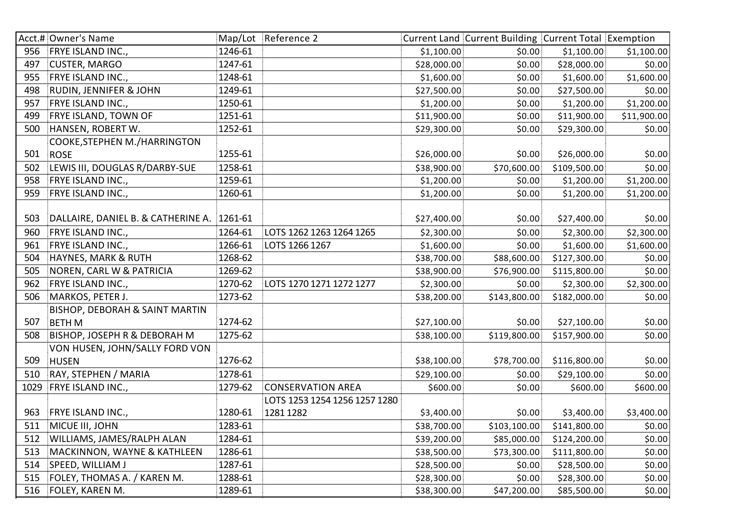| Acct.# | Owner's Name | Map/Lot | Reference 2 | Current Land | Current Building | Current Total | Exemption |
|---|---|---|---|---|---|---|---|
| 956 | FRYE ISLAND INC., | 1246-61 | | $1,100.00 | $0.00 | $1,100.00 | $1,100.00 |
| 497 | CUSTER, MARGO | 1247-61 | | $28,000.00 | $0.00 | $28,000.00 | $0.00 |
| 955 | FRYE ISLAND INC., | 1248-61 | | $1,600.00 | $0.00 | $1,600.00 | $1,600.00 |
| 498 | RUDIN, JENNIFER & JOHN | 1249-61 | | $27,500.00 | $0.00 | $27,500.00 | $0.00 |
| 957 | FRYE ISLAND INC., | 1250-61 | | $1,200.00 | $0.00 | $1,200.00 | $1,200.00 |
| 499 | FRYE ISLAND, TOWN OF | 1251-61 | | $11,900.00 | $0.00 | $11,900.00 | $11,900.00 |
| 500 | HANSEN, ROBERT W. | 1252-61 | | $29,300.00 | $0.00 | $29,300.00 | $0.00 |
| 501 | COOKE,STEPHEN M./HARRINGTON ROSE | 1255-61 | | $26,000.00 | $0.00 | $26,000.00 | $0.00 |
| 502 | LEWIS III, DOUGLAS R/DARBY-SUE | 1258-61 | | $38,900.00 | $70,600.00 | $109,500.00 | $0.00 |
| 958 | FRYE ISLAND INC., | 1259-61 | | $1,200.00 | $0.00 | $1,200.00 | $1,200.00 |
| 959 | FRYE ISLAND INC., | 1260-61 | | $1,200.00 | $0.00 | $1,200.00 | $1,200.00 |
| 503 | DALLAIRE, DANIEL B. & CATHERINE A. | 1261-61 | | $27,400.00 | $0.00 | $27,400.00 | $0.00 |
| 960 | FRYE ISLAND INC., | 1264-61 | LOTS 1262 1263 1264 1265 | $2,300.00 | $0.00 | $2,300.00 | $2,300.00 |
| 961 | FRYE ISLAND INC., | 1266-61 | LOTS 1266 1267 | $1,600.00 | $0.00 | $1,600.00 | $1,600.00 |
| 504 | HAYNES, MARK & RUTH | 1268-62 | | $38,700.00 | $88,600.00 | $127,300.00 | $0.00 |
| 505 | NOREN, CARL W & PATRICIA | 1269-62 | | $38,900.00 | $76,900.00 | $115,800.00 | $0.00 |
| 962 | FRYE ISLAND INC., | 1270-62 | LOTS 1270 1271 1272 1277 | $2,300.00 | $0.00 | $2,300.00 | $2,300.00 |
| 506 | MARKOS, PETER J. | 1273-62 | | $38,200.00 | $143,800.00 | $182,000.00 | $0.00 |
| 507 | BISHOP, DEBORAH & SAINT MARTIN BETH M | 1274-62 | | $27,100.00 | $0.00 | $27,100.00 | $0.00 |
| 508 | BISHOP, JOSEPH R & DEBORAH M | 1275-62 | | $38,100.00 | $119,800.00 | $157,900.00 | $0.00 |
| 509 | VON HUSEN, JOHN/SALLY FORD VON HUSEN | 1276-62 | | $38,100.00 | $78,700.00 | $116,800.00 | $0.00 |
| 510 | RAY, STEPHEN / MARIA | 1278-61 | | $29,100.00 | $0.00 | $29,100.00 | $0.00 |
| 1029 | FRYE ISLAND INC., | 1279-62 | CONSERVATION AREA | $600.00 | $0.00 | $600.00 | $600.00 |
| 963 | FRYE ISLAND INC., | 1280-61 | LOTS 1253 1254 1256 1257 1280 1281 1282 | $3,400.00 | $0.00 | $3,400.00 | $3,400.00 |
| 511 | MICUE III, JOHN | 1283-61 | | $38,700.00 | $103,100.00 | $141,800.00 | $0.00 |
| 512 | WILLIAMS, JAMES/RALPH ALAN | 1284-61 | | $39,200.00 | $85,000.00 | $124,200.00 | $0.00 |
| 513 | MACKINNON, WAYNE & KATHLEEN | 1286-61 | | $38,500.00 | $73,300.00 | $111,800.00 | $0.00 |
| 514 | SPEED, WILLIAM J | 1287-61 | | $28,500.00 | $0.00 | $28,500.00 | $0.00 |
| 515 | FOLEY, THOMAS A. / KAREN M. | 1288-61 | | $28,300.00 | $0.00 | $28,300.00 | $0.00 |
| 516 | FOLEY, KAREN M. | 1289-61 | | $38,300.00 | $47,200.00 | $85,500.00 | $0.00 |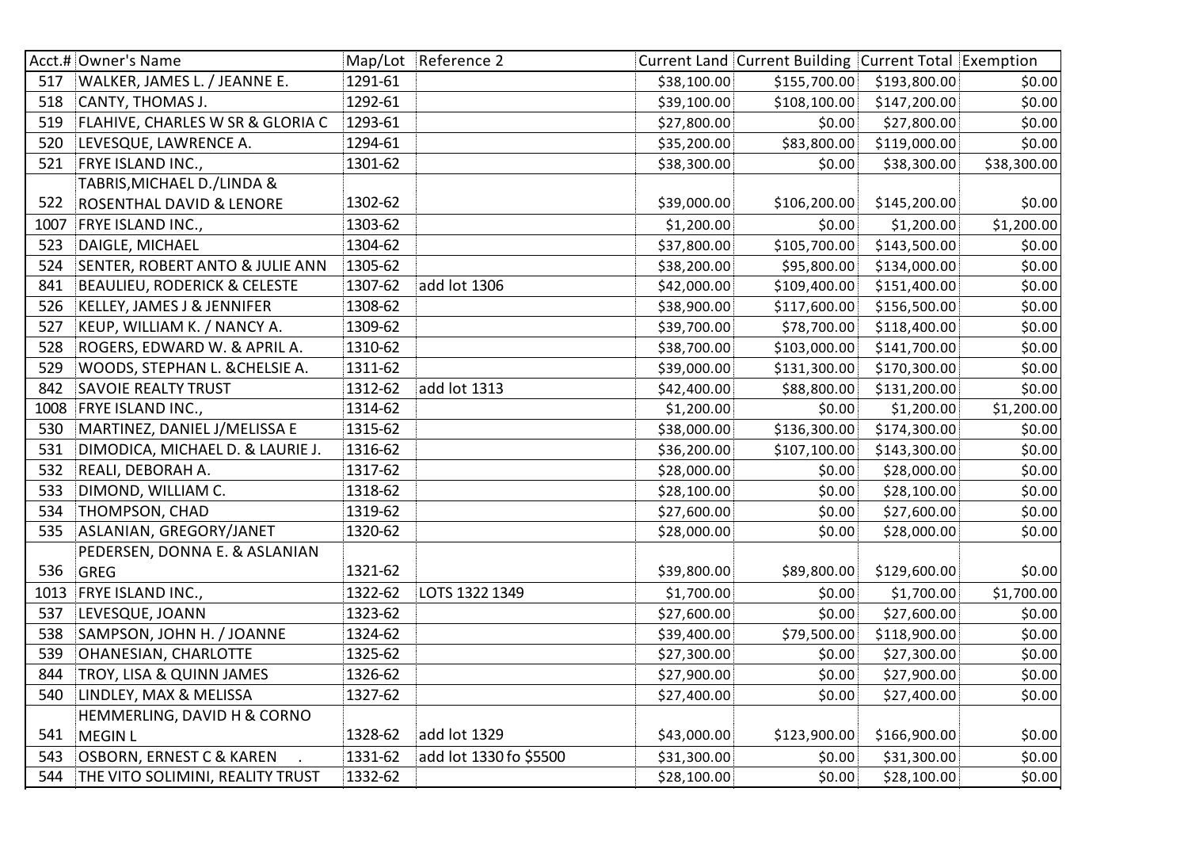| Acct.# | Owner's Name | Map/Lot | Reference 2 | Current Land | Current Building | Current Total | Exemption |
|---|---|---|---|---|---|---|---|
| 517 | WALKER, JAMES L. / JEANNE E. | 1291-61 | | $38,100.00 | $155,700.00 | $193,800.00 | $0.00 |
| 518 | CANTY, THOMAS J. | 1292-61 | | $39,100.00 | $108,100.00 | $147,200.00 | $0.00 |
| 519 | FLAHIVE, CHARLES W SR & GLORIA C | 1293-61 | | $27,800.00 | $0.00 | $27,800.00 | $0.00 |
| 520 | LEVESQUE, LAWRENCE A. | 1294-61 | | $35,200.00 | $83,800.00 | $119,000.00 | $0.00 |
| 521 | FRYE ISLAND INC., | 1301-62 | | $38,300.00 | $0.00 | $38,300.00 | $38,300.00 |
| 522 | TABRIS,MICHAEL D./LINDA & ROSENTHAL DAVID & LENORE | 1302-62 | | $39,000.00 | $106,200.00 | $145,200.00 | $0.00 |
| 1007 | FRYE ISLAND INC., | 1303-62 | | $1,200.00 | $0.00 | $1,200.00 | $1,200.00 |
| 523 | DAIGLE, MICHAEL | 1304-62 | | $37,800.00 | $105,700.00 | $143,500.00 | $0.00 |
| 524 | SENTER, ROBERT ANTO & JULIE ANN | 1305-62 | | $38,200.00 | $95,800.00 | $134,000.00 | $0.00 |
| 841 | BEAULIEU, RODERICK & CELESTE | 1307-62 | add lot 1306 | $42,000.00 | $109,400.00 | $151,400.00 | $0.00 |
| 526 | KELLEY, JAMES J & JENNIFER | 1308-62 | | $38,900.00 | $117,600.00 | $156,500.00 | $0.00 |
| 527 | KEUP, WILLIAM K. / NANCY A. | 1309-62 | | $39,700.00 | $78,700.00 | $118,400.00 | $0.00 |
| 528 | ROGERS, EDWARD W. & APRIL A. | 1310-62 | | $38,700.00 | $103,000.00 | $141,700.00 | $0.00 |
| 529 | WOODS, STEPHAN L. &CHELSIE A. | 1311-62 | | $39,000.00 | $131,300.00 | $170,300.00 | $0.00 |
| 842 | SAVOIE REALTY TRUST | 1312-62 | add lot 1313 | $42,400.00 | $88,800.00 | $131,200.00 | $0.00 |
| 1008 | FRYE ISLAND INC., | 1314-62 | | $1,200.00 | $0.00 | $1,200.00 | $1,200.00 |
| 530 | MARTINEZ, DANIEL J/MELISSA E | 1315-62 | | $38,000.00 | $136,300.00 | $174,300.00 | $0.00 |
| 531 | DIMODICA, MICHAEL D. & LAURIE J. | 1316-62 | | $36,200.00 | $107,100.00 | $143,300.00 | $0.00 |
| 532 | REALI, DEBORAH A. | 1317-62 | | $28,000.00 | $0.00 | $28,000.00 | $0.00 |
| 533 | DIMOND, WILLIAM C. | 1318-62 | | $28,100.00 | $0.00 | $28,100.00 | $0.00 |
| 534 | THOMPSON, CHAD | 1319-62 | | $27,600.00 | $0.00 | $27,600.00 | $0.00 |
| 535 | ASLANIAN, GREGORY/JANET | 1320-62 | | $28,000.00 | $0.00 | $28,000.00 | $0.00 |
| 536 | PEDERSEN, DONNA E. & ASLANIAN GREG | 1321-62 | | $39,800.00 | $89,800.00 | $129,600.00 | $0.00 |
| 1013 | FRYE ISLAND INC., | 1322-62 | LOTS 1322 1349 | $1,700.00 | $0.00 | $1,700.00 | $1,700.00 |
| 537 | LEVESQUE, JOANN | 1323-62 | | $27,600.00 | $0.00 | $27,600.00 | $0.00 |
| 538 | SAMPSON, JOHN H. / JOANNE | 1324-62 | | $39,400.00 | $79,500.00 | $118,900.00 | $0.00 |
| 539 | OHANESIAN, CHARLOTTE | 1325-62 | | $27,300.00 | $0.00 | $27,300.00 | $0.00 |
| 844 | TROY, LISA & QUINN JAMES | 1326-62 | | $27,900.00 | $0.00 | $27,900.00 | $0.00 |
| 540 | LINDLEY, MAX & MELISSA | 1327-62 | | $27,400.00 | $0.00 | $27,400.00 | $0.00 |
| 541 | HEMMERLING, DAVID H & CORNO MEGIN L | 1328-62 | add lot 1329 | $43,000.00 | $123,900.00 | $166,900.00 | $0.00 |
| 543 | OSBORN, ERNEST C & KAREN . | 1331-62 | add lot 1330 fo $5500 | $31,300.00 | $0.00 | $31,300.00 | $0.00 |
| 544 | THE VITO SOLIMINI, REALITY TRUST | 1332-62 | | $28,100.00 | $0.00 | $28,100.00 | $0.00 |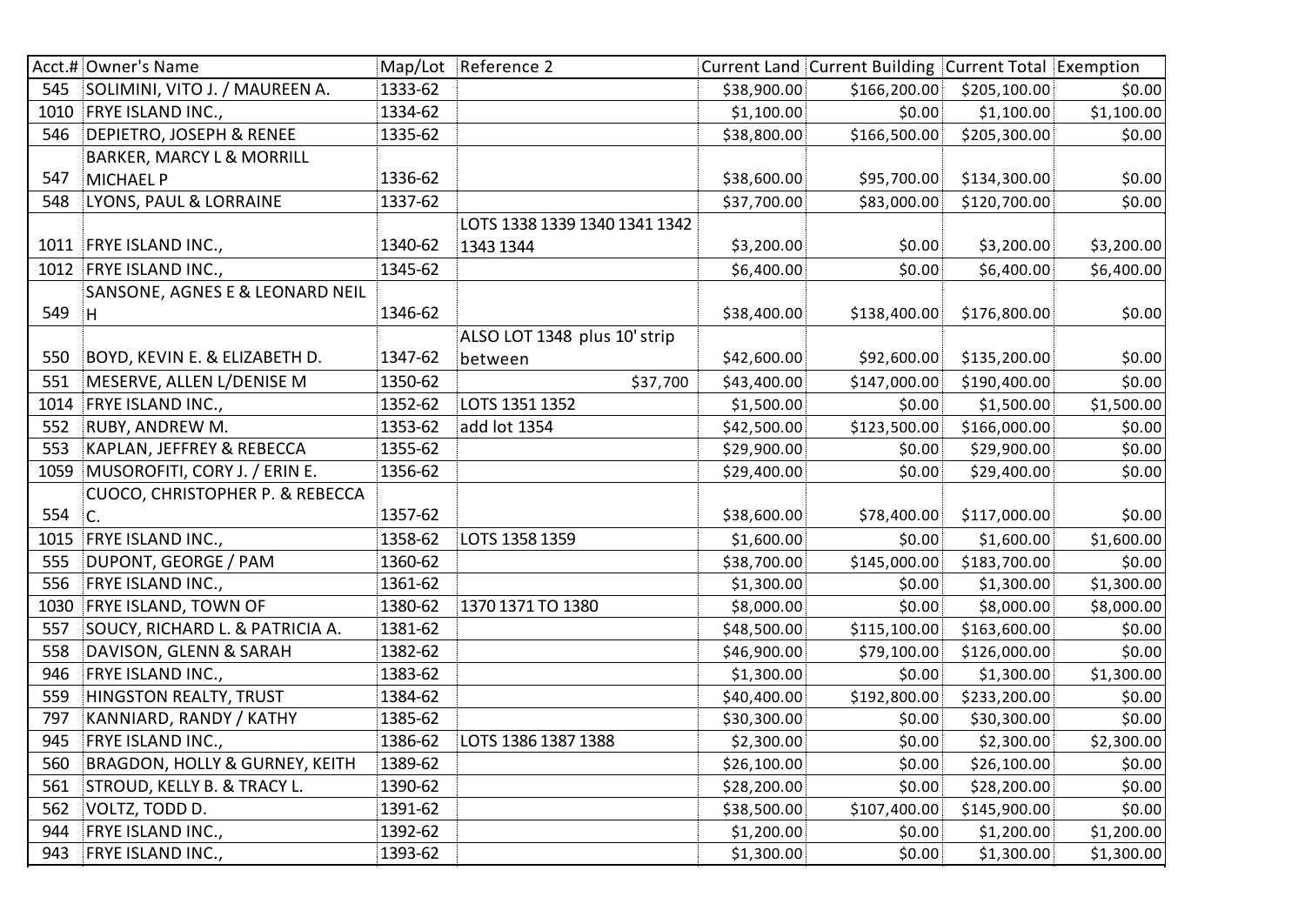| Acct.# | Owner's Name | Map/Lot | Reference 2 | Current Land | Current Building | Current Total | Exemption |
|---|---|---|---|---|---|---|---|
| 545 | SOLIMINI, VITO J. / MAUREEN A. | 1333-62 | | $38,900.00 | $166,200.00 | $205,100.00 | $0.00 |
| 1010 | FRYE ISLAND INC., | 1334-62 | | $1,100.00 | $0.00 | $1,100.00 | $1,100.00 |
| 546 | DEPIETRO, JOSEPH & RENEE | 1335-62 | | $38,800.00 | $166,500.00 | $205,300.00 | $0.00 |
| 547 | BARKER, MARCY L & MORRILL MICHAEL P | 1336-62 | | $38,600.00 | $95,700.00 | $134,300.00 | $0.00 |
| 548 | LYONS, PAUL & LORRAINE | 1337-62 | | $37,700.00 | $83,000.00 | $120,700.00 | $0.00 |
| 1011 | FRYE ISLAND INC., | 1340-62 | LOTS 1338 1339 1340 1341 1342 1343 1344 | $3,200.00 | $0.00 | $3,200.00 | $3,200.00 |
| 1012 | FRYE ISLAND INC., | 1345-62 | | $6,400.00 | $0.00 | $6,400.00 | $6,400.00 |
| 549 | SANSONE, AGNES E & LEONARD NEIL H | 1346-62 | | $38,400.00 | $138,400.00 | $176,800.00 | $0.00 |
| 550 | BOYD, KEVIN E. & ELIZABETH D. | 1347-62 | ALSO LOT 1348 plus 10' strip between | $42,600.00 | $92,600.00 | $135,200.00 | $0.00 |
| 551 | MESERVE, ALLEN L/DENISE M | 1350-62 | $37,700 | $43,400.00 | $147,000.00 | $190,400.00 | $0.00 |
| 1014 | FRYE ISLAND INC., | 1352-62 | LOTS 1351 1352 | $1,500.00 | $0.00 | $1,500.00 | $1,500.00 |
| 552 | RUBY, ANDREW M. | 1353-62 | add lot 1354 | $42,500.00 | $123,500.00 | $166,000.00 | $0.00 |
| 553 | KAPLAN, JEFFREY & REBECCA | 1355-62 | | $29,900.00 | $0.00 | $29,900.00 | $0.00 |
| 1059 | MUSOROFITI, CORY J. / ERIN E. | 1356-62 | | $29,400.00 | $0.00 | $29,400.00 | $0.00 |
| 554 | CUOCO, CHRISTOPHER P. & REBECCA C. | 1357-62 | | $38,600.00 | $78,400.00 | $117,000.00 | $0.00 |
| 1015 | FRYE ISLAND INC., | 1358-62 | LOTS 1358 1359 | $1,600.00 | $0.00 | $1,600.00 | $1,600.00 |
| 555 | DUPONT, GEORGE / PAM | 1360-62 | | $38,700.00 | $145,000.00 | $183,700.00 | $0.00 |
| 556 | FRYE ISLAND INC., | 1361-62 | | $1,300.00 | $0.00 | $1,300.00 | $1,300.00 |
| 1030 | FRYE ISLAND, TOWN OF | 1380-62 | 1370 1371 TO 1380 | $8,000.00 | $0.00 | $8,000.00 | $8,000.00 |
| 557 | SOUCY, RICHARD L. & PATRICIA A. | 1381-62 | | $48,500.00 | $115,100.00 | $163,600.00 | $0.00 |
| 558 | DAVISON, GLENN & SARAH | 1382-62 | | $46,900.00 | $79,100.00 | $126,000.00 | $0.00 |
| 946 | FRYE ISLAND INC., | 1383-62 | | $1,300.00 | $0.00 | $1,300.00 | $1,300.00 |
| 559 | HINGSTON REALTY, TRUST | 1384-62 | | $40,400.00 | $192,800.00 | $233,200.00 | $0.00 |
| 797 | KANNIARD, RANDY / KATHY | 1385-62 | | $30,300.00 | $0.00 | $30,300.00 | $0.00 |
| 945 | FRYE ISLAND INC., | 1386-62 | LOTS 1386 1387 1388 | $2,300.00 | $0.00 | $2,300.00 | $2,300.00 |
| 560 | BRAGDON, HOLLY & GURNEY, KEITH | 1389-62 | | $26,100.00 | $0.00 | $26,100.00 | $0.00 |
| 561 | STROUD, KELLY B. & TRACY L. | 1390-62 | | $28,200.00 | $0.00 | $28,200.00 | $0.00 |
| 562 | VOLTZ, TODD D. | 1391-62 | | $38,500.00 | $107,400.00 | $145,900.00 | $0.00 |
| 944 | FRYE ISLAND INC., | 1392-62 | | $1,200.00 | $0.00 | $1,200.00 | $1,200.00 |
| 943 | FRYE ISLAND INC., | 1393-62 | | $1,300.00 | $0.00 | $1,300.00 | $1,300.00 |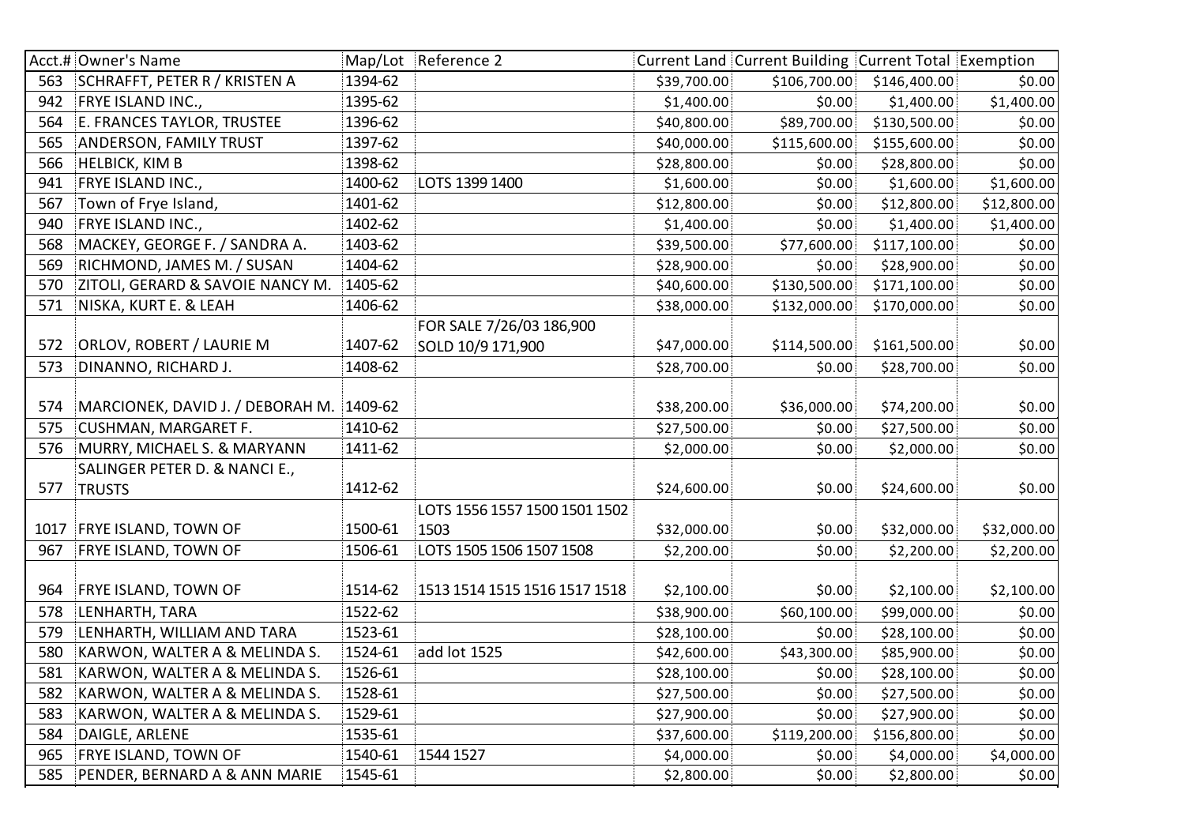| Acct.# | Owner's Name | Map/Lot | Reference 2 | Current Land | Current Building | Current Total | Exemption |
|---|---|---|---|---|---|---|---|
| 563 | SCHRAFFT, PETER R / KRISTEN A | 1394-62 | | $39,700.00 | $106,700.00 | $146,400.00 | $0.00 |
| 942 | FRYE ISLAND INC., | 1395-62 | | $1,400.00 | $0.00 | $1,400.00 | $1,400.00 |
| 564 | E. FRANCES TAYLOR, TRUSTEE | 1396-62 | | $40,800.00 | $89,700.00 | $130,500.00 | $0.00 |
| 565 | ANDERSON, FAMILY TRUST | 1397-62 | | $40,000.00 | $115,600.00 | $155,600.00 | $0.00 |
| 566 | HELBICK, KIM B | 1398-62 | | $28,800.00 | $0.00 | $28,800.00 | $0.00 |
| 941 | FRYE ISLAND INC., | 1400-62 | LOTS 1399 1400 | $1,600.00 | $0.00 | $1,600.00 | $1,600.00 |
| 567 | Town of Frye Island, | 1401-62 | | $12,800.00 | $0.00 | $12,800.00 | $12,800.00 |
| 940 | FRYE ISLAND INC., | 1402-62 | | $1,400.00 | $0.00 | $1,400.00 | $1,400.00 |
| 568 | MACKEY, GEORGE F. / SANDRA A. | 1403-62 | | $39,500.00 | $77,600.00 | $117,100.00 | $0.00 |
| 569 | RICHMOND, JAMES M. / SUSAN | 1404-62 | | $28,900.00 | $0.00 | $28,900.00 | $0.00 |
| 570 | ZITOLI, GERARD & SAVOIE NANCY M. | 1405-62 | | $40,600.00 | $130,500.00 | $171,100.00 | $0.00 |
| 571 | NISKA, KURT E. & LEAH | 1406-62 | | $38,000.00 | $132,000.00 | $170,000.00 | $0.00 |
| 572 | ORLOV, ROBERT / LAURIE M | 1407-62 | FOR SALE 7/26/03 186,900 SOLD 10/9 171,900 | $47,000.00 | $114,500.00 | $161,500.00 | $0.00 |
| 573 | DINANNO, RICHARD J. | 1408-62 | | $28,700.00 | $0.00 | $28,700.00 | $0.00 |
| 574 | MARCIONEK, DAVID J. / DEBORAH M. | 1409-62 | | $38,200.00 | $36,000.00 | $74,200.00 | $0.00 |
| 575 | CUSHMAN, MARGARET F. | 1410-62 | | $27,500.00 | $0.00 | $27,500.00 | $0.00 |
| 576 | MURRY, MICHAEL S. & MARYANN | 1411-62 | | $2,000.00 | $0.00 | $2,000.00 | $0.00 |
| 577 | SALINGER PETER D. & NANCI E., TRUSTS | 1412-62 | | $24,600.00 | $0.00 | $24,600.00 | $0.00 |
| 1017 | FRYE ISLAND, TOWN OF | 1500-61 | LOTS 1556 1557 1500 1501 1502 1503 | $32,000.00 | $0.00 | $32,000.00 | $32,000.00 |
| 967 | FRYE ISLAND, TOWN OF | 1506-61 | LOTS 1505 1506 1507 1508 | $2,200.00 | $0.00 | $2,200.00 | $2,200.00 |
| 964 | FRYE ISLAND, TOWN OF | 1514-62 | 1513 1514 1515 1516 1517 1518 | $2,100.00 | $0.00 | $2,100.00 | $2,100.00 |
| 578 | LENHARTH, TARA | 1522-62 | | $38,900.00 | $60,100.00 | $99,000.00 | $0.00 |
| 579 | LENHARTH, WILLIAM AND TARA | 1523-61 | | $28,100.00 | $0.00 | $28,100.00 | $0.00 |
| 580 | KARWON, WALTER A & MELINDA S. | 1524-61 | add lot 1525 | $42,600.00 | $43,300.00 | $85,900.00 | $0.00 |
| 581 | KARWON, WALTER A & MELINDA S. | 1526-61 | | $28,100.00 | $0.00 | $28,100.00 | $0.00 |
| 582 | KARWON, WALTER A & MELINDA S. | 1528-61 | | $27,500.00 | $0.00 | $27,500.00 | $0.00 |
| 583 | KARWON, WALTER A & MELINDA S. | 1529-61 | | $27,900.00 | $0.00 | $27,900.00 | $0.00 |
| 584 | DAIGLE, ARLENE | 1535-61 | | $37,600.00 | $119,200.00 | $156,800.00 | $0.00 |
| 965 | FRYE ISLAND, TOWN OF | 1540-61 | 1544 1527 | $4,000.00 | $0.00 | $4,000.00 | $4,000.00 |
| 585 | PENDER, BERNARD A & ANN MARIE | 1545-61 | | $2,800.00 | $0.00 | $2,800.00 | $0.00 |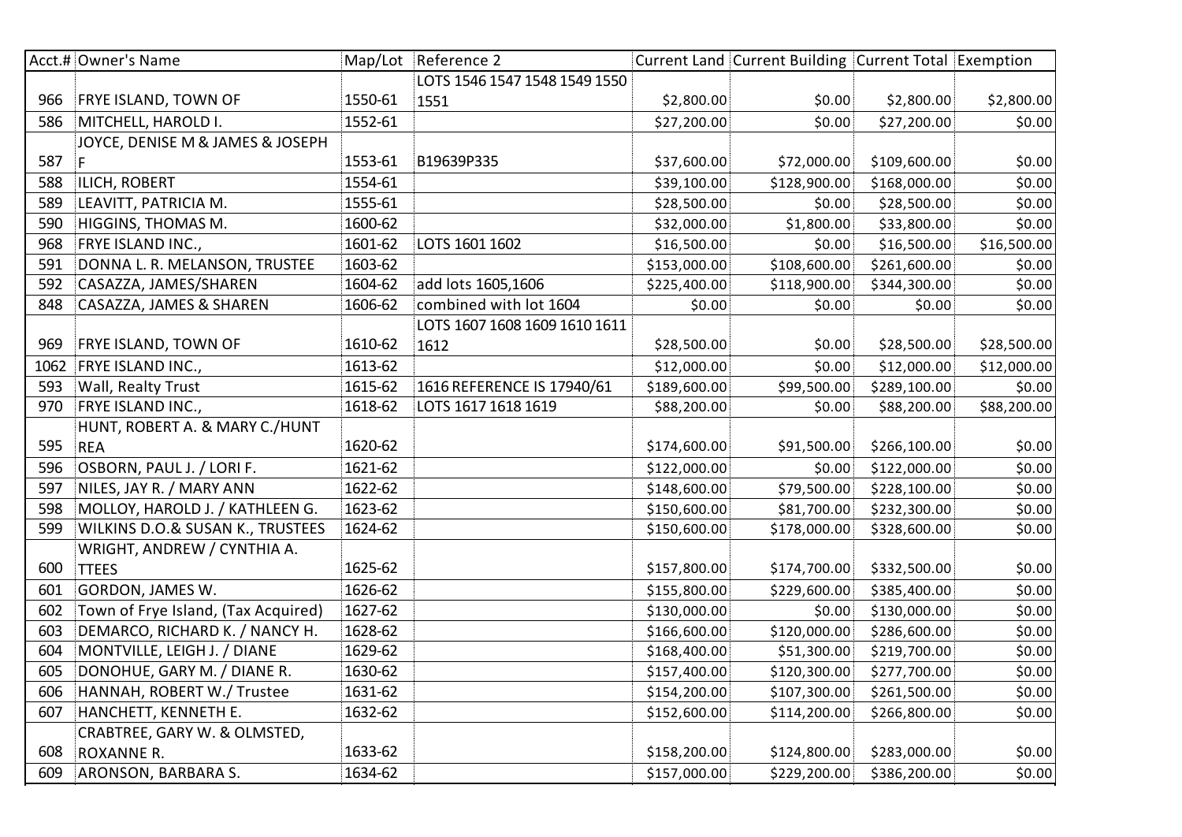| Acct.# | Owner's Name | Map/Lot | Reference 2 | Current Land | Current Building | Current Total | Exemption |
|---|---|---|---|---|---|---|---|
| 966 | FRYE ISLAND, TOWN OF | 1550-61 | LOTS 1546 1547 1548 1549 1550 1551 | $2,800.00 | $0.00 | $2,800.00 | $2,800.00 |
| 586 | MITCHELL, HAROLD I. | 1552-61 | | $27,200.00 | $0.00 | $27,200.00 | $0.00 |
| 587 | JOYCE, DENISE M & JAMES & JOSEPH F | 1553-61 | B19639P335 | $37,600.00 | $72,000.00 | $109,600.00 | $0.00 |
| 588 | ILICH, ROBERT | 1554-61 | | $39,100.00 | $128,900.00 | $168,000.00 | $0.00 |
| 589 | LEAVITT, PATRICIA M. | 1555-61 | | $28,500.00 | $0.00 | $28,500.00 | $0.00 |
| 590 | HIGGINS, THOMAS M. | 1600-62 | | $32,000.00 | $1,800.00 | $33,800.00 | $0.00 |
| 968 | FRYE ISLAND INC., | 1601-62 | LOTS 1601 1602 | $16,500.00 | $0.00 | $16,500.00 | $16,500.00 |
| 591 | DONNA L. R. MELANSON, TRUSTEE | 1603-62 | | $153,000.00 | $108,600.00 | $261,600.00 | $0.00 |
| 592 | CASAZZA, JAMES/SHAREN | 1604-62 | add lots 1605,1606 | $225,400.00 | $118,900.00 | $344,300.00 | $0.00 |
| 848 | CASAZZA, JAMES & SHAREN | 1606-62 | combined with lot 1604 | $0.00 | $0.00 | $0.00 | $0.00 |
| 969 | FRYE ISLAND, TOWN OF | 1610-62 | LOTS 1607 1608 1609 1610 1611 1612 | $28,500.00 | $0.00 | $28,500.00 | $28,500.00 |
| 1062 | FRYE ISLAND INC., | 1613-62 | | $12,000.00 | $0.00 | $12,000.00 | $12,000.00 |
| 593 | Wall, Realty Trust | 1615-62 | 1616 REFERENCE IS 17940/61 | $189,600.00 | $99,500.00 | $289,100.00 | $0.00 |
| 970 | FRYE ISLAND INC., | 1618-62 | LOTS 1617 1618 1619 | $88,200.00 | $0.00 | $88,200.00 | $88,200.00 |
| 595 | HUNT, ROBERT A. & MARY C./HUNT REA | 1620-62 | | $174,600.00 | $91,500.00 | $266,100.00 | $0.00 |
| 596 | OSBORN, PAUL J. / LORI F. | 1621-62 | | $122,000.00 | $0.00 | $122,000.00 | $0.00 |
| 597 | NILES, JAY R. / MARY ANN | 1622-62 | | $148,600.00 | $79,500.00 | $228,100.00 | $0.00 |
| 598 | MOLLOY, HAROLD J. / KATHLEEN G. | 1623-62 | | $150,600.00 | $81,700.00 | $232,300.00 | $0.00 |
| 599 | WILKINS D.O.& SUSAN K., TRUSTEES | 1624-62 | | $150,600.00 | $178,000.00 | $328,600.00 | $0.00 |
| 600 | WRIGHT, ANDREW / CYNTHIA A. TTEES | 1625-62 | | $157,800.00 | $174,700.00 | $332,500.00 | $0.00 |
| 601 | GORDON, JAMES W. | 1626-62 | | $155,800.00 | $229,600.00 | $385,400.00 | $0.00 |
| 602 | Town of Frye Island, (Tax Acquired) | 1627-62 | | $130,000.00 | $0.00 | $130,000.00 | $0.00 |
| 603 | DEMARCO, RICHARD K. / NANCY H. | 1628-62 | | $166,600.00 | $120,000.00 | $286,600.00 | $0.00 |
| 604 | MONTVILLE, LEIGH J. / DIANE | 1629-62 | | $168,400.00 | $51,300.00 | $219,700.00 | $0.00 |
| 605 | DONOHUE, GARY M. / DIANE R. | 1630-62 | | $157,400.00 | $120,300.00 | $277,700.00 | $0.00 |
| 606 | HANNAH, ROBERT W./ Trustee | 1631-62 | | $154,200.00 | $107,300.00 | $261,500.00 | $0.00 |
| 607 | HANCHETT, KENNETH E. | 1632-62 | | $152,600.00 | $114,200.00 | $266,800.00 | $0.00 |
| 608 | CRABTREE, GARY W. & OLMSTED, ROXANNE R. | 1633-62 | | $158,200.00 | $124,800.00 | $283,000.00 | $0.00 |
| 609 | ARONSON, BARBARA S. | 1634-62 | | $157,000.00 | $229,200.00 | $386,200.00 | $0.00 |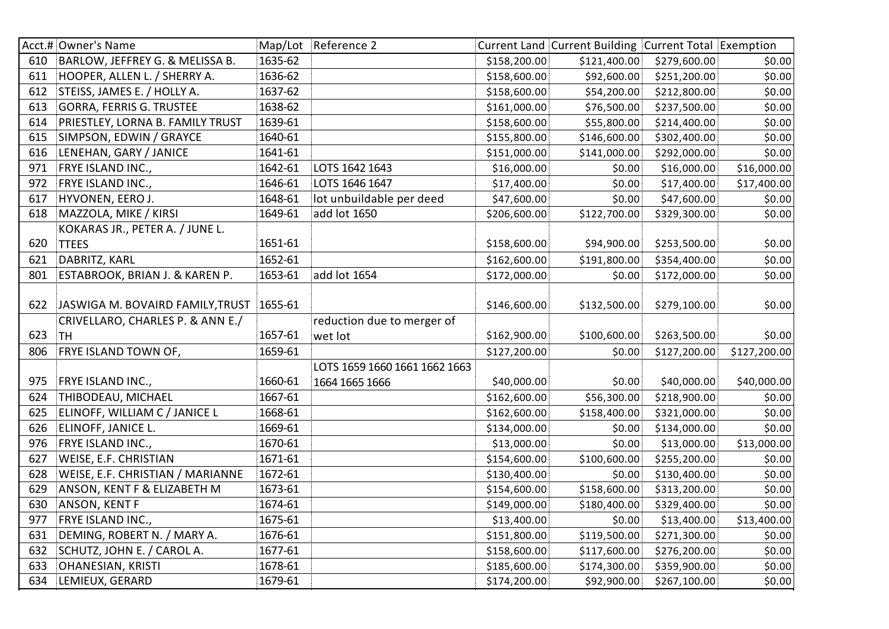| Acct.# | Owner's Name | Map/Lot | Reference 2 | Current Land | Current Building | Current Total | Exemption |
|---|---|---|---|---|---|---|---|
| 610 | BARLOW, JEFFREY G. & MELISSA B. | 1635-62 | | $158,200.00 | $121,400.00 | $279,600.00 | $0.00 |
| 611 | HOOPER, ALLEN L. / SHERRY A. | 1636-62 | | $158,600.00 | $92,600.00 | $251,200.00 | $0.00 |
| 612 | STEISS, JAMES E. / HOLLY A. | 1637-62 | | $158,600.00 | $54,200.00 | $212,800.00 | $0.00 |
| 613 | GORRA, FERRIS G. TRUSTEE | 1638-62 | | $161,000.00 | $76,500.00 | $237,500.00 | $0.00 |
| 614 | PRIESTLEY, LORNA B. FAMILY TRUST | 1639-61 | | $158,600.00 | $55,800.00 | $214,400.00 | $0.00 |
| 615 | SIMPSON, EDWIN / GRAYCE | 1640-61 | | $155,800.00 | $146,600.00 | $302,400.00 | $0.00 |
| 616 | LENEHAN, GARY / JANICE | 1641-61 | | $151,000.00 | $141,000.00 | $292,000.00 | $0.00 |
| 971 | FRYE ISLAND INC., | 1642-61 | LOTS 1642 1643 | $16,000.00 | $0.00 | $16,000.00 | $16,000.00 |
| 972 | FRYE ISLAND INC., | 1646-61 | LOTS 1646 1647 | $17,400.00 | $0.00 | $17,400.00 | $17,400.00 |
| 617 | HYVONEN, EERO J. | 1648-61 | lot unbuildable per deed | $47,600.00 | $0.00 | $47,600.00 | $0.00 |
| 618 | MAZZOLA, MIKE / KIRSI | 1649-61 | add lot 1650 | $206,600.00 | $122,700.00 | $329,300.00 | $0.00 |
| 620 | KOKARAS JR., PETER A. / JUNE L. TTEES | 1651-61 | | $158,600.00 | $94,900.00 | $253,500.00 | $0.00 |
| 621 | DABRITZ, KARL | 1652-61 | | $162,600.00 | $191,800.00 | $354,400.00 | $0.00 |
| 801 | ESTABROOK, BRIAN J. & KAREN P. | 1653-61 | add lot 1654 | $172,000.00 | $0.00 | $172,000.00 | $0.00 |
| 622 | JASWIGA M. BOVAIRD FAMILY,TRUST | 1655-61 | | $146,600.00 | $132,500.00 | $279,100.00 | $0.00 |
| 623 | CRIVELLARO, CHARLES P. & ANN E./ TH | 1657-61 | reduction due to merger of wet lot | $162,900.00 | $100,600.00 | $263,500.00 | $0.00 |
| 806 | FRYE ISLAND TOWN OF, | 1659-61 | | $127,200.00 | $0.00 | $127,200.00 | $127,200.00 |
| 975 | FRYE ISLAND INC., | 1660-61 | LOTS 1659 1660 1661 1662 1663 1664 1665 1666 | $40,000.00 | $0.00 | $40,000.00 | $40,000.00 |
| 624 | THIBODEAU, MICHAEL | 1667-61 | | $162,600.00 | $56,300.00 | $218,900.00 | $0.00 |
| 625 | ELINOFF, WILLIAM C / JANICE L | 1668-61 | | $162,600.00 | $158,400.00 | $321,000.00 | $0.00 |
| 626 | ELINOFF, JANICE L. | 1669-61 | | $134,000.00 | $0.00 | $134,000.00 | $0.00 |
| 976 | FRYE ISLAND INC., | 1670-61 | | $13,000.00 | $0.00 | $13,000.00 | $13,000.00 |
| 627 | WEISE, E.F. CHRISTIAN | 1671-61 | | $154,600.00 | $100,600.00 | $255,200.00 | $0.00 |
| 628 | WEISE, E.F. CHRISTIAN / MARIANNE | 1672-61 | | $130,400.00 | $0.00 | $130,400.00 | $0.00 |
| 629 | ANSON, KENT F & ELIZABETH M | 1673-61 | | $154,600.00 | $158,600.00 | $313,200.00 | $0.00 |
| 630 | ANSON, KENT F | 1674-61 | | $149,000.00 | $180,400.00 | $329,400.00 | $0.00 |
| 977 | FRYE ISLAND INC., | 1675-61 | | $13,400.00 | $0.00 | $13,400.00 | $13,400.00 |
| 631 | DEMING, ROBERT N. / MARY A. | 1676-61 | | $151,800.00 | $119,500.00 | $271,300.00 | $0.00 |
| 632 | SCHUTZ, JOHN E. / CAROL A. | 1677-61 | | $158,600.00 | $117,600.00 | $276,200.00 | $0.00 |
| 633 | OHANESIAN, KRISTI | 1678-61 | | $185,600.00 | $174,300.00 | $359,900.00 | $0.00 |
| 634 | LEMIEUX, GERARD | 1679-61 | | $174,200.00 | $92,900.00 | $267,100.00 | $0.00 |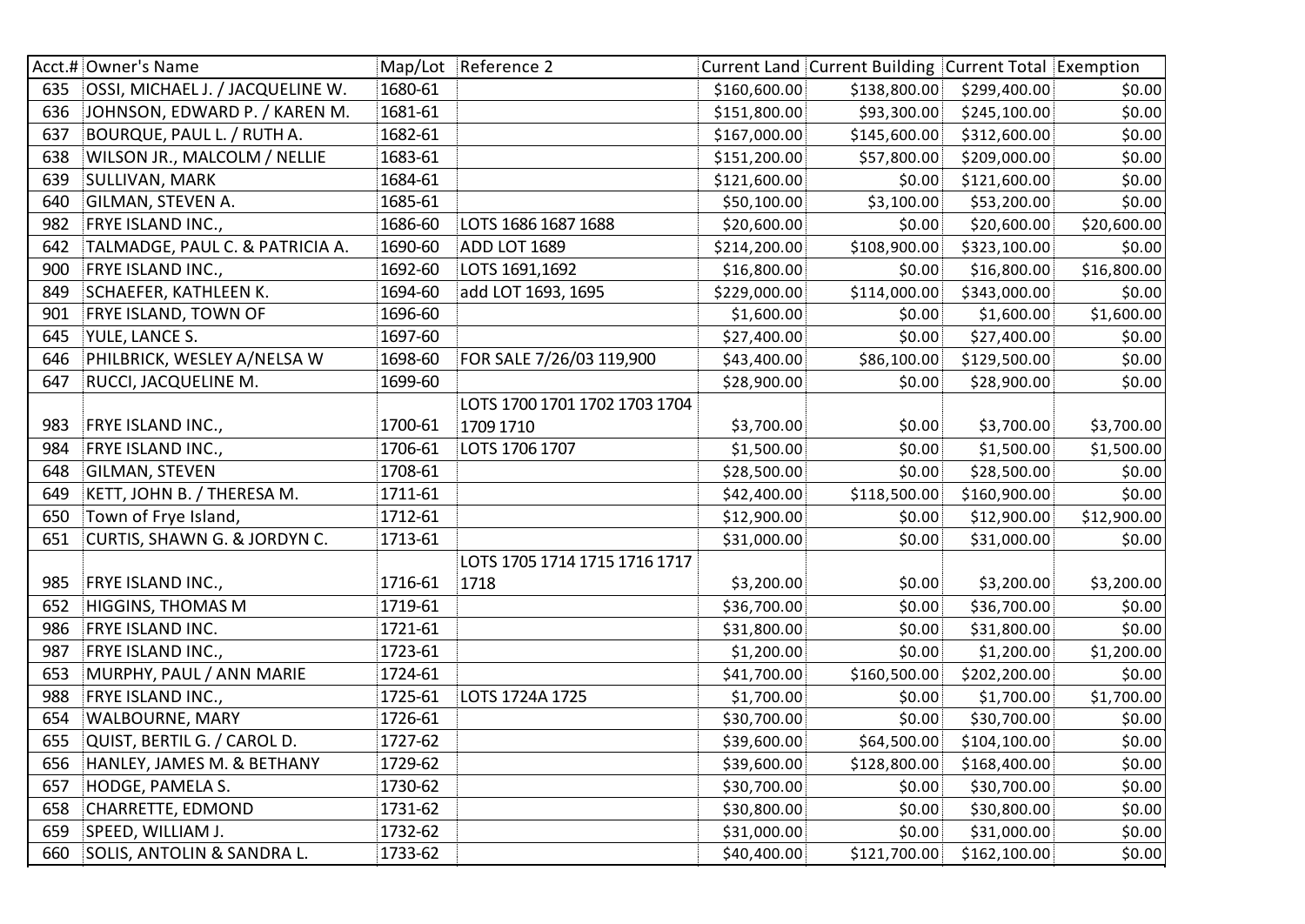| Acct.# | Owner's Name | Map/Lot | Reference 2 | Current Land | Current Building | Current Total | Exemption |
|---|---|---|---|---|---|---|---|
| 635 | OSSI, MICHAEL J. / JACQUELINE W. | 1680-61 | | $160,600.00 | $138,800.00 | $299,400.00 | $0.00 |
| 636 | JOHNSON, EDWARD P. / KAREN M. | 1681-61 | | $151,800.00 | $93,300.00 | $245,100.00 | $0.00 |
| 637 | BOURQUE, PAUL L. / RUTH A. | 1682-61 | | $167,000.00 | $145,600.00 | $312,600.00 | $0.00 |
| 638 | WILSON JR., MALCOLM / NELLIE | 1683-61 | | $151,200.00 | $57,800.00 | $209,000.00 | $0.00 |
| 639 | SULLIVAN, MARK | 1684-61 | | $121,600.00 | $0.00 | $121,600.00 | $0.00 |
| 640 | GILMAN, STEVEN A. | 1685-61 | | $50,100.00 | $3,100.00 | $53,200.00 | $0.00 |
| 982 | FRYE ISLAND INC., | 1686-60 | LOTS 1686 1687 1688 | $20,600.00 | $0.00 | $20,600.00 | $20,600.00 |
| 642 | TALMADGE, PAUL C. & PATRICIA A. | 1690-60 | ADD LOT 1689 | $214,200.00 | $108,900.00 | $323,100.00 | $0.00 |
| 900 | FRYE ISLAND INC., | 1692-60 | LOTS 1691,1692 | $16,800.00 | $0.00 | $16,800.00 | $16,800.00 |
| 849 | SCHAEFER, KATHLEEN K. | 1694-60 | add LOT 1693, 1695 | $229,000.00 | $114,000.00 | $343,000.00 | $0.00 |
| 901 | FRYE ISLAND, TOWN OF | 1696-60 | | $1,600.00 | $0.00 | $1,600.00 | $1,600.00 |
| 645 | YULE, LANCE S. | 1697-60 | | $27,400.00 | $0.00 | $27,400.00 | $0.00 |
| 646 | PHILBRICK, WESLEY A/NELSA W | 1698-60 | FOR SALE 7/26/03 119,900 | $43,400.00 | $86,100.00 | $129,500.00 | $0.00 |
| 647 | RUCCI, JACQUELINE M. | 1699-60 | | $28,900.00 | $0.00 | $28,900.00 | $0.00 |
| 983 | FRYE ISLAND INC., | 1700-61 | LOTS 1700 1701 1702 1703 1704 1709 1710 | $3,700.00 | $0.00 | $3,700.00 | $3,700.00 |
| 984 | FRYE ISLAND INC., | 1706-61 | LOTS 1706 1707 | $1,500.00 | $0.00 | $1,500.00 | $1,500.00 |
| 648 | GILMAN, STEVEN | 1708-61 | | $28,500.00 | $0.00 | $28,500.00 | $0.00 |
| 649 | KETT, JOHN B. / THERESA M. | 1711-61 | | $42,400.00 | $118,500.00 | $160,900.00 | $0.00 |
| 650 | Town of Frye Island, | 1712-61 | | $12,900.00 | $0.00 | $12,900.00 | $12,900.00 |
| 651 | CURTIS, SHAWN G. & JORDYN C. | 1713-61 | | $31,000.00 | $0.00 | $31,000.00 | $0.00 |
| 985 | FRYE ISLAND INC., | 1716-61 | LOTS 1705 1714 1715 1716 1717 1718 | $3,200.00 | $0.00 | $3,200.00 | $3,200.00 |
| 652 | HIGGINS, THOMAS M | 1719-61 | | $36,700.00 | $0.00 | $36,700.00 | $0.00 |
| 986 | FRYE ISLAND INC. | 1721-61 | | $31,800.00 | $0.00 | $31,800.00 | $0.00 |
| 987 | FRYE ISLAND INC., | 1723-61 | | $1,200.00 | $0.00 | $1,200.00 | $1,200.00 |
| 653 | MURPHY, PAUL / ANN MARIE | 1724-61 | | $41,700.00 | $160,500.00 | $202,200.00 | $0.00 |
| 988 | FRYE ISLAND INC., | 1725-61 | LOTS 1724A 1725 | $1,700.00 | $0.00 | $1,700.00 | $1,700.00 |
| 654 | WALBOURNE, MARY | 1726-61 | | $30,700.00 | $0.00 | $30,700.00 | $0.00 |
| 655 | QUIST, BERTIL G. / CAROL D. | 1727-62 | | $39,600.00 | $64,500.00 | $104,100.00 | $0.00 |
| 656 | HANLEY, JAMES M. & BETHANY | 1729-62 | | $39,600.00 | $128,800.00 | $168,400.00 | $0.00 |
| 657 | HODGE, PAMELA S. | 1730-62 | | $30,700.00 | $0.00 | $30,700.00 | $0.00 |
| 658 | CHARRETTE, EDMOND | 1731-62 | | $30,800.00 | $0.00 | $30,800.00 | $0.00 |
| 659 | SPEED, WILLIAM J. | 1732-62 | | $31,000.00 | $0.00 | $31,000.00 | $0.00 |
| 660 | SOLIS, ANTOLIN & SANDRA L. | 1733-62 | | $40,400.00 | $121,700.00 | $162,100.00 | $0.00 |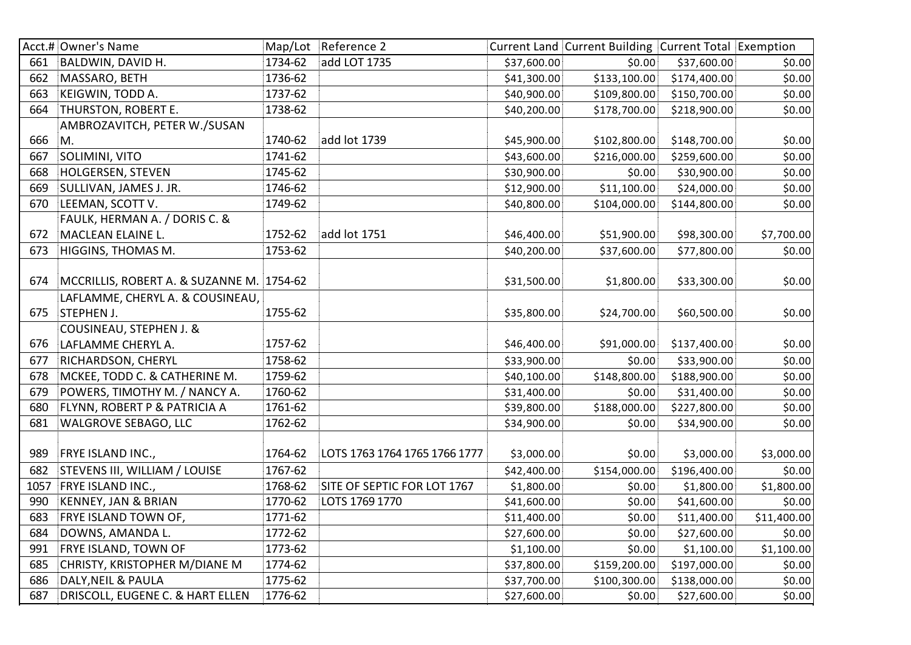| Acct.# | Owner's Name | Map/Lot | Reference 2 | Current Land | Current Building | Current Total | Exemption |
|---|---|---|---|---|---|---|---|
| 661 | BALDWIN, DAVID H. | 1734-62 | add LOT 1735 | $37,600.00 | $0.00 | $37,600.00 | $0.00 |
| 662 | MASSARO, BETH | 1736-62 | | $41,300.00 | $133,100.00 | $174,400.00 | $0.00 |
| 663 | KEIGWIN, TODD A. | 1737-62 | | $40,900.00 | $109,800.00 | $150,700.00 | $0.00 |
| 664 | THURSTON, ROBERT E. | 1738-62 | | $40,200.00 | $178,700.00 | $218,900.00 | $0.00 |
| 666 | AMBROZAVITCH, PETER W./SUSAN M. | 1740-62 | add lot 1739 | $45,900.00 | $102,800.00 | $148,700.00 | $0.00 |
| 667 | SOLIMINI, VITO | 1741-62 | | $43,600.00 | $216,000.00 | $259,600.00 | $0.00 |
| 668 | HOLGERSEN, STEVEN | 1745-62 | | $30,900.00 | $0.00 | $30,900.00 | $0.00 |
| 669 | SULLIVAN, JAMES J. JR. | 1746-62 | | $12,900.00 | $11,100.00 | $24,000.00 | $0.00 |
| 670 | LEEMAN, SCOTT V. | 1749-62 | | $40,800.00 | $104,000.00 | $144,800.00 | $0.00 |
| 672 | FAULK, HERMAN A. / DORIS C. & MACLEAN ELAINE L. | 1752-62 | add lot 1751 | $46,400.00 | $51,900.00 | $98,300.00 | $7,700.00 |
| 673 | HIGGINS, THOMAS M. | 1753-62 | | $40,200.00 | $37,600.00 | $77,800.00 | $0.00 |
| 674 | MCCRILLIS, ROBERT A. & SUZANNE M. | 1754-62 | | $31,500.00 | $1,800.00 | $33,300.00 | $0.00 |
| 675 | LAFLAMME, CHERYL A. & COUSINEAU, STEPHEN J. | 1755-62 | | $35,800.00 | $24,700.00 | $60,500.00 | $0.00 |
| 676 | COUSINEAU, STEPHEN J. & LAFLAMME CHERYL A. | 1757-62 | | $46,400.00 | $91,000.00 | $137,400.00 | $0.00 |
| 677 | RICHARDSON, CHERYL | 1758-62 | | $33,900.00 | $0.00 | $33,900.00 | $0.00 |
| 678 | MCKEE, TODD C. & CATHERINE M. | 1759-62 | | $40,100.00 | $148,800.00 | $188,900.00 | $0.00 |
| 679 | POWERS, TIMOTHY M. / NANCY A. | 1760-62 | | $31,400.00 | $0.00 | $31,400.00 | $0.00 |
| 680 | FLYNN, ROBERT P & PATRICIA A | 1761-62 | | $39,800.00 | $188,000.00 | $227,800.00 | $0.00 |
| 681 | WALGROVE SEBAGO, LLC | 1762-62 | | $34,900.00 | $0.00 | $34,900.00 | $0.00 |
| 989 | FRYE ISLAND INC., | 1764-62 | LOTS 1763 1764 1765 1766 1777 | $3,000.00 | $0.00 | $3,000.00 | $3,000.00 |
| 682 | STEVENS III, WILLIAM / LOUISE | 1767-62 | | $42,400.00 | $154,000.00 | $196,400.00 | $0.00 |
| 1057 | FRYE ISLAND INC., | 1768-62 | SITE OF SEPTIC FOR LOT 1767 | $1,800.00 | $0.00 | $1,800.00 | $1,800.00 |
| 990 | KENNEY, JAN & BRIAN | 1770-62 | LOTS 1769 1770 | $41,600.00 | $0.00 | $41,600.00 | $0.00 |
| 683 | FRYE ISLAND TOWN OF, | 1771-62 | | $11,400.00 | $0.00 | $11,400.00 | $11,400.00 |
| 684 | DOWNS, AMANDA L. | 1772-62 | | $27,600.00 | $0.00 | $27,600.00 | $0.00 |
| 991 | FRYE ISLAND, TOWN OF | 1773-62 | | $1,100.00 | $0.00 | $1,100.00 | $1,100.00 |
| 685 | CHRISTY, KRISTOPHER M/DIANE M | 1774-62 | | $37,800.00 | $159,200.00 | $197,000.00 | $0.00 |
| 686 | DALY,NEIL & PAULA | 1775-62 | | $37,700.00 | $100,300.00 | $138,000.00 | $0.00 |
| 687 | DRISCOLL, EUGENE C. & HART ELLEN | 1776-62 | | $27,600.00 | $0.00 | $27,600.00 | $0.00 |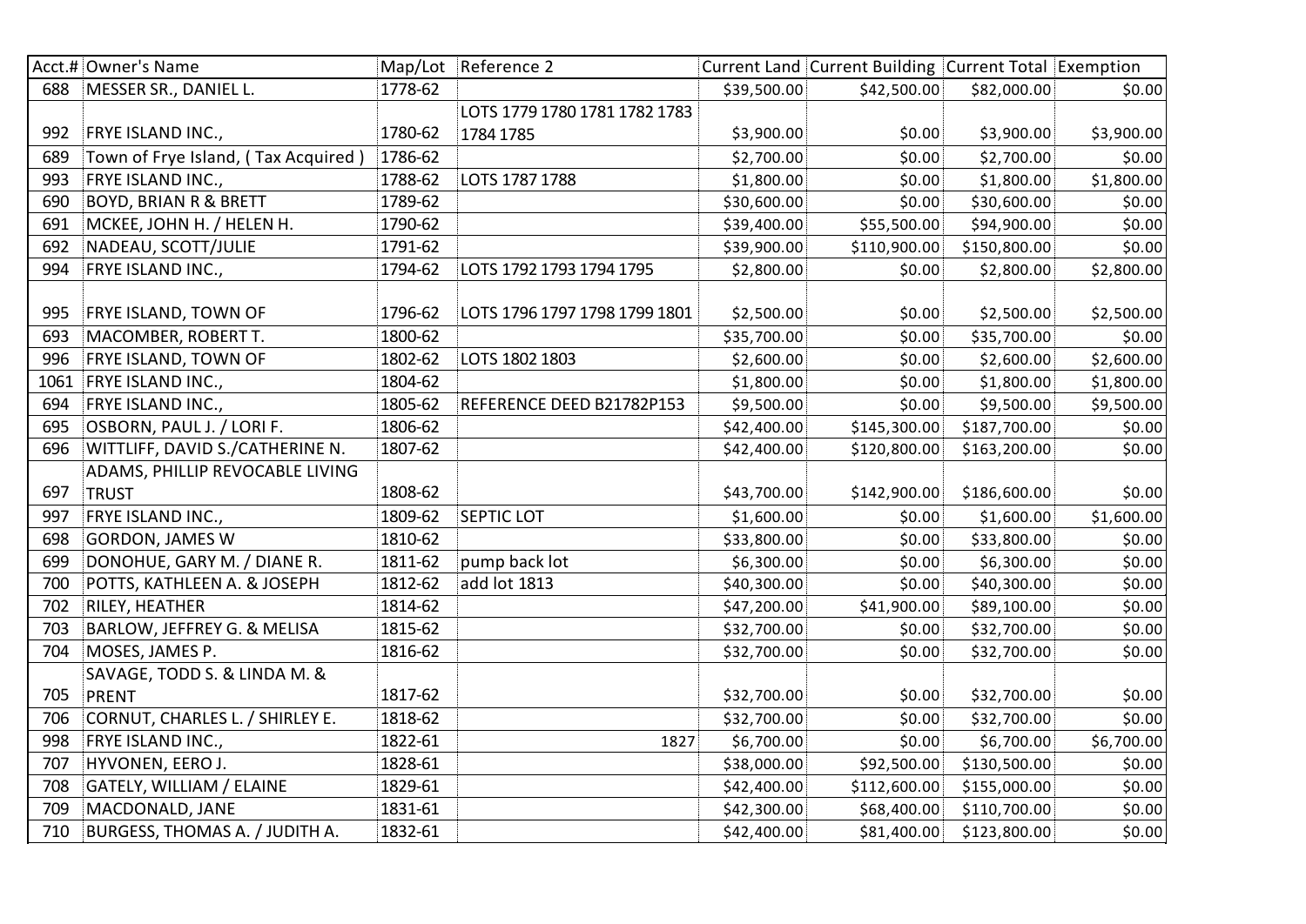| Acct.# | Owner's Name | Map/Lot | Reference 2 | Current Land | Current Building | Current Total | Exemption |
|---|---|---|---|---|---|---|---|
| 688 | MESSER SR., DANIEL L. | 1778-62 | | $39,500.00 | $42,500.00 | $82,000.00 | $0.00 |
| 992 | FRYE ISLAND INC., | 1780-62 | LOTS 1779 1780 1781 1782 1783 1784 1785 | $3,900.00 | $0.00 | $3,900.00 | $3,900.00 |
| 689 | Town of Frye Island, ( Tax Acquired ) | 1786-62 | | $2,700.00 | $0.00 | $2,700.00 | $0.00 |
| 993 | FRYE ISLAND INC., | 1788-62 | LOTS 1787 1788 | $1,800.00 | $0.00 | $1,800.00 | $1,800.00 |
| 690 | BOYD, BRIAN R & BRETT | 1789-62 | | $30,600.00 | $0.00 | $30,600.00 | $0.00 |
| 691 | MCKEE, JOHN H. / HELEN H. | 1790-62 | | $39,400.00 | $55,500.00 | $94,900.00 | $0.00 |
| 692 | NADEAU, SCOTT/JULIE | 1791-62 | | $39,900.00 | $110,900.00 | $150,800.00 | $0.00 |
| 994 | FRYE ISLAND INC., | 1794-62 | LOTS 1792 1793 1794 1795 | $2,800.00 | $0.00 | $2,800.00 | $2,800.00 |
| 995 | FRYE ISLAND, TOWN OF | 1796-62 | LOTS 1796 1797 1798 1799 1801 | $2,500.00 | $0.00 | $2,500.00 | $2,500.00 |
| 693 | MACOMBER, ROBERT T. | 1800-62 | | $35,700.00 | $0.00 | $35,700.00 | $0.00 |
| 996 | FRYE ISLAND, TOWN OF | 1802-62 | LOTS 1802 1803 | $2,600.00 | $0.00 | $2,600.00 | $2,600.00 |
| 1061 | FRYE ISLAND INC., | 1804-62 | | $1,800.00 | $0.00 | $1,800.00 | $1,800.00 |
| 694 | FRYE ISLAND INC., | 1805-62 | REFERENCE DEED B21782P153 | $9,500.00 | $0.00 | $9,500.00 | $9,500.00 |
| 695 | OSBORN, PAUL J. / LORI F. | 1806-62 | | $42,400.00 | $145,300.00 | $187,700.00 | $0.00 |
| 696 | WITTLIFF, DAVID S./CATHERINE N. | 1807-62 | | $42,400.00 | $120,800.00 | $163,200.00 | $0.00 |
| 697 | ADAMS, PHILLIP REVOCABLE LIVING TRUST | 1808-62 | | $43,700.00 | $142,900.00 | $186,600.00 | $0.00 |
| 997 | FRYE ISLAND INC., | 1809-62 | SEPTIC LOT | $1,600.00 | $0.00 | $1,600.00 | $1,600.00 |
| 698 | GORDON, JAMES W | 1810-62 | | $33,800.00 | $0.00 | $33,800.00 | $0.00 |
| 699 | DONOHUE, GARY M. / DIANE R. | 1811-62 | pump back lot | $6,300.00 | $0.00 | $6,300.00 | $0.00 |
| 700 | POTTS, KATHLEEN A. & JOSEPH | 1812-62 | add lot 1813 | $40,300.00 | $0.00 | $40,300.00 | $0.00 |
| 702 | RILEY, HEATHER | 1814-62 | | $47,200.00 | $41,900.00 | $89,100.00 | $0.00 |
| 703 | BARLOW, JEFFREY G. & MELISA | 1815-62 | | $32,700.00 | $0.00 | $32,700.00 | $0.00 |
| 704 | MOSES, JAMES P. | 1816-62 | | $32,700.00 | $0.00 | $32,700.00 | $0.00 |
| 705 | SAVAGE, TODD S. & LINDA M. & PRENT | 1817-62 | | $32,700.00 | $0.00 | $32,700.00 | $0.00 |
| 706 | CORNUT, CHARLES L. / SHIRLEY E. | 1818-62 | | $32,700.00 | $0.00 | $32,700.00 | $0.00 |
| 998 | FRYE ISLAND INC., | 1822-61 | 1827 | $6,700.00 | $0.00 | $6,700.00 | $6,700.00 |
| 707 | HYVONEN, EERO J. | 1828-61 | | $38,000.00 | $92,500.00 | $130,500.00 | $0.00 |
| 708 | GATELY, WILLIAM / ELAINE | 1829-61 | | $42,400.00 | $112,600.00 | $155,000.00 | $0.00 |
| 709 | MACDONALD, JANE | 1831-61 | | $42,300.00 | $68,400.00 | $110,700.00 | $0.00 |
| 710 | BURGESS, THOMAS A. / JUDITH A. | 1832-61 | | $42,400.00 | $81,400.00 | $123,800.00 | $0.00 |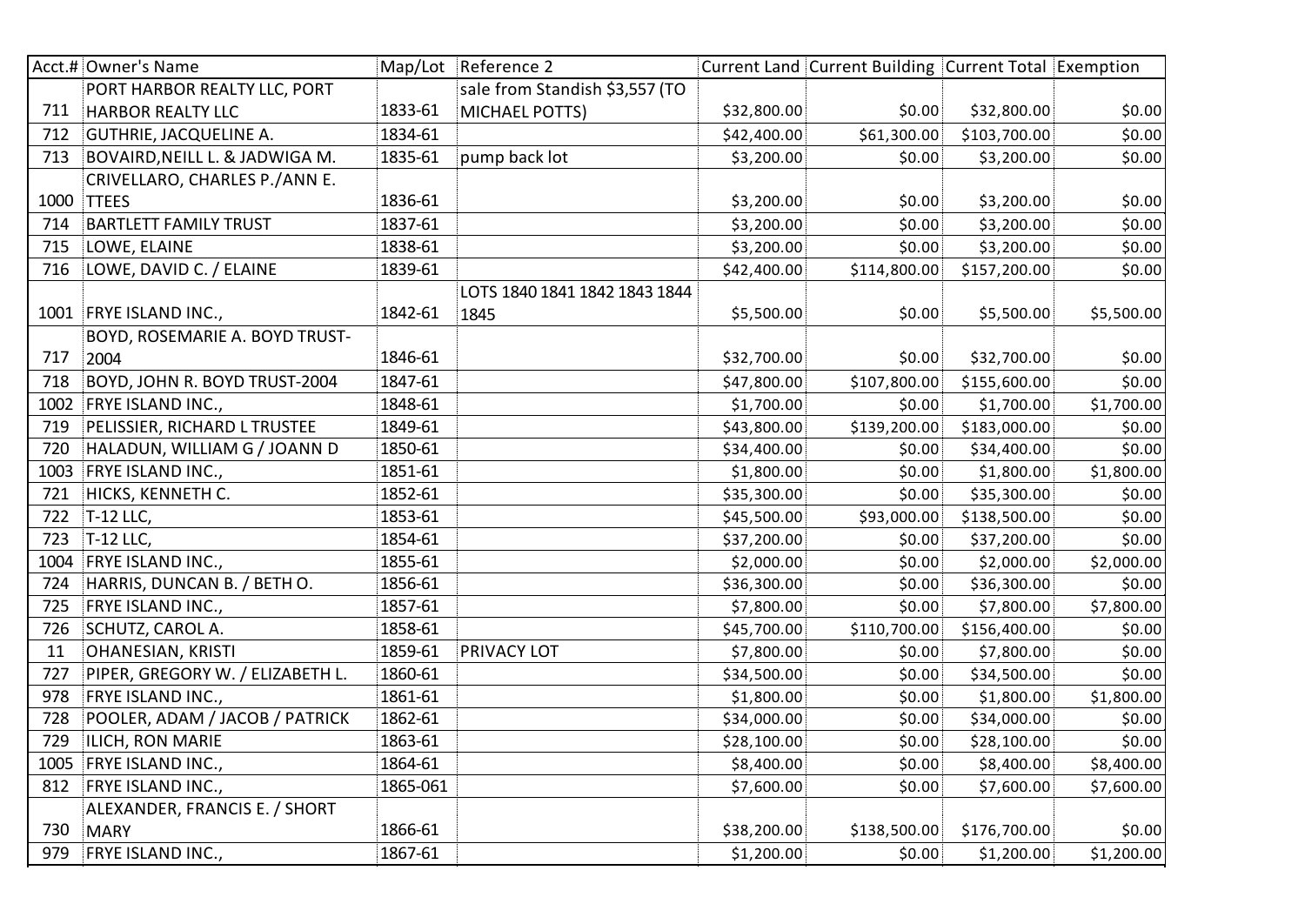| Acct.# | Owner's Name | Map/Lot | Reference 2 | Current Land | Current Building | Current Total | Exemption |
|---|---|---|---|---|---|---|---|
| 711 | PORT HARBOR REALTY LLC, PORT HARBOR REALTY LLC | 1833-61 | sale from Standish $3,557 (TO MICHAEL POTTS) | $32,800.00 | $0.00 | $32,800.00 | $0.00 |
| 712 | GUTHRIE, JACQUELINE A. | 1834-61 | | $42,400.00 | $61,300.00 | $103,700.00 | $0.00 |
| 713 | BOVAIRD,NEILL L. & JADWIGA M. | 1835-61 | pump back lot | $3,200.00 | $0.00 | $3,200.00 | $0.00 |
| 1000 | CRIVELLARO, CHARLES P./ANN E. TTEES | 1836-61 | | $3,200.00 | $0.00 | $3,200.00 | $0.00 |
| 714 | BARTLETT FAMILY TRUST | 1837-61 | | $3,200.00 | $0.00 | $3,200.00 | $0.00 |
| 715 | LOWE, ELAINE | 1838-61 | | $3,200.00 | $0.00 | $3,200.00 | $0.00 |
| 716 | LOWE, DAVID C. / ELAINE | 1839-61 | | $42,400.00 | $114,800.00 | $157,200.00 | $0.00 |
| 1001 | FRYE ISLAND INC., | 1842-61 | LOTS 1840 1841 1842 1843 1844 1845 | $5,500.00 | $0.00 | $5,500.00 | $5,500.00 |
| 717 | BOYD, ROSEMARIE A. BOYD TRUST-2004 | 1846-61 | | $32,700.00 | $0.00 | $32,700.00 | $0.00 |
| 718 | BOYD, JOHN R. BOYD TRUST-2004 | 1847-61 | | $47,800.00 | $107,800.00 | $155,600.00 | $0.00 |
| 1002 | FRYE ISLAND INC., | 1848-61 | | $1,700.00 | $0.00 | $1,700.00 | $1,700.00 |
| 719 | PELISSIER, RICHARD L TRUSTEE | 1849-61 | | $43,800.00 | $139,200.00 | $183,000.00 | $0.00 |
| 720 | HALADUN, WILLIAM G / JOANN D | 1850-61 | | $34,400.00 | $0.00 | $34,400.00 | $0.00 |
| 1003 | FRYE ISLAND INC., | 1851-61 | | $1,800.00 | $0.00 | $1,800.00 | $1,800.00 |
| 721 | HICKS, KENNETH C. | 1852-61 | | $35,300.00 | $0.00 | $35,300.00 | $0.00 |
| 722 | T-12 LLC, | 1853-61 | | $45,500.00 | $93,000.00 | $138,500.00 | $0.00 |
| 723 | T-12 LLC, | 1854-61 | | $37,200.00 | $0.00 | $37,200.00 | $0.00 |
| 1004 | FRYE ISLAND INC., | 1855-61 | | $2,000.00 | $0.00 | $2,000.00 | $2,000.00 |
| 724 | HARRIS, DUNCAN B. / BETH O. | 1856-61 | | $36,300.00 | $0.00 | $36,300.00 | $0.00 |
| 725 | FRYE ISLAND INC., | 1857-61 | | $7,800.00 | $0.00 | $7,800.00 | $7,800.00 |
| 726 | SCHUTZ, CAROL A. | 1858-61 | | $45,700.00 | $110,700.00 | $156,400.00 | $0.00 |
| 11 | OHANESIAN, KRISTI | 1859-61 | PRIVACY LOT | $7,800.00 | $0.00 | $7,800.00 | $0.00 |
| 727 | PIPER, GREGORY W. / ELIZABETH L. | 1860-61 | | $34,500.00 | $0.00 | $34,500.00 | $0.00 |
| 978 | FRYE ISLAND INC., | 1861-61 | | $1,800.00 | $0.00 | $1,800.00 | $1,800.00 |
| 728 | POOLER, ADAM / JACOB / PATRICK | 1862-61 | | $34,000.00 | $0.00 | $34,000.00 | $0.00 |
| 729 | ILICH, RON MARIE | 1863-61 | | $28,100.00 | $0.00 | $28,100.00 | $0.00 |
| 1005 | FRYE ISLAND INC., | 1864-61 | | $8,400.00 | $0.00 | $8,400.00 | $8,400.00 |
| 812 | FRYE ISLAND INC., | 1865-061 | | $7,600.00 | $0.00 | $7,600.00 | $7,600.00 |
| 730 | ALEXANDER, FRANCIS E. / SHORT MARY | 1866-61 | | $38,200.00 | $138,500.00 | $176,700.00 | $0.00 |
| 979 | FRYE ISLAND INC., | 1867-61 | | $1,200.00 | $0.00 | $1,200.00 | $1,200.00 |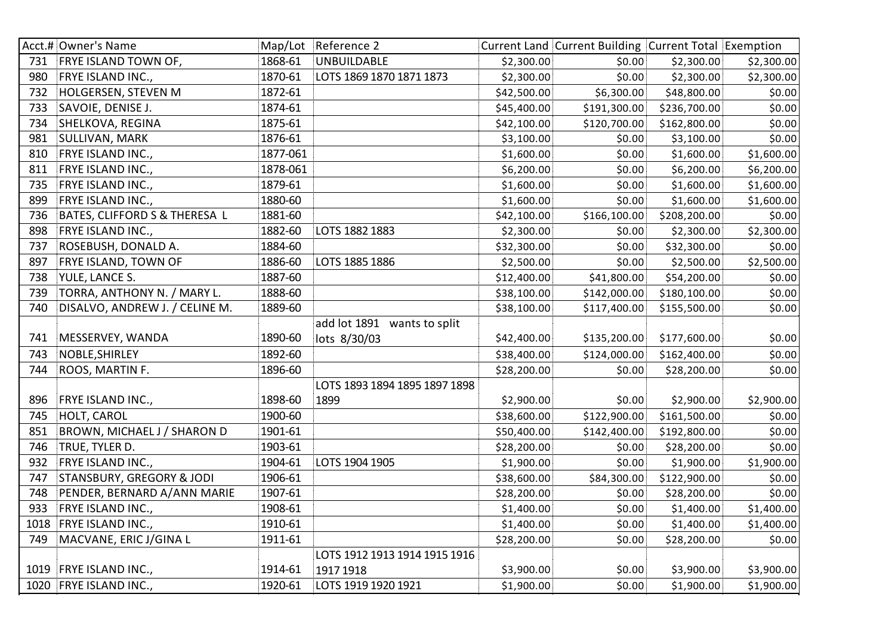| Acct.# | Owner's Name | Map/Lot | Reference 2 | Current Land | Current Building | Current Total | Exemption |
|---|---|---|---|---|---|---|---|
| 731 | FRYE ISLAND TOWN OF, | 1868-61 | UNBUILDABLE | $2,300.00 | $0.00 | $2,300.00 | $2,300.00 |
| 980 | FRYE ISLAND INC., | 1870-61 | LOTS 1869 1870 1871 1873 | $2,300.00 | $0.00 | $2,300.00 | $2,300.00 |
| 732 | HOLGERSEN, STEVEN M | 1872-61 | | $42,500.00 | $6,300.00 | $48,800.00 | $0.00 |
| 733 | SAVOIE, DENISE J. | 1874-61 | | $45,400.00 | $191,300.00 | $236,700.00 | $0.00 |
| 734 | SHELKOVA, REGINA | 1875-61 | | $42,100.00 | $120,700.00 | $162,800.00 | $0.00 |
| 981 | SULLIVAN, MARK | 1876-61 | | $3,100.00 | $0.00 | $3,100.00 | $0.00 |
| 810 | FRYE ISLAND INC., | 1877-061 | | $1,600.00 | $0.00 | $1,600.00 | $1,600.00 |
| 811 | FRYE ISLAND INC., | 1878-061 | | $6,200.00 | $0.00 | $6,200.00 | $6,200.00 |
| 735 | FRYE ISLAND INC., | 1879-61 | | $1,600.00 | $0.00 | $1,600.00 | $1,600.00 |
| 899 | FRYE ISLAND INC., | 1880-60 | | $1,600.00 | $0.00 | $1,600.00 | $1,600.00 |
| 736 | BATES, CLIFFORD S & THERESA L | 1881-60 | | $42,100.00 | $166,100.00 | $208,200.00 | $0.00 |
| 898 | FRYE ISLAND INC., | 1882-60 | LOTS 1882 1883 | $2,300.00 | $0.00 | $2,300.00 | $2,300.00 |
| 737 | ROSEBUSH, DONALD A. | 1884-60 | | $32,300.00 | $0.00 | $32,300.00 | $0.00 |
| 897 | FRYE ISLAND, TOWN OF | 1886-60 | LOTS 1885 1886 | $2,500.00 | $0.00 | $2,500.00 | $2,500.00 |
| 738 | YULE, LANCE S. | 1887-60 | | $12,400.00 | $41,800.00 | $54,200.00 | $0.00 |
| 739 | TORRA, ANTHONY N. / MARY L. | 1888-60 | | $38,100.00 | $142,000.00 | $180,100.00 | $0.00 |
| 740 | DISALVO, ANDREW J. / CELINE M. | 1889-60 | | $38,100.00 | $117,400.00 | $155,500.00 | $0.00 |
| 741 | MESSERVEY, WANDA | 1890-60 | add lot 1891 wants to split lots 8/30/03 | $42,400.00 | $135,200.00 | $177,600.00 | $0.00 |
| 743 | NOBLE,SHIRLEY | 1892-60 | | $38,400.00 | $124,000.00 | $162,400.00 | $0.00 |
| 744 | ROOS, MARTIN F. | 1896-60 | | $28,200.00 | $0.00 | $28,200.00 | $0.00 |
| 896 | FRYE ISLAND INC., | 1898-60 | LOTS 1893 1894 1895 1897 1898 1899 | $2,900.00 | $0.00 | $2,900.00 | $2,900.00 |
| 745 | HOLT, CAROL | 1900-60 | | $38,600.00 | $122,900.00 | $161,500.00 | $0.00 |
| 851 | BROWN, MICHAEL J / SHARON D | 1901-61 | | $50,400.00 | $142,400.00 | $192,800.00 | $0.00 |
| 746 | TRUE, TYLER D. | 1903-61 | | $28,200.00 | $0.00 | $28,200.00 | $0.00 |
| 932 | FRYE ISLAND INC., | 1904-61 | LOTS 1904 1905 | $1,900.00 | $0.00 | $1,900.00 | $1,900.00 |
| 747 | STANSBURY, GREGORY & JODI | 1906-61 | | $38,600.00 | $84,300.00 | $122,900.00 | $0.00 |
| 748 | PENDER, BERNARD A/ANN MARIE | 1907-61 | | $28,200.00 | $0.00 | $28,200.00 | $0.00 |
| 933 | FRYE ISLAND INC., | 1908-61 | | $1,400.00 | $0.00 | $1,400.00 | $1,400.00 |
| 1018 | FRYE ISLAND INC., | 1910-61 | | $1,400.00 | $0.00 | $1,400.00 | $1,400.00 |
| 749 | MACVANE, ERIC J/GINA L | 1911-61 | | $28,200.00 | $0.00 | $28,200.00 | $0.00 |
| 1019 | FRYE ISLAND INC., | 1914-61 | LOTS 1912 1913 1914 1915 1916 1917 1918 | $3,900.00 | $0.00 | $3,900.00 | $3,900.00 |
| 1020 | FRYE ISLAND INC., | 1920-61 | LOTS 1919 1920 1921 | $1,900.00 | $0.00 | $1,900.00 | $1,900.00 |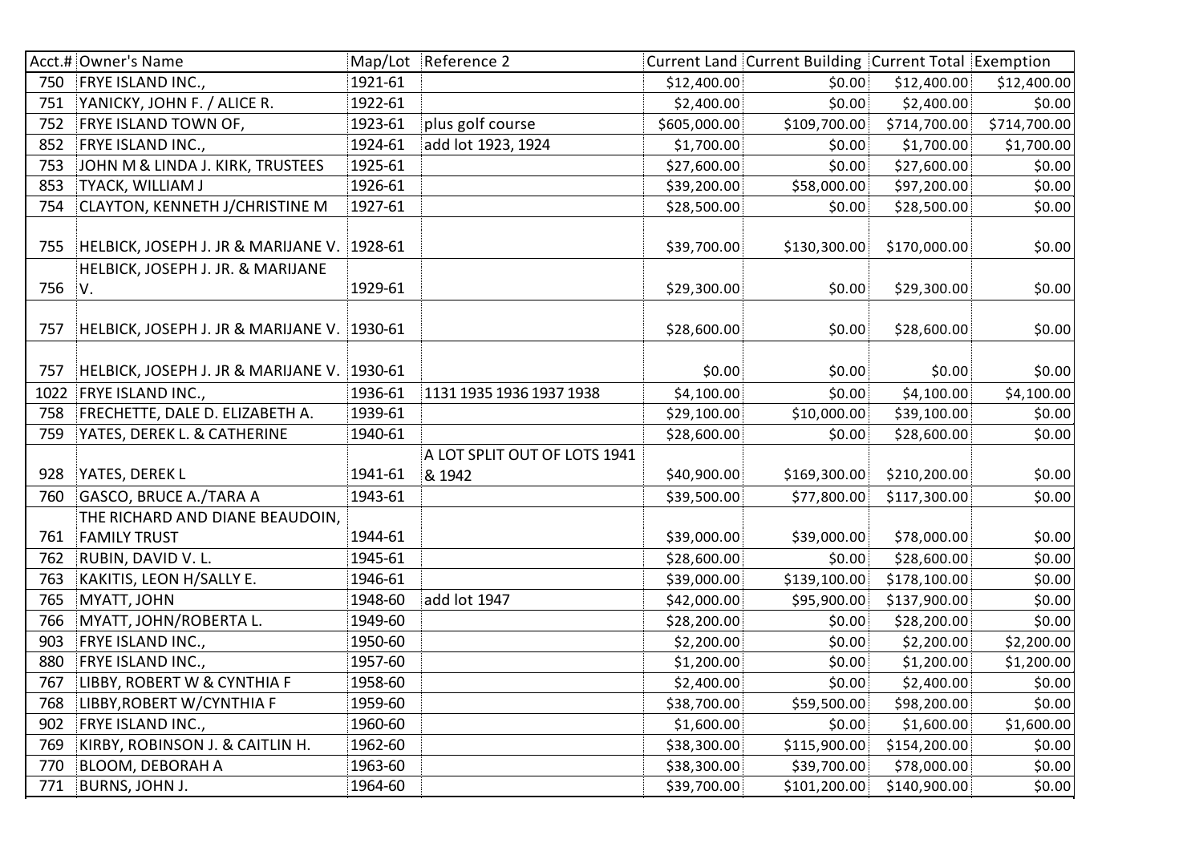| Acct.# | Owner's Name | Map/Lot | Reference 2 | Current Land | Current Building | Current Total | Exemption |
|---|---|---|---|---|---|---|---|
| 750 | FRYE ISLAND INC., | 1921-61 | | $12,400.00 | $0.00 | $12,400.00 | $12,400.00 |
| 751 | YANICKY, JOHN F. / ALICE R. | 1922-61 | | $2,400.00 | $0.00 | $2,400.00 | $0.00 |
| 752 | FRYE ISLAND TOWN OF, | 1923-61 | plus golf course | $605,000.00 | $109,700.00 | $714,700.00 | $714,700.00 |
| 852 | FRYE ISLAND INC., | 1924-61 | add lot 1923, 1924 | $1,700.00 | $0.00 | $1,700.00 | $1,700.00 |
| 753 | JOHN M & LINDA J. KIRK, TRUSTEES | 1925-61 | | $27,600.00 | $0.00 | $27,600.00 | $0.00 |
| 853 | TYACK, WILLIAM J | 1926-61 | | $39,200.00 | $58,000.00 | $97,200.00 | $0.00 |
| 754 | CLAYTON, KENNETH J/CHRISTINE M | 1927-61 | | $28,500.00 | $0.00 | $28,500.00 | $0.00 |
| 755 | HELBICK, JOSEPH J. JR & MARIJANE V. | 1928-61 | | $39,700.00 | $130,300.00 | $170,000.00 | $0.00 |
| 756 | HELBICK, JOSEPH J. JR. & MARIJANE V. | 1929-61 | | $29,300.00 | $0.00 | $29,300.00 | $0.00 |
| 757 | HELBICK, JOSEPH J. JR & MARIJANE V. | 1930-61 | | $28,600.00 | $0.00 | $28,600.00 | $0.00 |
| 757 | HELBICK, JOSEPH J. JR & MARIJANE V. | 1930-61 | | $0.00 | $0.00 | $0.00 | $0.00 |
| 1022 | FRYE ISLAND INC., | 1936-61 | 1131 1935 1936 1937 1938 | $4,100.00 | $0.00 | $4,100.00 | $4,100.00 |
| 758 | FRECHETTE, DALE D. ELIZABETH A. | 1939-61 | | $29,100.00 | $10,000.00 | $39,100.00 | $0.00 |
| 759 | YATES, DEREK L. & CATHERINE | 1940-61 | | $28,600.00 | $0.00 | $28,600.00 | $0.00 |
| 928 | YATES, DEREK L | 1941-61 | A LOT SPLIT OUT OF LOTS 1941 & 1942 | $40,900.00 | $169,300.00 | $210,200.00 | $0.00 |
| 760 | GASCO, BRUCE A./TARA A | 1943-61 | | $39,500.00 | $77,800.00 | $117,300.00 | $0.00 |
| 761 | THE RICHARD AND DIANE BEAUDOIN, FAMILY TRUST | 1944-61 | | $39,000.00 | $39,000.00 | $78,000.00 | $0.00 |
| 762 | RUBIN, DAVID V. L. | 1945-61 | | $28,600.00 | $0.00 | $28,600.00 | $0.00 |
| 763 | KAKITIS, LEON H/SALLY E. | 1946-61 | | $39,000.00 | $139,100.00 | $178,100.00 | $0.00 |
| 765 | MYATT, JOHN | 1948-60 | add lot 1947 | $42,000.00 | $95,900.00 | $137,900.00 | $0.00 |
| 766 | MYATT, JOHN/ROBERTA L. | 1949-60 | | $28,200.00 | $0.00 | $28,200.00 | $0.00 |
| 903 | FRYE ISLAND INC., | 1950-60 | | $2,200.00 | $0.00 | $2,200.00 | $2,200.00 |
| 880 | FRYE ISLAND INC., | 1957-60 | | $1,200.00 | $0.00 | $1,200.00 | $1,200.00 |
| 767 | LIBBY, ROBERT W & CYNTHIA F | 1958-60 | | $2,400.00 | $0.00 | $2,400.00 | $0.00 |
| 768 | LIBBY,ROBERT W/CYNTHIA F | 1959-60 | | $38,700.00 | $59,500.00 | $98,200.00 | $0.00 |
| 902 | FRYE ISLAND INC., | 1960-60 | | $1,600.00 | $0.00 | $1,600.00 | $1,600.00 |
| 769 | KIRBY, ROBINSON J. & CAITLIN H. | 1962-60 | | $38,300.00 | $115,900.00 | $154,200.00 | $0.00 |
| 770 | BLOOM, DEBORAH A | 1963-60 | | $38,300.00 | $39,700.00 | $78,000.00 | $0.00 |
| 771 | BURNS, JOHN J. | 1964-60 | | $39,700.00 | $101,200.00 | $140,900.00 | $0.00 |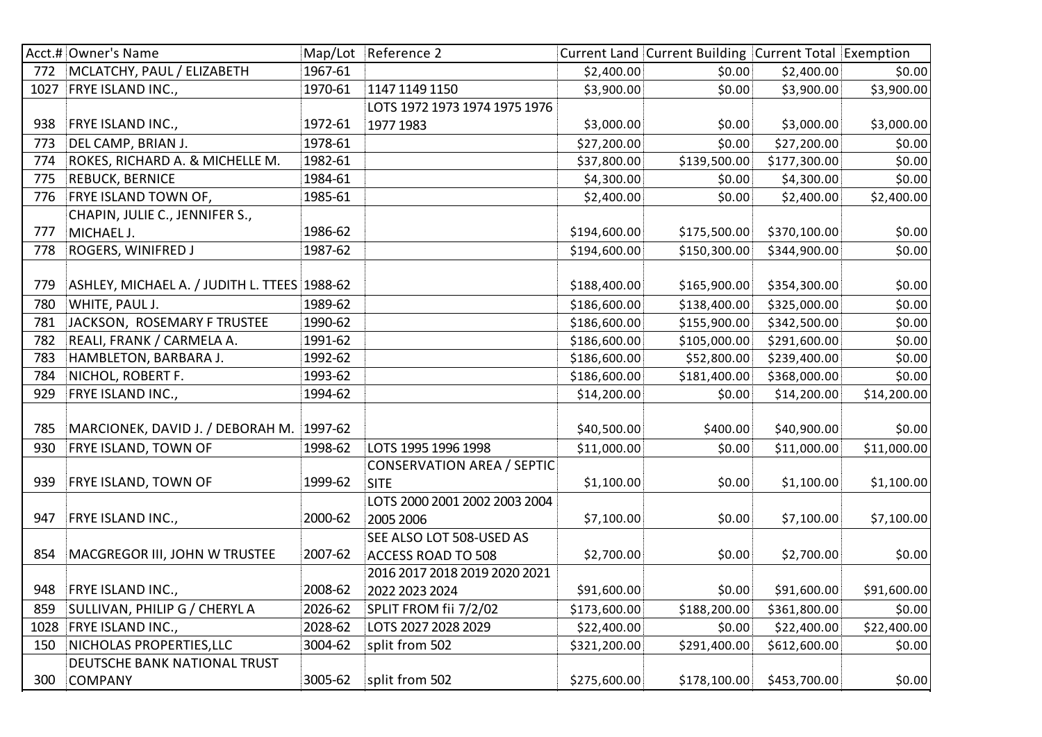| Acct.# | Owner's Name | Map/Lot | Reference 2 | Current Land | Current Building | Current Total | Exemption |
|---|---|---|---|---|---|---|---|
| 772 | MCLATCHY, PAUL / ELIZABETH | 1967-61 | | $2,400.00 | $0.00 | $2,400.00 | $0.00 |
| 1027 | FRYE ISLAND INC., | 1970-61 | 1147 1149 1150 | $3,900.00 | $0.00 | $3,900.00 | $3,900.00 |
| 938 | FRYE ISLAND INC., | 1972-61 | LOTS 1972 1973 1974 1975 1976 1977 1983 | $3,000.00 | $0.00 | $3,000.00 | $3,000.00 |
| 773 | DEL CAMP, BRIAN J. | 1978-61 | | $27,200.00 | $0.00 | $27,200.00 | $0.00 |
| 774 | ROKES, RICHARD A. & MICHELLE M. | 1982-61 | | $37,800.00 | $139,500.00 | $177,300.00 | $0.00 |
| 775 | REBUCK, BERNICE | 1984-61 | | $4,300.00 | $0.00 | $4,300.00 | $0.00 |
| 776 | FRYE ISLAND TOWN OF, | 1985-61 | | $2,400.00 | $0.00 | $2,400.00 | $2,400.00 |
| 777 | CHAPIN, JULIE C., JENNIFER S., MICHAEL J. | 1986-62 | | $194,600.00 | $175,500.00 | $370,100.00 | $0.00 |
| 778 | ROGERS, WINIFRED J | 1987-62 | | $194,600.00 | $150,300.00 | $344,900.00 | $0.00 |
| 779 | ASHLEY, MICHAEL A. / JUDITH L. TTEES | 1988-62 | | $188,400.00 | $165,900.00 | $354,300.00 | $0.00 |
| 780 | WHITE, PAUL J. | 1989-62 | | $186,600.00 | $138,400.00 | $325,000.00 | $0.00 |
| 781 | JACKSON, ROSEMARY F TRUSTEE | 1990-62 | | $186,600.00 | $155,900.00 | $342,500.00 | $0.00 |
| 782 | REALI, FRANK / CARMELA A. | 1991-62 | | $186,600.00 | $105,000.00 | $291,600.00 | $0.00 |
| 783 | HAMBLETON, BARBARA J. | 1992-62 | | $186,600.00 | $52,800.00 | $239,400.00 | $0.00 |
| 784 | NICHOL, ROBERT F. | 1993-62 | | $186,600.00 | $181,400.00 | $368,000.00 | $0.00 |
| 929 | FRYE ISLAND INC., | 1994-62 | | $14,200.00 | $0.00 | $14,200.00 | $14,200.00 |
| 785 | MARCIONEK, DAVID J. / DEBORAH M. | 1997-62 | | $40,500.00 | $400.00 | $40,900.00 | $0.00 |
| 930 | FRYE ISLAND, TOWN OF | 1998-62 | LOTS 1995 1996 1998 | $11,000.00 | $0.00 | $11,000.00 | $11,000.00 |
| 939 | FRYE ISLAND, TOWN OF | 1999-62 | CONSERVATION AREA / SEPTIC SITE | $1,100.00 | $0.00 | $1,100.00 | $1,100.00 |
| 947 | FRYE ISLAND INC., | 2000-62 | LOTS 2000 2001 2002 2003 2004 2005 2006 | $7,100.00 | $0.00 | $7,100.00 | $7,100.00 |
| 854 | MACGREGOR III, JOHN W TRUSTEE | 2007-62 | SEE ALSO LOT 508-USED AS ACCESS ROAD TO 508 | $2,700.00 | $0.00 | $2,700.00 | $0.00 |
| 948 | FRYE ISLAND INC., | 2008-62 | 2016 2017 2018 2019 2020 2021 2022 2023 2024 | $91,600.00 | $0.00 | $91,600.00 | $91,600.00 |
| 859 | SULLIVAN, PHILIP G / CHERYL A | 2026-62 | SPLIT FROM fii 7/2/02 | $173,600.00 | $188,200.00 | $361,800.00 | $0.00 |
| 1028 | FRYE ISLAND INC., | 2028-62 | LOTS 2027 2028 2029 | $22,400.00 | $0.00 | $22,400.00 | $22,400.00 |
| 150 | NICHOLAS PROPERTIES,LLC | 3004-62 | split from 502 | $321,200.00 | $291,400.00 | $612,600.00 | $0.00 |
| 300 | DEUTSCHE BANK NATIONAL TRUST COMPANY | 3005-62 | split from 502 | $275,600.00 | $178,100.00 | $453,700.00 | $0.00 |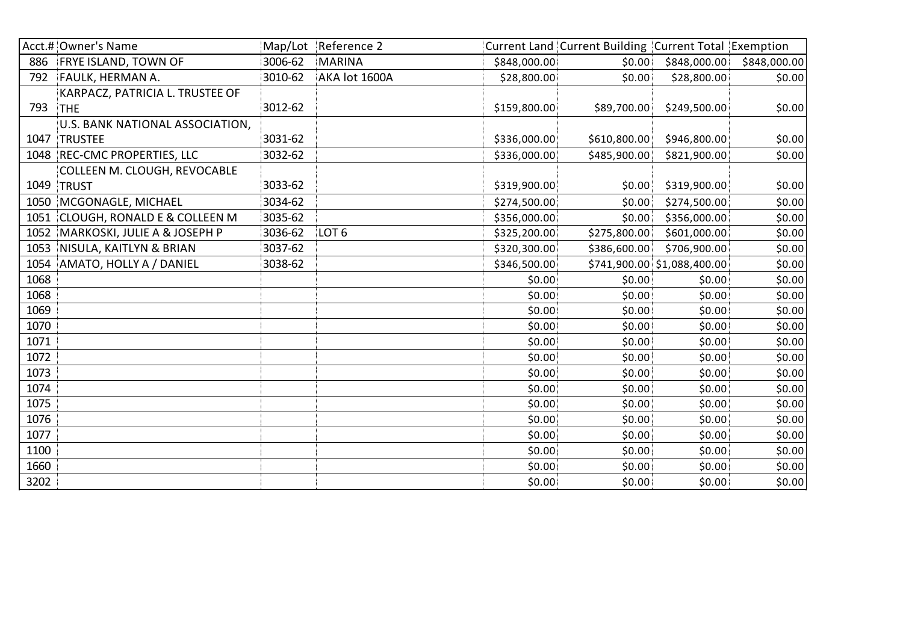| Acct.# | Owner's Name | Map/Lot | Reference 2 | Current Land | Current Building | Current Total | Exemption |
|---|---|---|---|---|---|---|---|
| 886 | FRYE ISLAND, TOWN OF | 3006-62 | MARINA | $848,000.00 | $0.00 | $848,000.00 | $848,000.00 |
| 792 | FAULK, HERMAN A. | 3010-62 | AKA lot 1600A | $28,800.00 | $0.00 | $28,800.00 | $0.00 |
| 793 | KARPACZ, PATRICIA L. TRUSTEE OF THE | 3012-62 | | $159,800.00 | $89,700.00 | $249,500.00 | $0.00 |
| 1047 | U.S. BANK NATIONAL ASSOCIATION, TRUSTEE | 3031-62 | | $336,000.00 | $610,800.00 | $946,800.00 | $0.00 |
| 1048 | REC-CMC PROPERTIES, LLC | 3032-62 | | $336,000.00 | $485,900.00 | $821,900.00 | $0.00 |
| 1049 | COLLEEN M. CLOUGH, REVOCABLE TRUST | 3033-62 | | $319,900.00 | $0.00 | $319,900.00 | $0.00 |
| 1050 | MCGONAGLE, MICHAEL | 3034-62 | | $274,500.00 | $0.00 | $274,500.00 | $0.00 |
| 1051 | CLOUGH, RONALD E & COLLEEN M | 3035-62 | | $356,000.00 | $0.00 | $356,000.00 | $0.00 |
| 1052 | MARKOSKI, JULIE A & JOSEPH P | 3036-62 | LOT 6 | $325,200.00 | $275,800.00 | $601,000.00 | $0.00 |
| 1053 | NISULA, KAITLYN & BRIAN | 3037-62 | | $320,300.00 | $386,600.00 | $706,900.00 | $0.00 |
| 1054 | AMATO, HOLLY A / DANIEL | 3038-62 | | $346,500.00 | $741,900.00 | $1,088,400.00 | $0.00 |
| 1068 | | | | $0.00 | $0.00 | $0.00 | $0.00 |
| 1068 | | | | $0.00 | $0.00 | $0.00 | $0.00 |
| 1069 | | | | $0.00 | $0.00 | $0.00 | $0.00 |
| 1070 | | | | $0.00 | $0.00 | $0.00 | $0.00 |
| 1071 | | | | $0.00 | $0.00 | $0.00 | $0.00 |
| 1072 | | | | $0.00 | $0.00 | $0.00 | $0.00 |
| 1073 | | | | $0.00 | $0.00 | $0.00 | $0.00 |
| 1074 | | | | $0.00 | $0.00 | $0.00 | $0.00 |
| 1075 | | | | $0.00 | $0.00 | $0.00 | $0.00 |
| 1076 | | | | $0.00 | $0.00 | $0.00 | $0.00 |
| 1077 | | | | $0.00 | $0.00 | $0.00 | $0.00 |
| 1100 | | | | $0.00 | $0.00 | $0.00 | $0.00 |
| 1660 | | | | $0.00 | $0.00 | $0.00 | $0.00 |
| 3202 | | | | $0.00 | $0.00 | $0.00 | $0.00 |